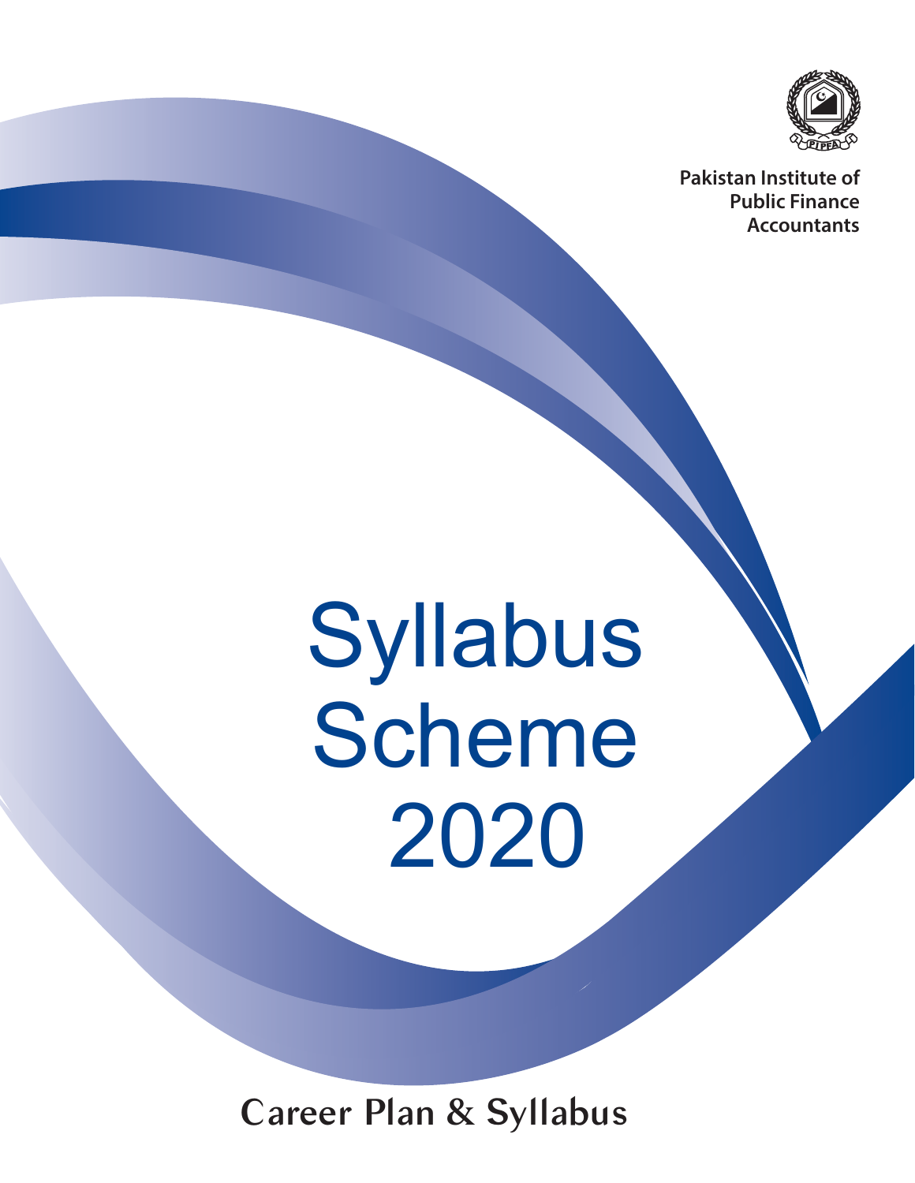Pakistan Institute of Public Finance Accountants

# Syllabus Scheme 2020

## Career Plan & Syllabus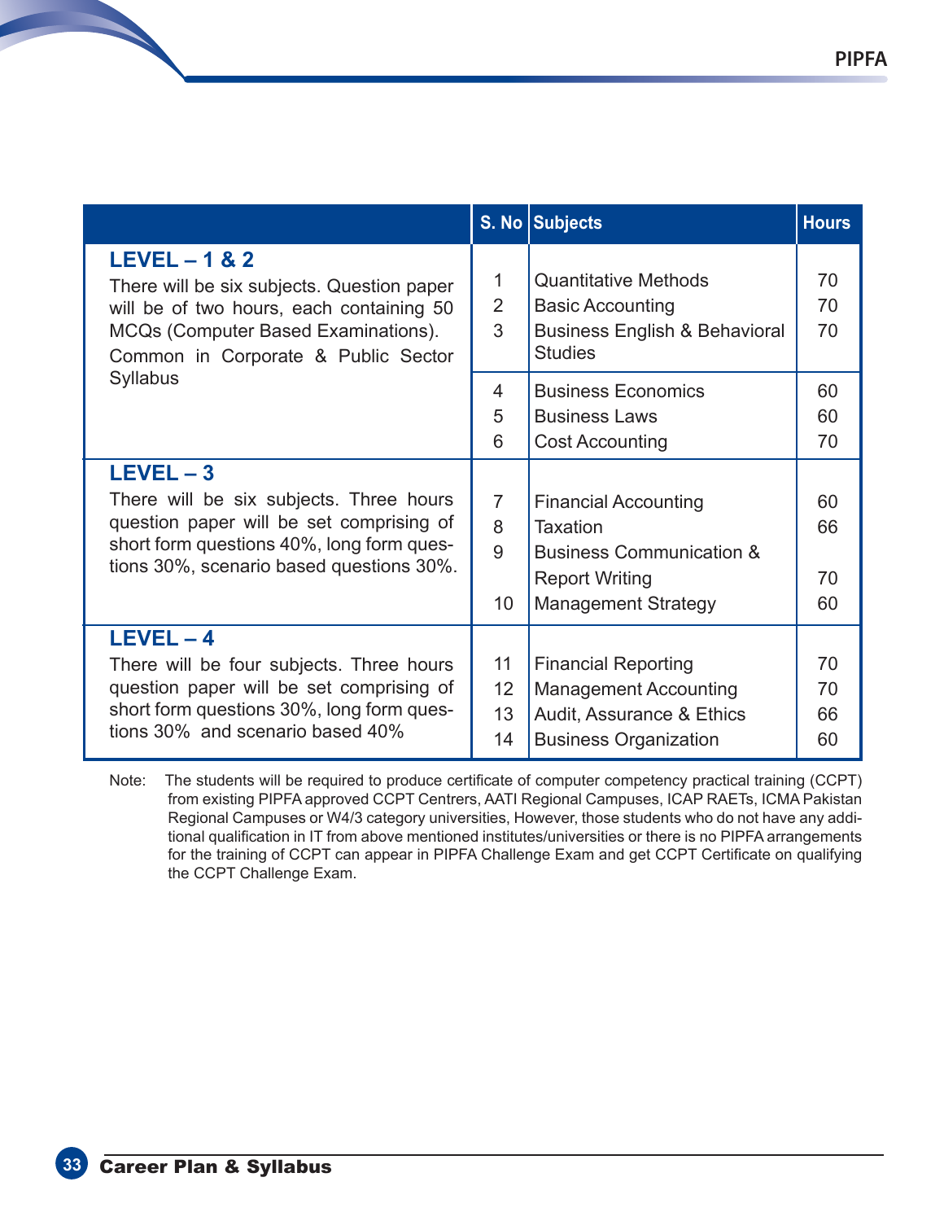| | S. No | Subjects | Hours |
|---|---|---|---|
| **LEVEL – 1 & 2**<br>There will be six subjects. Question paper will be of two hours, each containing 50 MCQs (Computer Based Examinations).<br>Common in Corporate & Public Sector Syllabus | 1 | Quantitative Methods | 70 |
| | 2 | Basic Accounting | 70 |
| | 3 | Business English & Behavioral Studies | 70 |
| | 4 | Business Economics | 60 |
| | 5 | Business Laws | 60 |
| | 6 | Cost Accounting | 70 |
| **LEVEL – 3**<br>There will be six subjects. Three hours question paper will be set comprising of short form questions 40%, long form questions 30%, scenario based questions 30%. | 7 | Financial Accounting | 60 |
| | 8 | Taxation | 66 |
| | 9 | Business Communication & Report Writing | 70 |
| | 10 | Management Strategy | 60 |
| **LEVEL – 4**<br>There will be four subjects. Three hours question paper will be set comprising of short form questions 30%, long form questions 30% and scenario based 40% | 11 | Financial Reporting | 70 |
| | 12 | Management Accounting | 70 |
| | 13 | Audit, Assurance & Ethics | 66 |
| | 14 | Business Organization | 60 |

Note: The students will be required to produce certificate of computer competency practical training (CCPT) from existing PIPFA approved CCPT Centrers, AATI Regional Campuses, ICAP RAETs, ICMA Pakistan Regional Campuses or W4/3 category universities, However, those students who do not have any additional qualification in IT from above mentioned institutes/universities or there is no PIPFA arrangements for the training of CCPT can appear in PIPFA Challenge Exam and get CCPT Certificate on qualifying the CCPT Challenge Exam.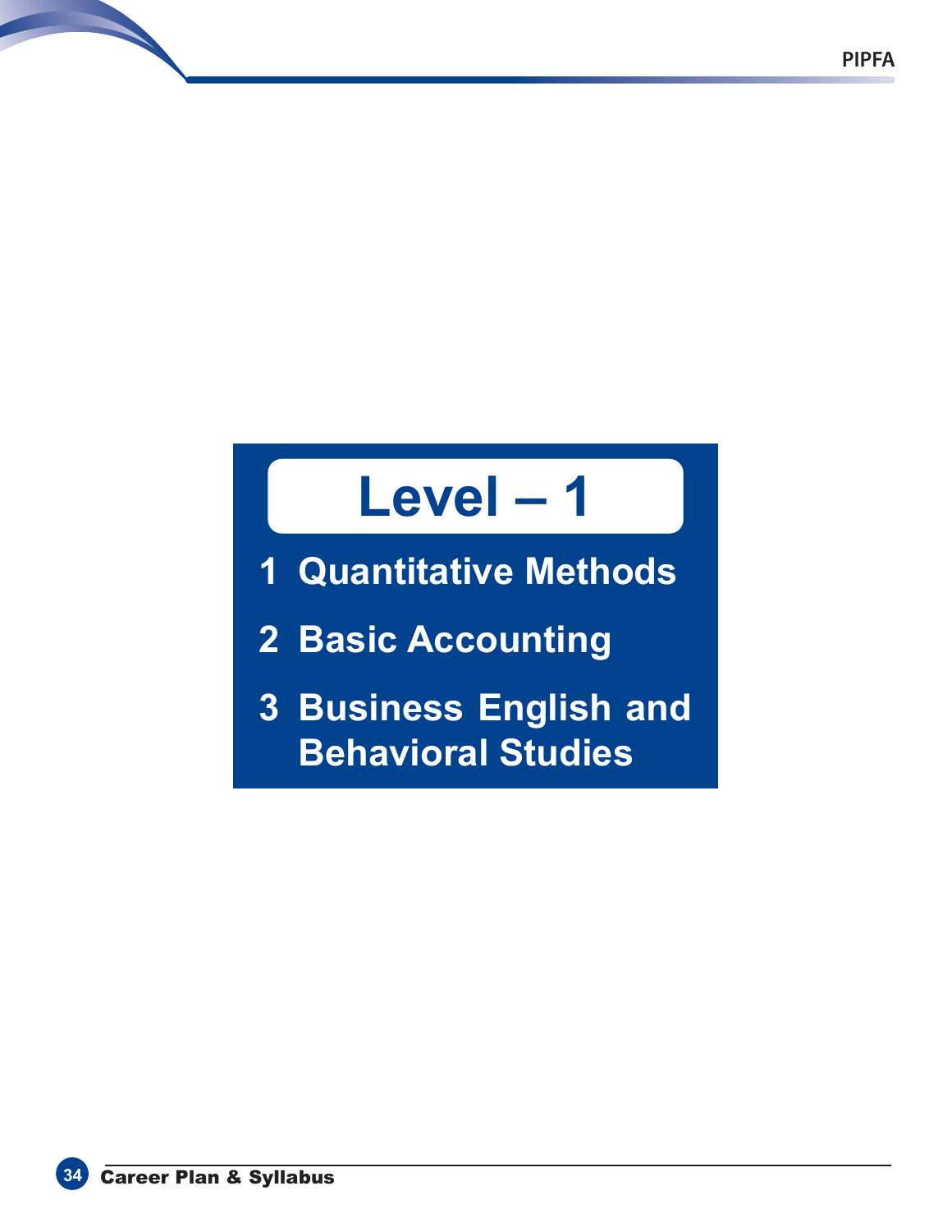# Level – 1

1. Quantitative Methods
2. Basic Accounting
3. Business English and Behavioral Studies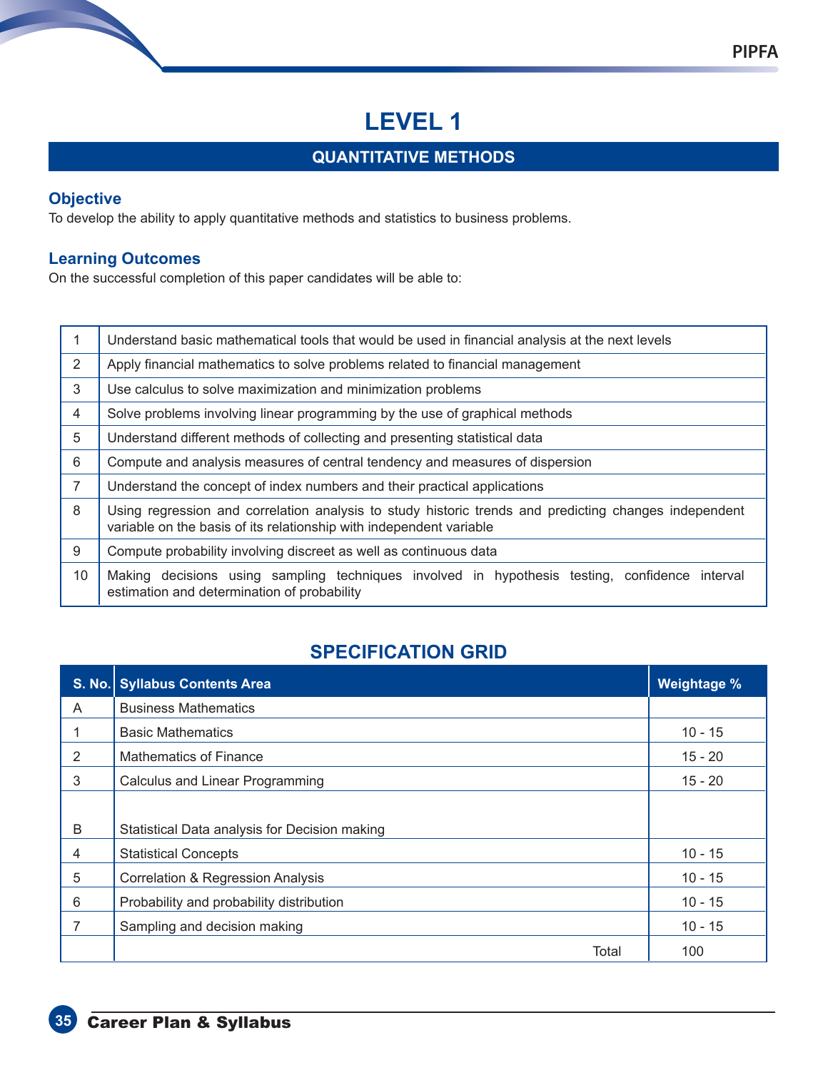# LEVEL 1

## QUANTITATIVE METHODS

### Objective

To develop the ability to apply quantitative methods and statistics to business problems.

### Learning Outcomes

On the successful completion of this paper candidates will be able to:

| | |
|---|---|
| 1 | Understand basic mathematical tools that would be used in financial analysis at the next levels |
| 2 | Apply financial mathematics to solve problems related to financial management |
| 3 | Use calculus to solve maximization and minimization problems |
| 4 | Solve problems involving linear programming by the use of graphical methods |
| 5 | Understand different methods of collecting and presenting statistical data |
| 6 | Compute and analysis measures of central tendency and measures of dispersion |
| 7 | Understand the concept of index numbers and their practical applications |
| 8 | Using regression and correlation analysis to study historic trends and predicting changes independent variable on the basis of its relationship with independent variable |
| 9 | Compute probability involving discreet as well as continuous data |
| 10 | Making decisions using sampling techniques involved in hypothesis testing, confidence interval estimation and determination of probability |

### SPECIFICATION GRID

| S. No. | Syllabus Contents Area | Weightage % |
|---|---|---|
| A | Business Mathematics | |
| 1 | Basic Mathematics | 10 - 15 |
| 2 | Mathematics of Finance | 15 - 20 |
| 3 | Calculus and Linear Programming | 15 - 20 |
| B | Statistical Data analysis for Decision making | |
| 4 | Statistical Concepts | 10 - 15 |
| 5 | Correlation & Regression Analysis | 10 - 15 |
| 6 | Probability and probability distribution | 10 - 15 |
| 7 | Sampling and decision making | 10 - 15 |
| | Total | 100 |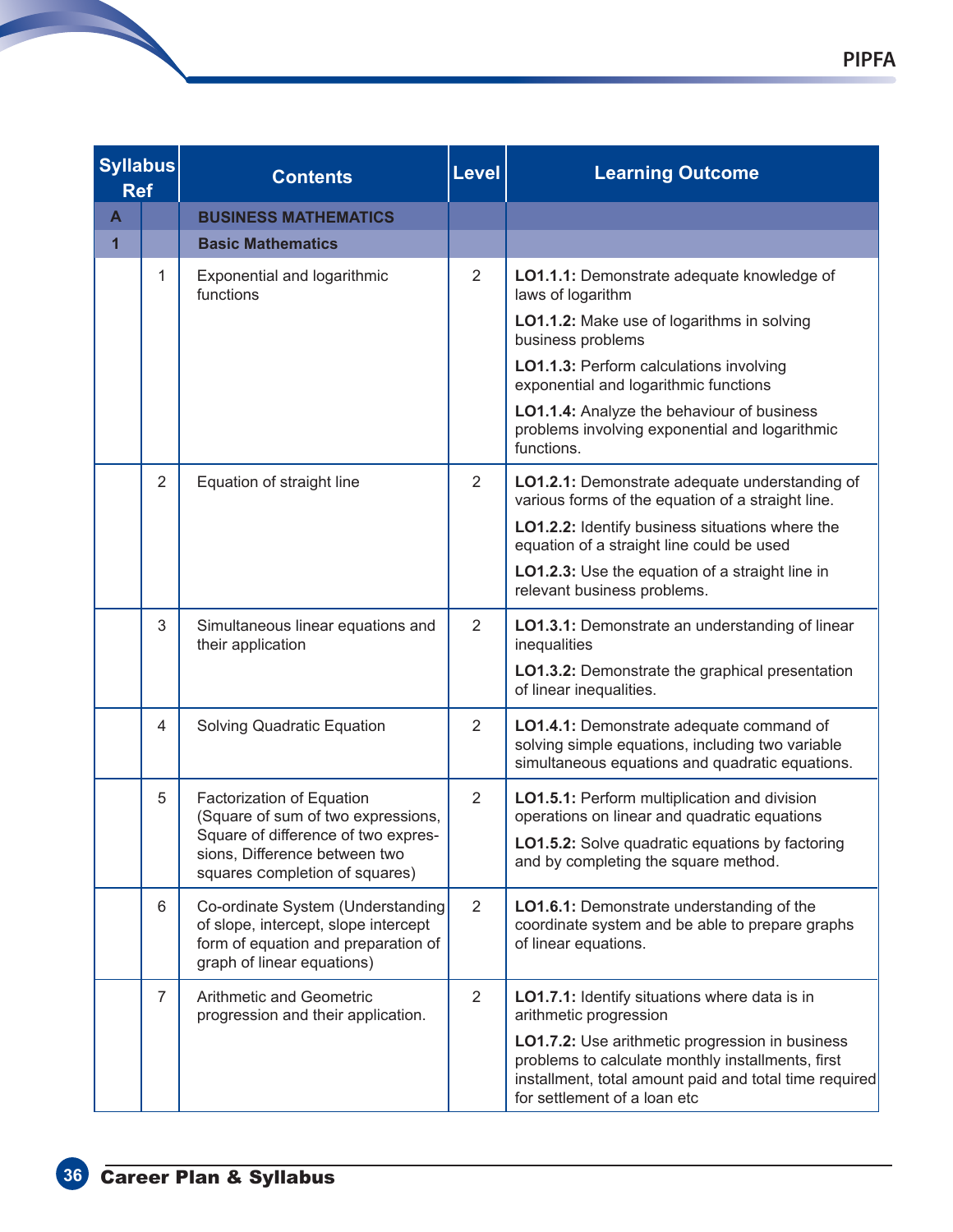| Syllabus Ref | | Contents | Level | Learning Outcome |
|---|---|---|---|---|
| A | | **BUSINESS MATHEMATICS** | | |
| 1 | | **Basic Mathematics** | | |
| | 1 | Exponential and logarithmic functions | 2 | **LO1.1.1:** Demonstrate adequate knowledge of laws of logarithm<br>**LO1.1.2:** Make use of logarithms in solving business problems<br>**LO1.1.3:** Perform calculations involving exponential and logarithmic functions<br>**LO1.1.4:** Analyze the behaviour of business problems involving exponential and logarithmic functions. |
| | 2 | Equation of straight line | 2 | **LO1.2.1:** Demonstrate adequate understanding of various forms of the equation of a straight line.<br>**LO1.2.2:** Identify business situations where the equation of a straight line could be used<br>**LO1.2.3:** Use the equation of a straight line in relevant business problems. |
| | 3 | Simultaneous linear equations and their application | 2 | **LO1.3.1:** Demonstrate an understanding of linear inequalities<br>**LO1.3.2:** Demonstrate the graphical presentation of linear inequalities. |
| | 4 | Solving Quadratic Equation | 2 | **LO1.4.1:** Demonstrate adequate command of solving simple equations, including two variable simultaneous equations and quadratic equations. |
| | 5 | Factorization of Equation (Square of sum of two expressions, Square of difference of two expressions, Difference between two squares completion of squares) | 2 | **LO1.5.1:** Perform multiplication and division operations on linear and quadratic equations<br>**LO1.5.2:** Solve quadratic equations by factoring and by completing the square method. |
| | 6 | Co-ordinate System (Understanding of slope, intercept, slope intercept form of equation and preparation of graph of linear equations) | 2 | **LO1.6.1:** Demonstrate understanding of the coordinate system and be able to prepare graphs of linear equations. |
| | 7 | Arithmetic and Geometric progression and their application. | 2 | **LO1.7.1:** Identify situations where data is in arithmetic progression<br>**LO1.7.2:** Use arithmetic progression in business problems to calculate monthly installments, first installment, total amount paid and total time required for settlement of a loan etc |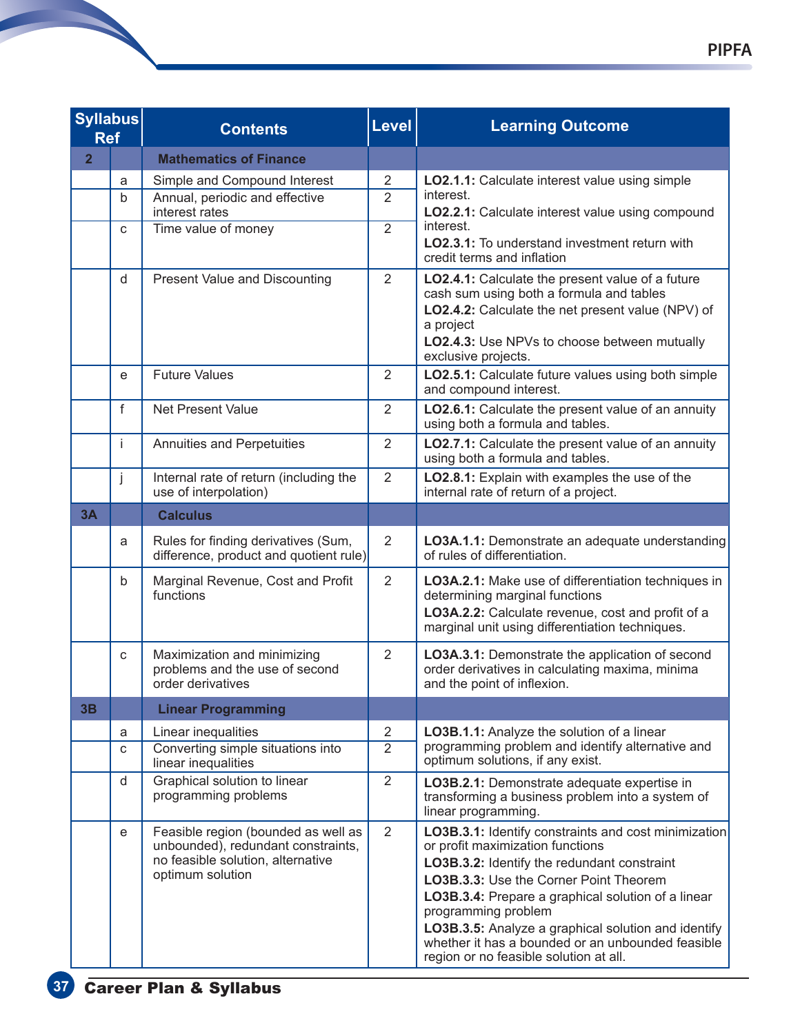| Syllabus Ref | | Contents | Level | Learning Outcome |
|---|---|---|---|---|
| **2** | | **Mathematics of Finance** | | |
| | a | Simple and Compound Interest | 2 | **LO2.1.1:** Calculate interest value using simple interest.<br>**LO2.2.1:** Calculate interest value using compound interest.<br>**LO2.3.1:** To understand investment return with credit terms and inflation |
| | b | Annual, periodic and effective interest rates | 2 | |
| | c | Time value of money | 2 | |
| | d | Present Value and Discounting | 2 | **LO2.4.1:** Calculate the present value of a future cash sum using both a formula and tables<br>**LO2.4.2:** Calculate the net present value (NPV) of a project<br>**LO2.4.3:** Use NPVs to choose between mutually exclusive projects. |
| | e | Future Values | 2 | **LO2.5.1:** Calculate future values using both simple and compound interest. |
| | f | Net Present Value | 2 | **LO2.6.1:** Calculate the present value of an annuity using both a formula and tables. |
| | i | Annuities and Perpetuities | 2 | **LO2.7.1:** Calculate the present value of an annuity using both a formula and tables. |
| | j | Internal rate of return (including the use of interpolation) | 2 | **LO2.8.1:** Explain with examples the use of the internal rate of return of a project. |
| **3A** | | **Calculus** | | |
| | a | Rules for finding derivatives (Sum, difference, product and quotient rule) | 2 | **LO3A.1.1:** Demonstrate an adequate understanding of rules of differentiation. |
| | b | Marginal Revenue, Cost and Profit functions | 2 | **LO3A.2.1:** Make use of differentiation techniques in determining marginal functions<br>**LO3A.2.2:** Calculate revenue, cost and profit of a marginal unit using differentiation techniques. |
| | c | Maximization and minimizing problems and the use of second order derivatives | 2 | **LO3A.3.1:** Demonstrate the application of second order derivatives in calculating maxima, minima and the point of inflexion. |
| **3B** | | **Linear Programming** | | |
| | a | Linear inequalities | 2 | **LO3B.1.1:** Analyze the solution of a linear programming problem and identify alternative and optimum solutions, if any exist. |
| | c | Converting simple situations into linear inequalities | 2 | |
| | d | Graphical solution to linear programming problems | 2 | **LO3B.2.1:** Demonstrate adequate expertise in transforming a business problem into a system of linear programming. |
| | e | Feasible region (bounded as well as unbounded), redundant constraints, no feasible solution, alternative optimum solution | 2 | **LO3B.3.1:** Identify constraints and cost minimization or profit maximization functions<br>**LO3B.3.2:** Identify the redundant constraint<br>**LO3B.3.3:** Use the Corner Point Theorem<br>**LO3B.3.4:** Prepare a graphical solution of a linear programming problem<br>**LO3B.3.5:** Analyze a graphical solution and identify whether it has a bounded or an unbounded feasible region or no feasible solution at all. |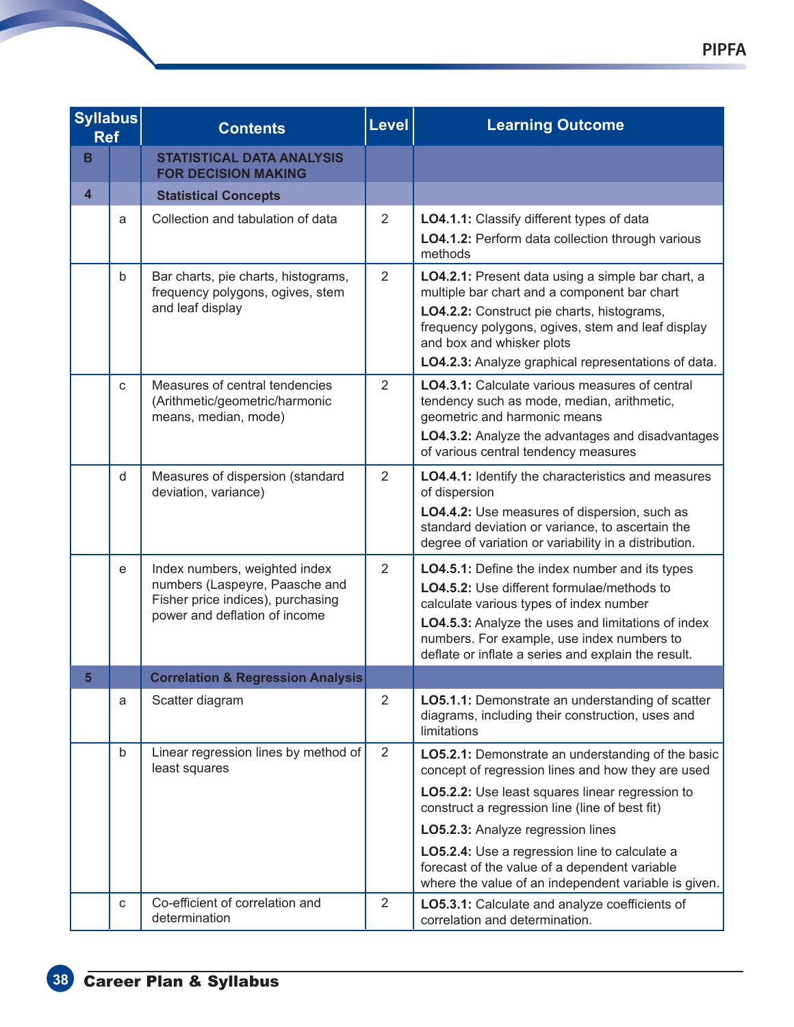| Syllabus Ref | | Contents | Level | Learning Outcome |
|---|---|---|---|---|
| **B** | | **STATISTICAL DATA ANALYSIS FOR DECISION MAKING** | | |
| **4** | | **Statistical Concepts** | | |
| | a | Collection and tabulation of data | 2 | **LO4.1.1:** Classify different types of data<br>**LO4.1.2:** Perform data collection through various methods |
| | b | Bar charts, pie charts, histograms, frequency polygons, ogives, stem and leaf display | 2 | **LO4.2.1:** Present data using a simple bar chart, a multiple bar chart and a component bar chart<br>**LO4.2.2:** Construct pie charts, histograms, frequency polygons, ogives, stem and leaf display and box and whisker plots<br>**LO4.2.3:** Analyze graphical representations of data. |
| | c | Measures of central tendencies (Arithmetic/geometric/harmonic means, median, mode) | 2 | **LO4.3.1:** Calculate various measures of central tendency such as mode, median, arithmetic, geometric and harmonic means<br>**LO4.3.2:** Analyze the advantages and disadvantages of various central tendency measures |
| | d | Measures of dispersion (standard deviation, variance) | 2 | **LO4.4.1:** Identify the characteristics and measures of dispersion<br>**LO4.4.2:** Use measures of dispersion, such as standard deviation or variance, to ascertain the degree of variation or variability in a distribution. |
| | e | Index numbers, weighted index numbers (Laspeyre, Paasche and Fisher price indices), purchasing power and deflation of income | 2 | **LO4.5.1:** Define the index number and its types<br>**LO4.5.2:** Use different formulae/methods to calculate various types of index number<br>**LO4.5.3:** Analyze the uses and limitations of index numbers. For example, use index numbers to deflate or inflate a series and explain the result. |
| **5** | | **Correlation & Regression Analysis** | | |
| | a | Scatter diagram | 2 | **LO5.1.1:** Demonstrate an understanding of scatter diagrams, including their construction, uses and limitations |
| | b | Linear regression lines by method of least squares | 2 | **LO5.2.1:** Demonstrate an understanding of the basic concept of regression lines and how they are used<br>**LO5.2.2:** Use least squares linear regression to construct a regression line (line of best fit)<br>**LO5.2.3:** Analyze regression lines<br>**LO5.2.4:** Use a regression line to calculate a forecast of the value of a dependent variable where the value of an independent variable is given. |
| | c | Co-efficient of correlation and determination | 2 | **LO5.3.1:** Calculate and analyze coefficients of correlation and determination. |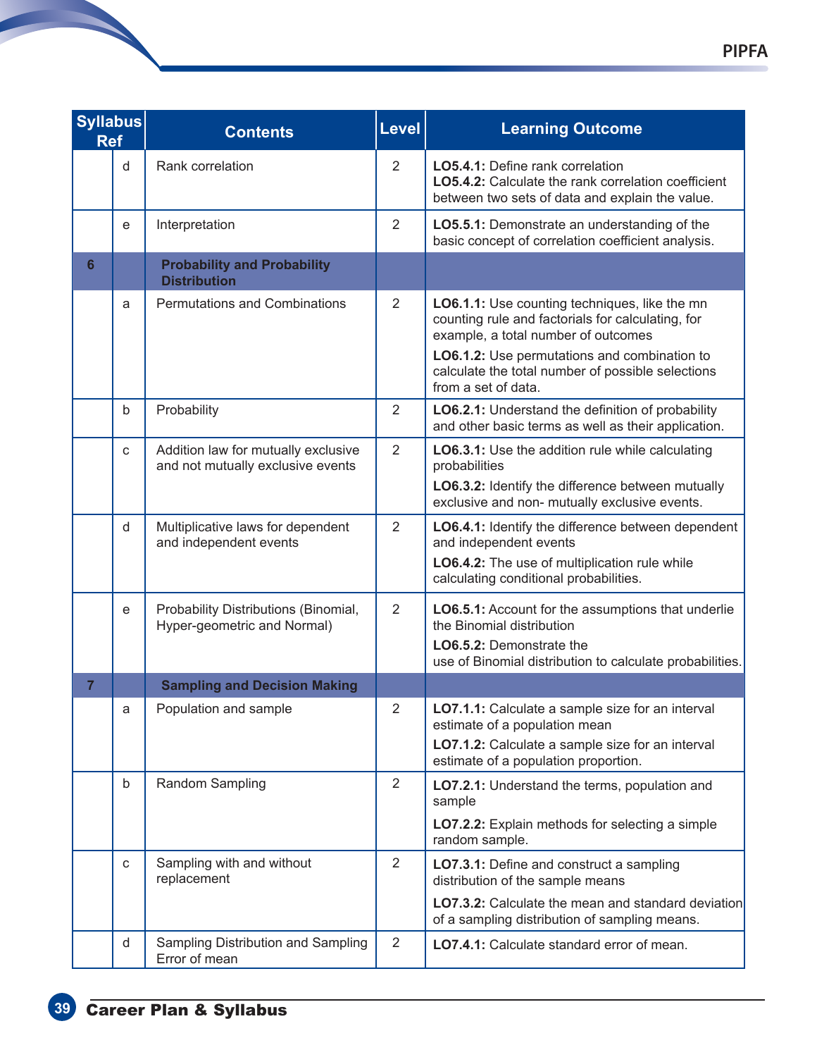| Syllabus Ref | | Contents | Level | Learning Outcome |
|---|---|---|---|---|
| | d | Rank correlation | 2 | **LO5.4.1:** Define rank correlation<br>**LO5.4.2:** Calculate the rank correlation coefficient between two sets of data and explain the value. |
| | e | Interpretation | 2 | **LO5.5.1:** Demonstrate an understanding of the basic concept of correlation coefficient analysis. |
| **6** | | **Probability and Probability Distribution** | | |
| | a | Permutations and Combinations | 2 | **LO6.1.1:** Use counting techniques, like the mn counting rule and factorials for calculating, for example, a total number of outcomes<br>**LO6.1.2:** Use permutations and combination to calculate the total number of possible selections from a set of data. |
| | b | Probability | 2 | **LO6.2.1:** Understand the definition of probability and other basic terms as well as their application. |
| | c | Addition law for mutually exclusive and not mutually exclusive events | 2 | **LO6.3.1:** Use the addition rule while calculating probabilities<br>**LO6.3.2:** Identify the difference between mutually exclusive and non- mutually exclusive events. |
| | d | Multiplicative laws for dependent and independent events | 2 | **LO6.4.1:** Identify the difference between dependent and independent events<br>**LO6.4.2:** The use of multiplication rule while calculating conditional probabilities. |
| | e | Probability Distributions (Binomial, Hyper-geometric and Normal) | 2 | **LO6.5.1:** Account for the assumptions that underlie the Binomial distribution<br>**LO6.5.2:** Demonstrate the use of Binomial distribution to calculate probabilities. |
| **7** | | **Sampling and Decision Making** | | |
| | a | Population and sample | 2 | **LO7.1.1:** Calculate a sample size for an interval estimate of a population mean<br>**LO7.1.2:** Calculate a sample size for an interval estimate of a population proportion. |
| | b | Random Sampling | 2 | **LO7.2.1:** Understand the terms, population and sample<br>**LO7.2.2:** Explain methods for selecting a simple random sample. |
| | c | Sampling with and without replacement | 2 | **LO7.3.1:** Define and construct a sampling distribution of the sample means<br>**LO7.3.2:** Calculate the mean and standard deviation of a sampling distribution of sampling means. |
| | d | Sampling Distribution and Sampling Error of mean | 2 | **LO7.4.1:** Calculate standard error of mean. |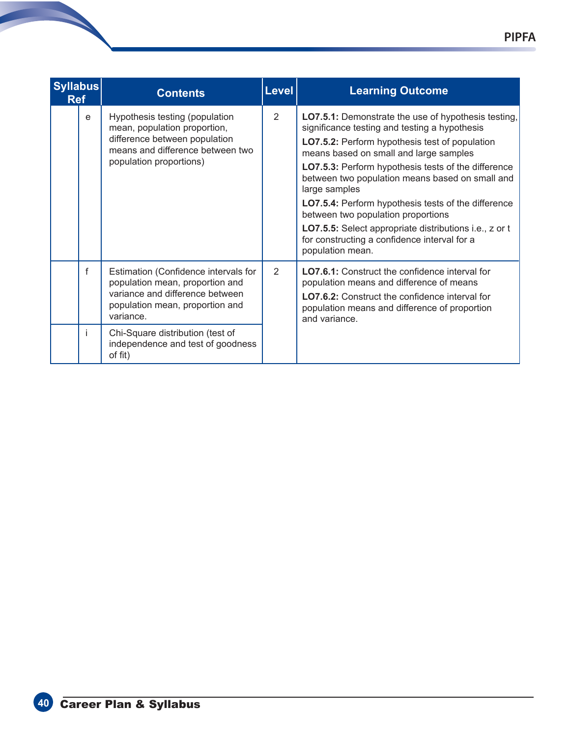| Syllabus Ref | | Contents | Level | Learning Outcome |
|---|---|---|---|---|
| | e | Hypothesis testing (population mean, population proportion, difference between population means and difference between two population proportions) | 2 | **LO7.5.1:** Demonstrate the use of hypothesis testing, significance testing and testing a hypothesis<br>**LO7.5.2:** Perform hypothesis test of population means based on small and large samples<br>**LO7.5.3:** Perform hypothesis tests of the difference between two population means based on small and large samples<br>**LO7.5.4:** Perform hypothesis tests of the difference between two population proportions<br>**LO7.5.5:** Select appropriate distributions i.e., z or t for constructing a confidence interval for a population mean. |
| | f | Estimation (Confidence intervals for population mean, proportion and variance and difference between population mean, proportion and variance. | 2 | **LO7.6.1:** Construct the confidence interval for population means and difference of means<br>**LO7.6.2:** Construct the confidence interval for population means and difference of proportion and variance. |
| | i | Chi-Square distribution (test of independence and test of goodness of fit) | | |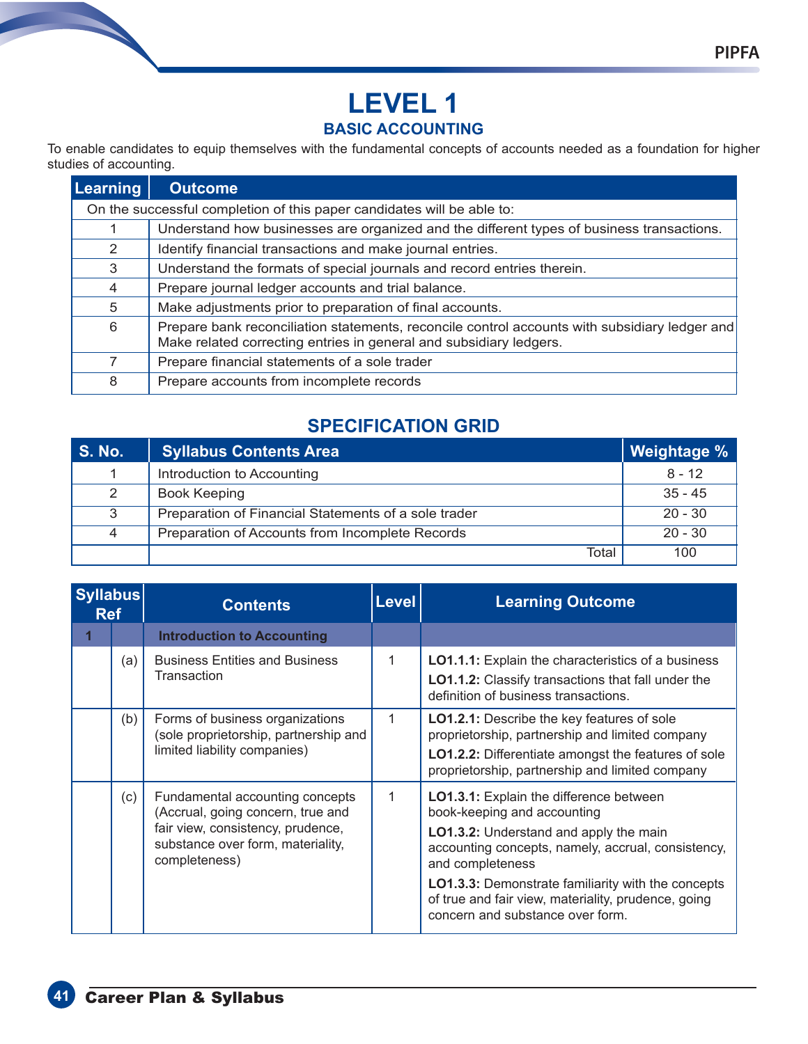# LEVEL 1

## BASIC ACCOUNTING

To enable candidates to equip themselves with the fundamental concepts of accounts needed as a foundation for higher studies of accounting.

| Learning | Outcome |
|---|---|
| On the successful completion of this paper candidates will be able to: | |
| 1 | Understand how businesses are organized and the different types of business transactions. |
| 2 | Identify financial transactions and make journal entries. |
| 3 | Understand the formats of special journals and record entries therein. |
| 4 | Prepare journal ledger accounts and trial balance. |
| 5 | Make adjustments prior to preparation of final accounts. |
| 6 | Prepare bank reconciliation statements, reconcile control accounts with subsidiary ledger and Make related correcting entries in general and subsidiary ledgers. |
| 7 | Prepare financial statements of a sole trader |
| 8 | Prepare accounts from incomplete records |

## SPECIFICATION GRID

| S. No. | Syllabus Contents Area | Weightage % |
|---|---|---|
| 1 | Introduction to Accounting | 8 - 12 |
| 2 | Book Keeping | 35 - 45 |
| 3 | Preparation of Financial Statements of a sole trader | 20 - 30 |
| 4 | Preparation of Accounts from Incomplete Records | 20 - 30 |
| | Total | 100 |

| Syllabus Ref | | Contents | Level | Learning Outcome |
|---|---|---|---|---|
| **1** | | **Introduction to Accounting** | | |
| | (a) | Business Entities and Business Transaction | 1 | **LO1.1.1:** Explain the characteristics of a business<br>**LO1.1.2:** Classify transactions that fall under the definition of business transactions. |
| | (b) | Forms of business organizations (sole proprietorship, partnership and limited liability companies) | 1 | **LO1.2.1:** Describe the key features of sole proprietorship, partnership and limited company<br>**LO1.2.2:** Differentiate amongst the features of sole proprietorship, partnership and limited company |
| | (c) | Fundamental accounting concepts (Accrual, going concern, true and fair view, consistency, prudence, substance over form, materiality, completeness) | 1 | **LO1.3.1:** Explain the difference between book-keeping and accounting<br>**LO1.3.2:** Understand and apply the main accounting concepts, namely, accrual, consistency, and completeness<br>**LO1.3.3:** Demonstrate familiarity with the concepts of true and fair view, materiality, prudence, going concern and substance over form. |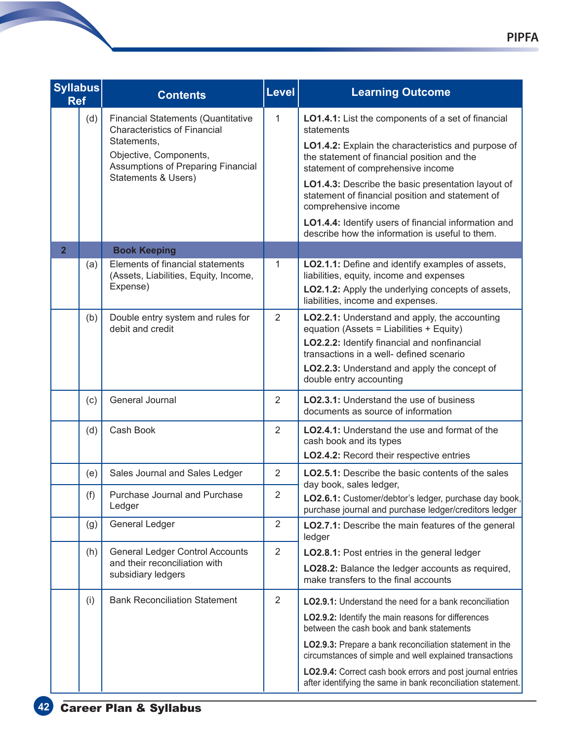| Syllabus Ref | | Contents | Level | Learning Outcome |
|---|---|---|---|---|
| | (d) | Financial Statements (Quantitative Characteristics of Financial Statements, Objective, Components, Assumptions of Preparing Financial Statements & Users) | 1 | **LO1.4.1:** List the components of a set of financial statements<br>**LO1.4.2:** Explain the characteristics and purpose of the statement of financial position and the statement of comprehensive income<br>**LO1.4.3:** Describe the basic presentation layout of statement of financial position and statement of comprehensive income<br>**LO1.4.4:** Identify users of financial information and describe how the information is useful to them. |
| **2** | | **Book Keeping** | | |
| | (a) | Elements of financial statements (Assets, Liabilities, Equity, Income, Expense) | 1 | **LO2.1.1:** Define and identify examples of assets, liabilities, equity, income and expenses<br>**LO2.1.2:** Apply the underlying concepts of assets, liabilities, income and expenses. |
| | (b) | Double entry system and rules for debit and credit | 2 | **LO2.2.1:** Understand and apply, the accounting equation (Assets = Liabilities + Equity)<br>**LO2.2.2:** Identify financial and nonfinancial transactions in a well- defined scenario<br>**LO2.2.3:** Understand and apply the concept of double entry accounting |
| | (c) | General Journal | 2 | **LO2.3.1:** Understand the use of business documents as source of information |
| | (d) | Cash Book | 2 | **LO2.4.1:** Understand the use and format of the cash book and its types<br>**LO2.4.2:** Record their respective entries |
| | (e) | Sales Journal and Sales Ledger | 2 | **LO2.5.1:** Describe the basic contents of the sales day book, sales ledger,<br>**LO2.6.1:** Customer/debtor's ledger, purchase day book, purchase journal and purchase ledger/creditors ledger |
| | (f) | Purchase Journal and Purchase Ledger | 2 | |
| | (g) | General Ledger | 2 | **LO2.7.1:** Describe the main features of the general ledger<br>**LO2.8.1:** Post entries in the general ledger<br>**LO28.2:** Balance the ledger accounts as required, make transfers to the final accounts |
| | (h) | General Ledger Control Accounts and their reconciliation with subsidiary ledgers | 2 | |
| | (i) | Bank Reconciliation Statement | 2 | **LO2.9.1:** Understand the need for a bank reconciliation<br>**LO2.9.2:** Identify the main reasons for differences between the cash book and bank statements<br>**LO2.9.3:** Prepare a bank reconciliation statement in the circumstances of simple and well explained transactions<br>**LO2.9.4:** Correct cash book errors and post journal entries after identifying the same in bank reconciliation statement. |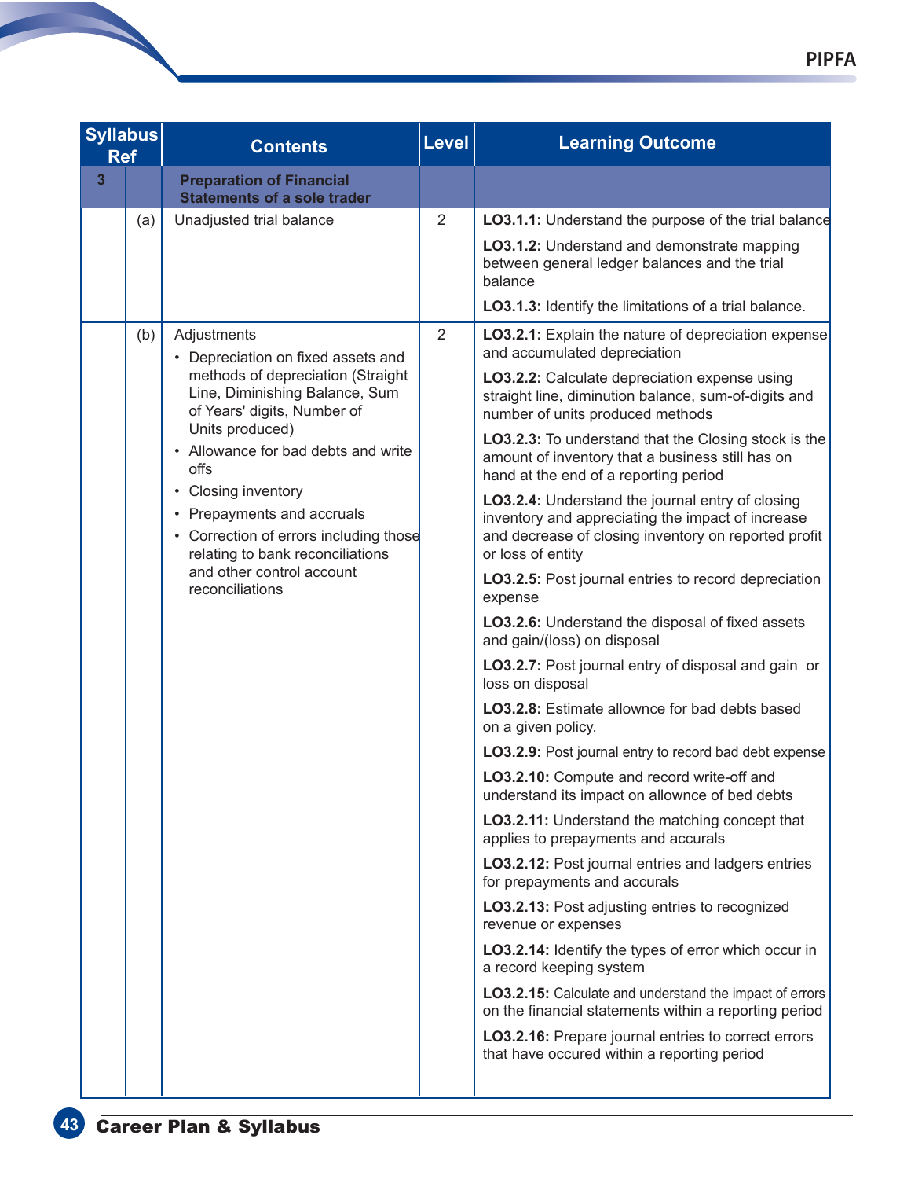| Syllabus Ref | | Contents | Level | Learning Outcome |
|---|---|---|---|---|
| **3** | | **Preparation of Financial Statements of a sole trader** | | |
| | (a) | Unadjusted trial balance | 2 | **LO3.1.1:** Understand the purpose of the trial balance<br>**LO3.1.2:** Understand and demonstrate mapping between general ledger balances and the trial balance<br>**LO3.1.3:** Identify the limitations of a trial balance. |
| | (b) | Adjustments<br>• Depreciation on fixed assets and methods of depreciation (Straight Line, Diminishing Balance, Sum of Years' digits, Number of Units produced)<br>• Allowance for bad debts and write offs<br>• Closing inventory<br>• Prepayments and accruals<br>• Correction of errors including those relating to bank reconciliations and other control account reconciliations | 2 | **LO3.2.1:** Explain the nature of depreciation expense and accumulated depreciation<br>**LO3.2.2:** Calculate depreciation expense using straight line, diminution balance, sum-of-digits and number of units produced methods<br>**LO3.2.3:** To understand that the Closing stock is the amount of inventory that a business still has on hand at the end of a reporting period<br>**LO3.2.4:** Understand the journal entry of closing inventory and appreciating the impact of increase and decrease of closing inventory on reported profit or loss of entity<br>**LO3.2.5:** Post journal entries to record depreciation expense<br>**LO3.2.6:** Understand the disposal of fixed assets and gain/(loss) on disposal<br>**LO3.2.7:** Post journal entry of disposal and gain or loss on disposal<br>**LO3.2.8:** Estimate allownce for bad debts based on a given policy.<br>**LO3.2.9:** Post journal entry to record bad debt expense<br>**LO3.2.10:** Compute and record write-off and understand its impact on allownce of bed debts<br>**LO3.2.11:** Understand the matching concept that applies to prepayments and accurals<br>**LO3.2.12:** Post journal entries and ladgers entries for prepayments and accurals<br>**LO3.2.13:** Post adjusting entries to recognized revenue or expenses<br>**LO3.2.14:** Identify the types of error which occur in a record keeping system<br>**LO3.2.15:** Calculate and understand the impact of errors on the financial statements within a reporting period<br>**LO3.2.16:** Prepare journal entries to correct errors that have occured within a reporting period |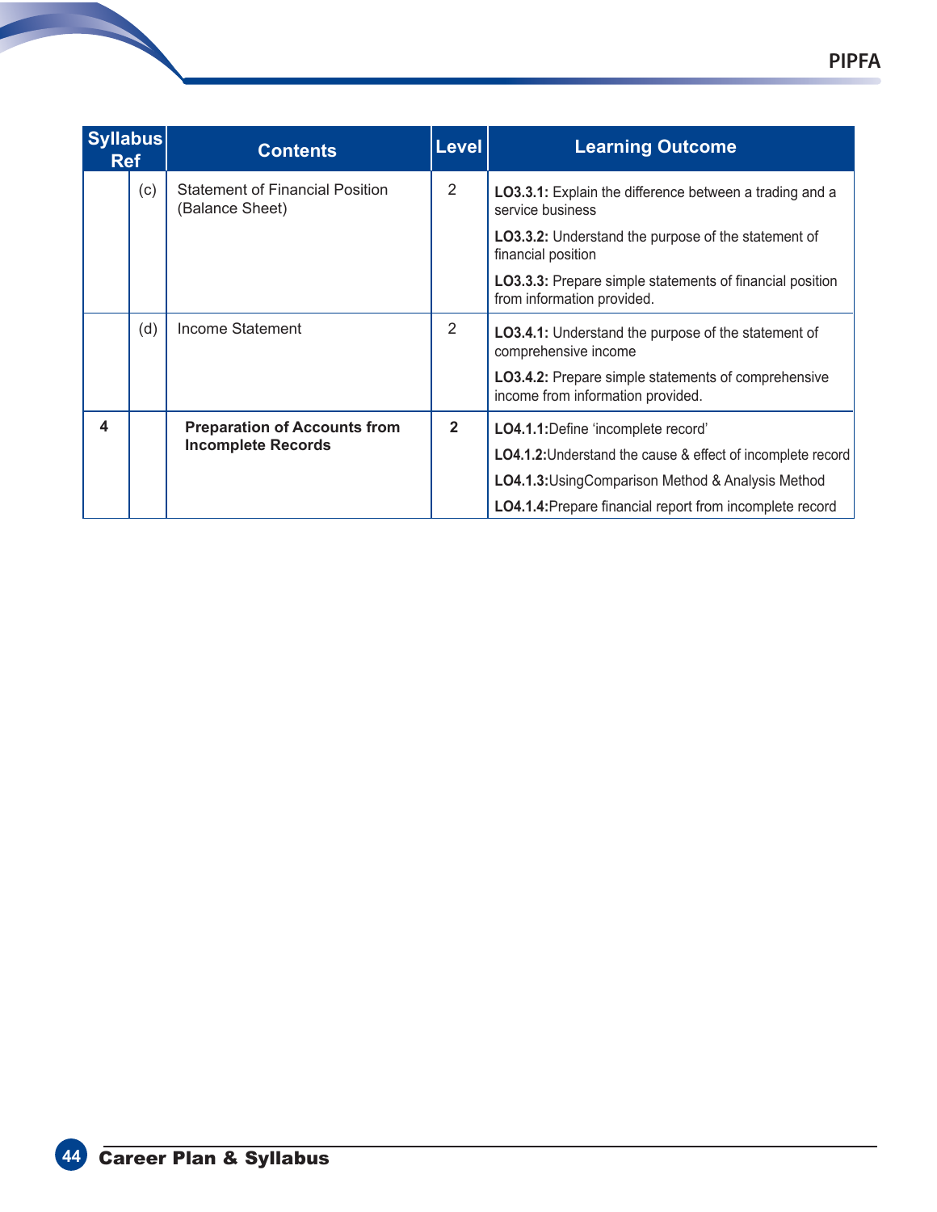| Syllabus Ref | | Contents | Level | Learning Outcome |
|---|---|---|---|---|
| | (c) | Statement of Financial Position (Balance Sheet) | 2 | **LO3.3.1:** Explain the difference between a trading and a service business<br>**LO3.3.2:** Understand the purpose of the statement of financial position<br>**LO3.3.3:** Prepare simple statements of financial position from information provided. |
| | (d) | Income Statement | 2 | **LO3.4.1:** Understand the purpose of the statement of comprehensive income<br>**LO3.4.2:** Prepare simple statements of comprehensive income from information provided. |
| **4** | | **Preparation of Accounts from Incomplete Records** | **2** | **LO4.1.1:**Define 'incomplete record'<br>**LO4.1.2:**Understand the cause & effect of incomplete record<br>**LO4.1.3:**UsingComparison Method & Analysis Method<br>**LO4.1.4:**Prepare financial report from incomplete record |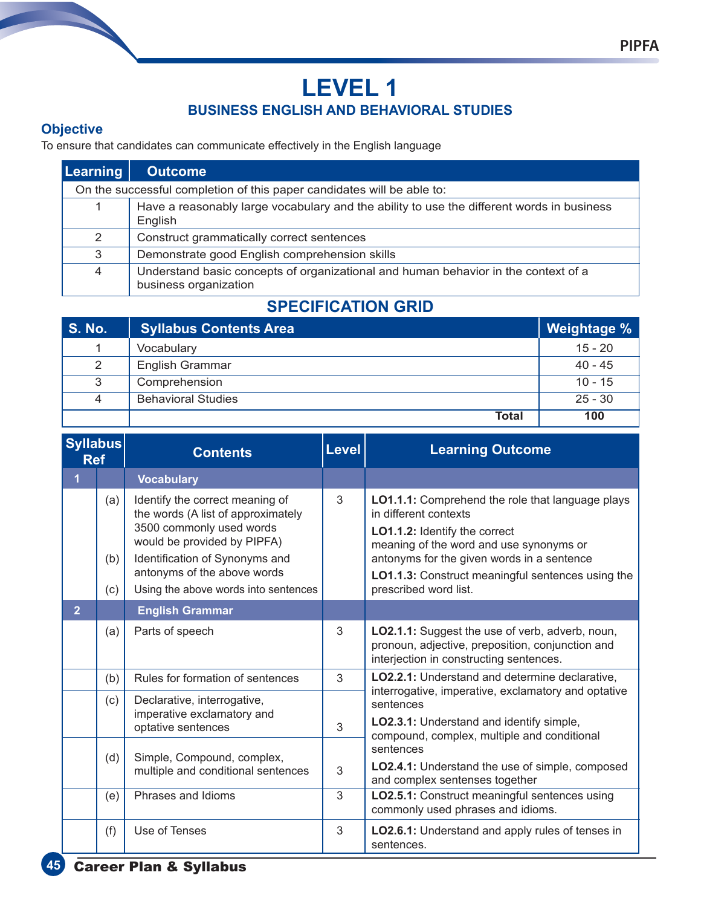# LEVEL 1

## BUSINESS ENGLISH AND BEHAVIORAL STUDIES

### Objective

To ensure that candidates can communicate effectively in the English language

| Learning | Outcome |
|---|---|
| On the successful completion of this paper candidates will be able to: | |
| 1 | Have a reasonably large vocabulary and the ability to use the different words in business English |
| 2 | Construct grammatically correct sentences |
| 3 | Demonstrate good English comprehension skills |
| 4 | Understand basic concepts of organizational and human behavior in the context of a business organization |

## SPECIFICATION GRID

| S. No. | Syllabus Contents Area | Weightage % |
|---|---|---|
| 1 | Vocabulary | 15 - 20 |
| 2 | English Grammar | 40 - 45 |
| 3 | Comprehension | 10 - 15 |
| 4 | Behavioral Studies | 25 - 30 |
| | **Total** | **100** |

| Syllabus Ref | | Contents | Level | Learning Outcome |
|---|---|---|---|---|
| **1** | | **Vocabulary** | | |
| | (a) | Identify the correct meaning of the words (A list of approximately 3500 commonly used words would be provided by PIPFA) | 3 | **LO1.1.1:** Comprehend the role that language plays in different contexts<br>**LO1.1.2:** Identify the correct meaning of the word and use synonyms or antonyms for the given words in a sentence<br>**LO1.1.3:** Construct meaningful sentences using the prescribed word list. |
| | (b) | Identification of Synonyms and antonyms of the above words | | |
| | (c) | Using the above words into sentences | | |
| **2** | | **English Grammar** | | |
| | (a) | Parts of speech | 3 | **LO2.1.1:** Suggest the use of verb, adverb, noun, pronoun, adjective, preposition, conjunction and interjection in constructing sentences. |
| | (b) | Rules for formation of sentences | 3 | **LO2.2.1:** Understand and determine declarative, interrogative, imperative, exclamatory and optative sentences<br>**LO2.3.1:** Understand and identify simple, compound, complex, multiple and conditional sentences<br>**LO2.4.1:** Understand the use of simple, composed and complex sentenses together |
| | (c) | Declarative, interrogative, imperative exclamatory and optative sentences | 3 | |
| | (d) | Simple, Compound, complex, multiple and conditional sentences | 3 | |
| | (e) | Phrases and Idioms | 3 | **LO2.5.1:** Construct meaningful sentences using commonly used phrases and idioms. |
| | (f) | Use of Tenses | 3 | **LO2.6.1:** Understand and apply rules of tenses in sentences. |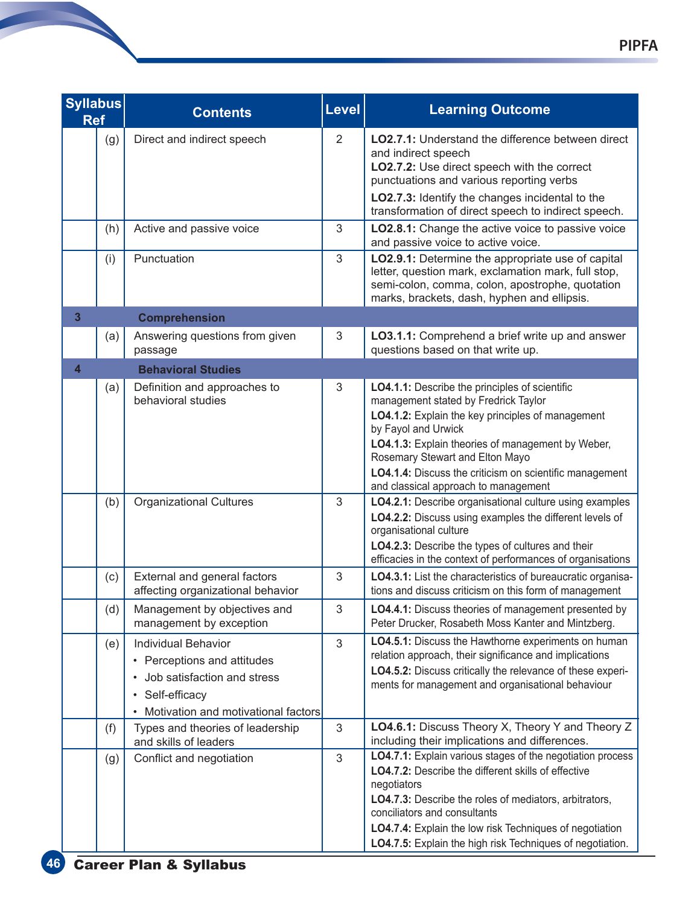| Syllabus Ref | | Contents | Level | Learning Outcome |
|---|---|---|---|---|
| | (g) | Direct and indirect speech | 2 | **LO2.7.1:** Understand the difference between direct and indirect speech<br>**LO2.7.2:** Use direct speech with the correct punctuations and various reporting verbs<br>**LO2.7.3:** Identify the changes incidental to the transformation of direct speech to indirect speech. |
| | (h) | Active and passive voice | 3 | **LO2.8.1:** Change the active voice to passive voice and passive voice to active voice. |
| | (i) | Punctuation | 3 | **LO2.9.1:** Determine the appropriate use of capital letter, question mark, exclamation mark, full stop, semi-colon, comma, colon, apostrophe, quotation marks, brackets, dash, hyphen and ellipsis. |
| **3** | | **Comprehension** | | |
| | (a) | Answering questions from given passage | 3 | **LO3.1.1:** Comprehend a brief write up and answer questions based on that write up. |
| **4** | | **Behavioral Studies** | | |
| | (a) | Definition and approaches to behavioral studies | 3 | **LO4.1.1:** Describe the principles of scientific management stated by Fredrick Taylor<br>**LO4.1.2:** Explain the key principles of management by Fayol and Urwick<br>**LO4.1.3:** Explain theories of management by Weber, Rosemary Stewart and Elton Mayo<br>**LO4.1.4:** Discuss the criticism on scientific management and classical approach to management |
| | (b) | Organizational Cultures | 3 | **LO4.2.1:** Describe organisational culture using examples<br>**LO4.2.2:** Discuss using examples the different levels of organisational culture<br>**LO4.2.3:** Describe the types of cultures and their efficacies in the context of performances of organisations |
| | (c) | External and general factors affecting organizational behavior | 3 | **LO4.3.1:** List the characteristics of bureaucratic organisations and discuss criticism on this form of management |
| | (d) | Management by objectives and management by exception | 3 | **LO4.4.1:** Discuss theories of management presented by Peter Drucker, Rosabeth Moss Kanter and Mintzberg. |
| | (e) | Individual Behavior<br>• Perceptions and attitudes<br>• Job satisfaction and stress<br>• Self-efficacy<br>• Motivation and motivational factors | 3 | **LO4.5.1:** Discuss the Hawthorne experiments on human relation approach, their significance and implications<br>**LO4.5.2:** Discuss critically the relevance of these experiments for management and organisational behaviour |
| | (f) | Types and theories of leadership and skills of leaders | 3 | **LO4.6.1:** Discuss Theory X, Theory Y and Theory Z including their implications and differences. |
| | (g) | Conflict and negotiation | 3 | **LO4.7.1:** Explain various stages of the negotiation process<br>**LO4.7.2:** Describe the different skills of effective negotiators<br>**LO4.7.3:** Describe the roles of mediators, arbitrators, conciliators and consultants<br>**LO4.7.4:** Explain the low risk Techniques of negotiation<br>**LO4.7.5:** Explain the high risk Techniques of negotiation. |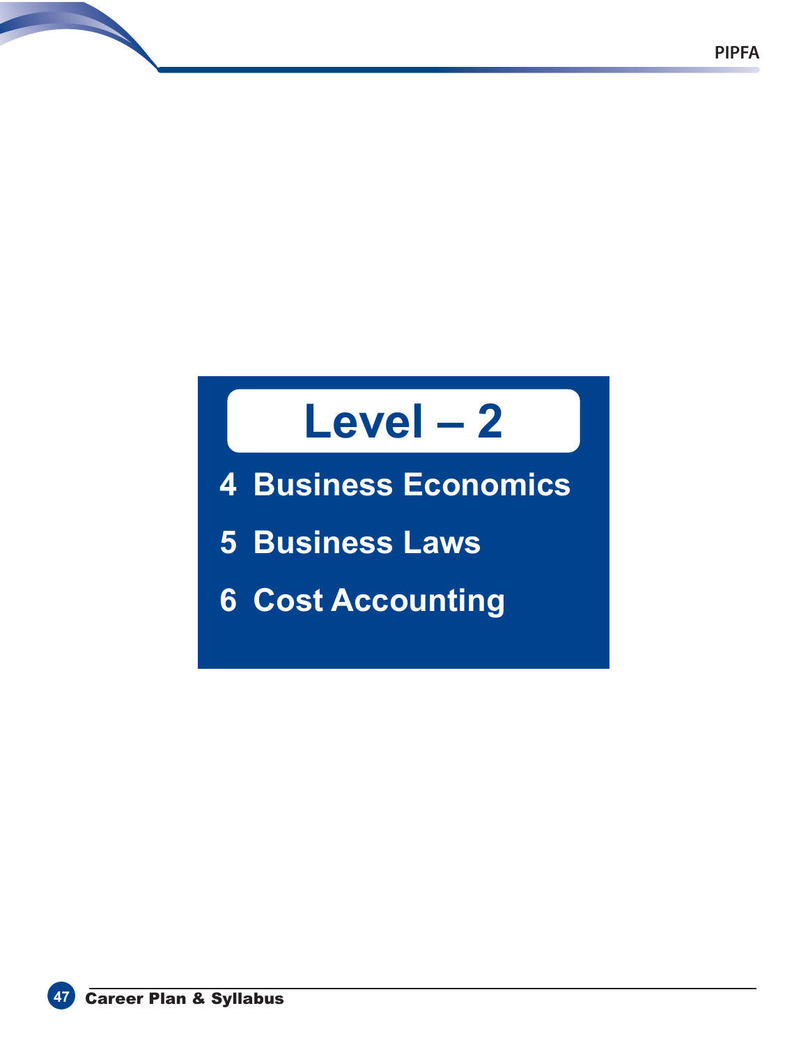# Level – 2

4 Business Economics

5 Business Laws

6 Cost Accounting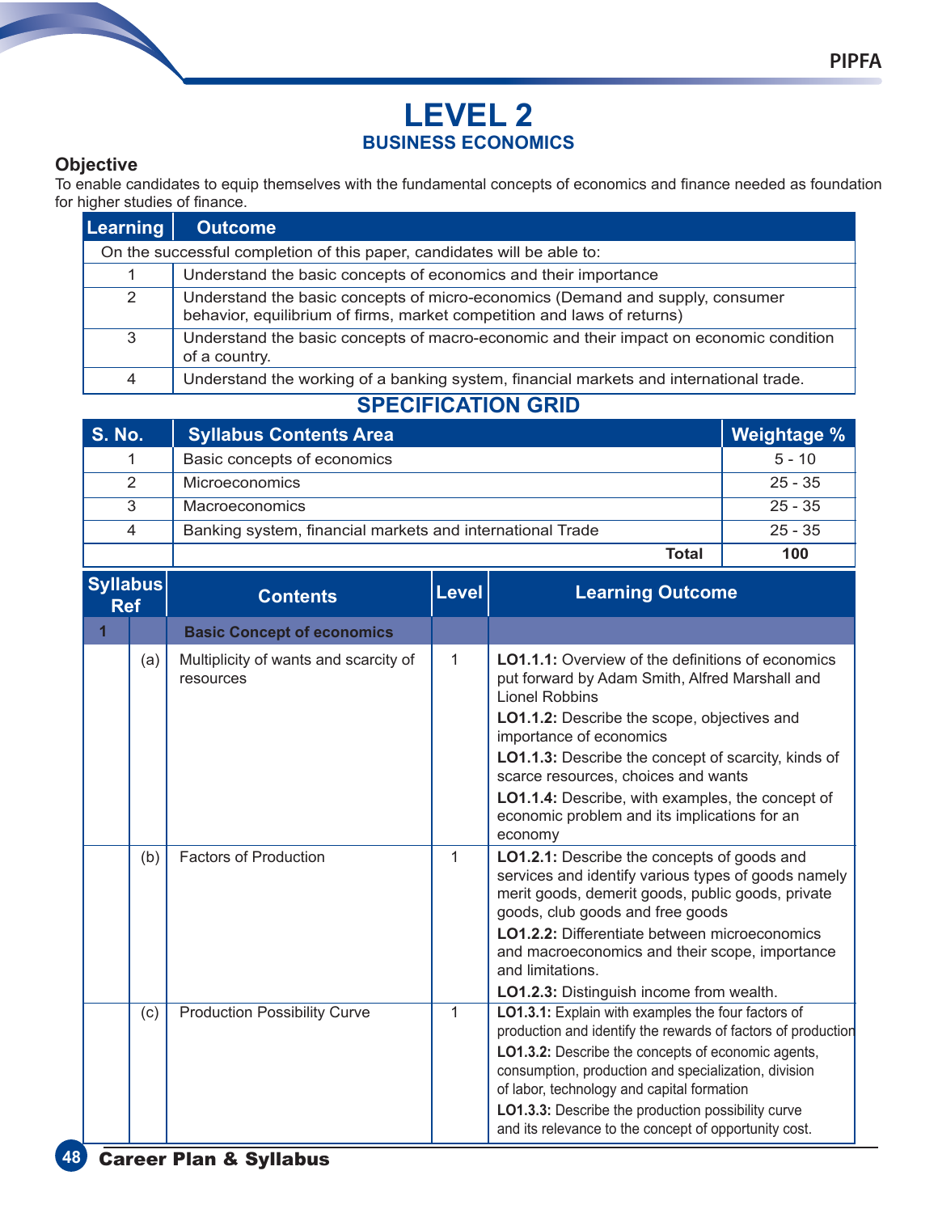# LEVEL 2

## BUSINESS ECONOMICS

### Objective

To enable candidates to equip themselves with the fundamental concepts of economics and finance needed as foundation for higher studies of finance.

| Learning | Outcome |
|---|---|
| On the successful completion of this paper, candidates will be able to: | |
| 1 | Understand the basic concepts of economics and their importance |
| 2 | Understand the basic concepts of micro-economics (Demand and supply, consumer behavior, equilibrium of firms, market competition and laws of returns) |
| 3 | Understand the basic concepts of macro-economic and their impact on economic condition of a country. |
| 4 | Understand the working of a banking system, financial markets and international trade. |

## SPECIFICATION GRID

| S. No. | Syllabus Contents Area | Weightage % |
|---|---|---|
| 1 | Basic concepts of economics | 5 - 10 |
| 2 | Microeconomics | 25 - 35 |
| 3 | Macroeconomics | 25 - 35 |
| 4 | Banking system, financial markets and international Trade | 25 - 35 |
| | **Total** | **100** |

| Syllabus Ref | | Contents | Level | Learning Outcome |
|---|---|---|---|---|
| **1** | | **Basic Concept of economics** | | |
| | (a) | Multiplicity of wants and scarcity of resources | 1 | **LO1.1.1:** Overview of the definitions of economics put forward by Adam Smith, Alfred Marshall and Lionel Robbins<br>**LO1.1.2:** Describe the scope, objectives and importance of economics<br>**LO1.1.3:** Describe the concept of scarcity, kinds of scarce resources, choices and wants<br>**LO1.1.4:** Describe, with examples, the concept of economic problem and its implications for an economy |
| | (b) | Factors of Production | 1 | **LO1.2.1:** Describe the concepts of goods and services and identify various types of goods namely merit goods, demerit goods, public goods, private goods, club goods and free goods<br>**LO1.2.2:** Differentiate between microeconomics and macroeconomics and their scope, importance and limitations.<br>**LO1.2.3:** Distinguish income from wealth. |
| | (c) | Production Possibility Curve | 1 | **LO1.3.1:** Explain with examples the four factors of production and identify the rewards of factors of production<br>**LO1.3.2:** Describe the concepts of economic agents, consumption, production and specialization, division of labor, technology and capital formation<br>**LO1.3.3:** Describe the production possibility curve and its relevance to the concept of opportunity cost. |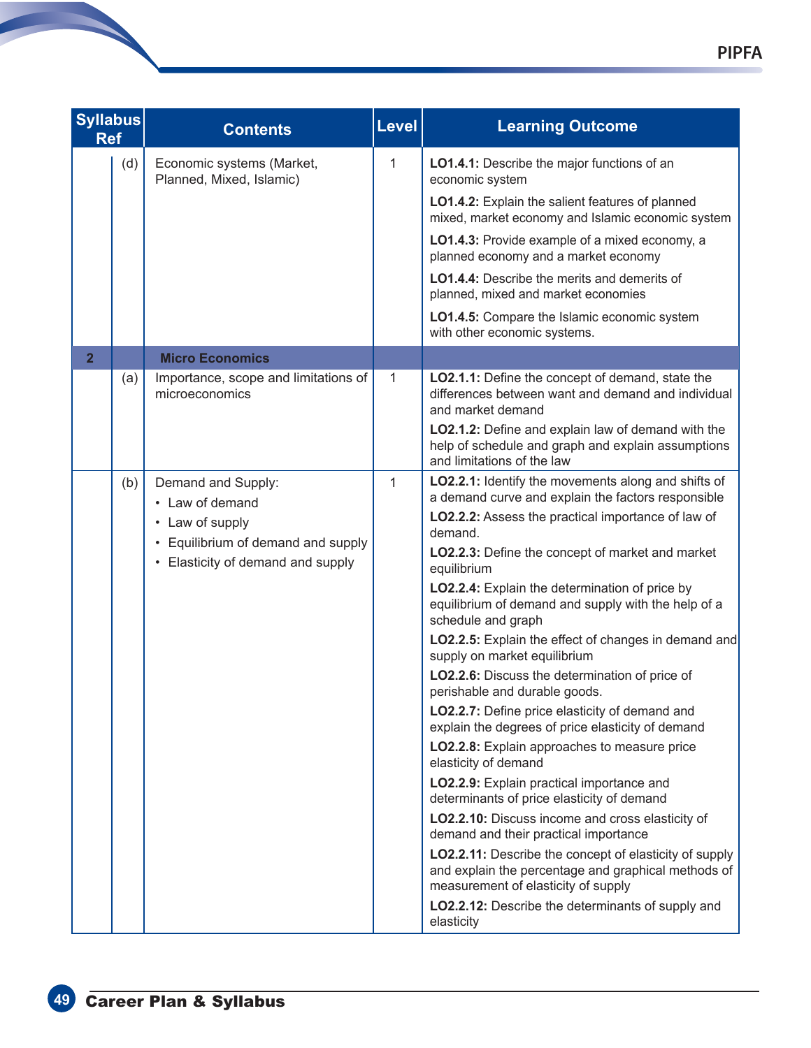| Syllabus Ref | | Contents | Level | Learning Outcome |
|---|---|---|---|---|
| | (d) | Economic systems (Market, Planned, Mixed, Islamic) | 1 | **LO1.4.1:** Describe the major functions of an economic system<br>**LO1.4.2:** Explain the salient features of planned mixed, market economy and Islamic economic system<br>**LO1.4.3:** Provide example of a mixed economy, a planned economy and a market economy<br>**LO1.4.4:** Describe the merits and demerits of planned, mixed and market economies<br>**LO1.4.5:** Compare the Islamic economic system with other economic systems. |
| **2** | | **Micro Economics** | | |
| | (a) | Importance, scope and limitations of microeconomics | 1 | **LO2.1.1:** Define the concept of demand, state the differences between want and demand and individual and market demand<br>**LO2.1.2:** Define and explain law of demand with the help of schedule and graph and explain assumptions and limitations of the law |
| | (b) | Demand and Supply:<br>• Law of demand<br>• Law of supply<br>• Equilibrium of demand and supply<br>• Elasticity of demand and supply | 1 | **LO2.2.1:** Identify the movements along and shifts of a demand curve and explain the factors responsible<br>**LO2.2.2:** Assess the practical importance of law of demand.<br>**LO2.2.3:** Define the concept of market and market equilibrium<br>**LO2.2.4:** Explain the determination of price by equilibrium of demand and supply with the help of a schedule and graph<br>**LO2.2.5:** Explain the effect of changes in demand and supply on market equilibrium<br>**LO2.2.6:** Discuss the determination of price of perishable and durable goods.<br>**LO2.2.7:** Define price elasticity of demand and explain the degrees of price elasticity of demand<br>**LO2.2.8:** Explain approaches to measure price elasticity of demand<br>**LO2.2.9:** Explain practical importance and determinants of price elasticity of demand<br>**LO2.2.10:** Discuss income and cross elasticity of demand and their practical importance<br>**LO2.2.11:** Describe the concept of elasticity of supply and explain the percentage and graphical methods of measurement of elasticity of supply<br>**LO2.2.12:** Describe the determinants of supply and elasticity |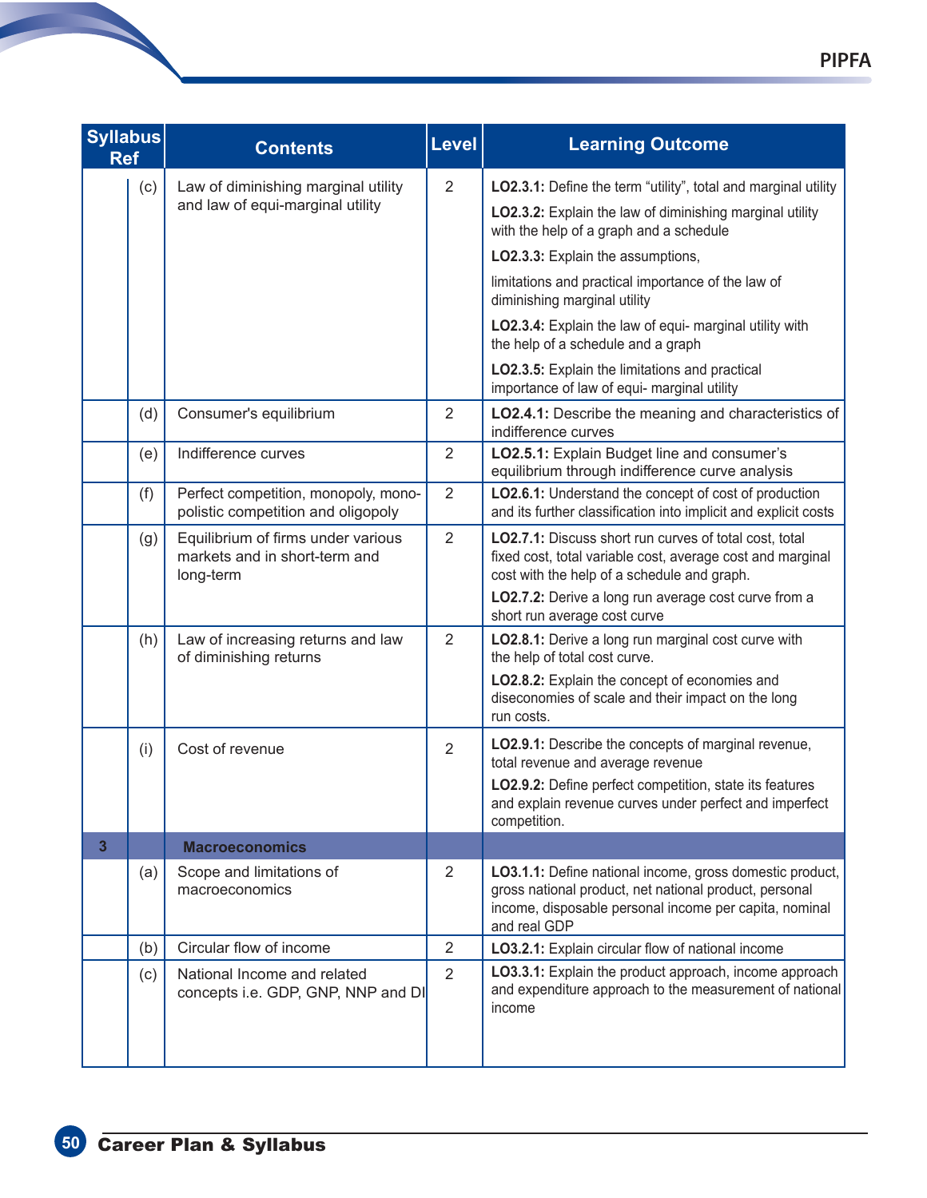| Syllabus Ref | | Contents | Level | Learning Outcome |
|---|---|---|---|---|
| | (c) | Law of diminishing marginal utility and law of equi-marginal utility | 2 | **LO2.3.1:** Define the term "utility", total and marginal utility<br>**LO2.3.2:** Explain the law of diminishing marginal utility with the help of a graph and a schedule<br>**LO2.3.3:** Explain the assumptions,<br>limitations and practical importance of the law of diminishing marginal utility<br>**LO2.3.4:** Explain the law of equi- marginal utility with the help of a schedule and a graph<br>**LO2.3.5:** Explain the limitations and practical importance of law of equi- marginal utility |
| | (d) | Consumer's equilibrium | 2 | **LO2.4.1:** Describe the meaning and characteristics of indifference curves |
| | (e) | Indifference curves | 2 | **LO2.5.1:** Explain Budget line and consumer's equilibrium through indifference curve analysis |
| | (f) | Perfect competition, monopoly, mono-polistic competition and oligopoly | 2 | **LO2.6.1:** Understand the concept of cost of production and its further classification into implicit and explicit costs |
| | (g) | Equilibrium of firms under various markets and in short-term and long-term | 2 | **LO2.7.1:** Discuss short run curves of total cost, total fixed cost, total variable cost, average cost and marginal cost with the help of a schedule and graph.<br>**LO2.7.2:** Derive a long run average cost curve from a short run average cost curve |
| | (h) | Law of increasing returns and law of diminishing returns | 2 | **LO2.8.1:** Derive a long run marginal cost curve with the help of total cost curve.<br>**LO2.8.2:** Explain the concept of economies and diseconomies of scale and their impact on the long run costs. |
| | (i) | Cost of revenue | 2 | **LO2.9.1:** Describe the concepts of marginal revenue, total revenue and average revenue<br>**LO2.9.2:** Define perfect competition, state its features and explain revenue curves under perfect and imperfect competition. |
| **3** | | **Macroeconomics** | | |
| | (a) | Scope and limitations of macroeconomics | 2 | **LO3.1.1:** Define national income, gross domestic product, gross national product, net national product, personal income, disposable personal income per capita, nominal and real GDP |
| | (b) | Circular flow of income | 2 | **LO3.2.1:** Explain circular flow of national income |
| | (c) | National Income and related concepts i.e. GDP, GNP, NNP and DI | 2 | **LO3.3.1:** Explain the product approach, income approach and expenditure approach to the measurement of national income |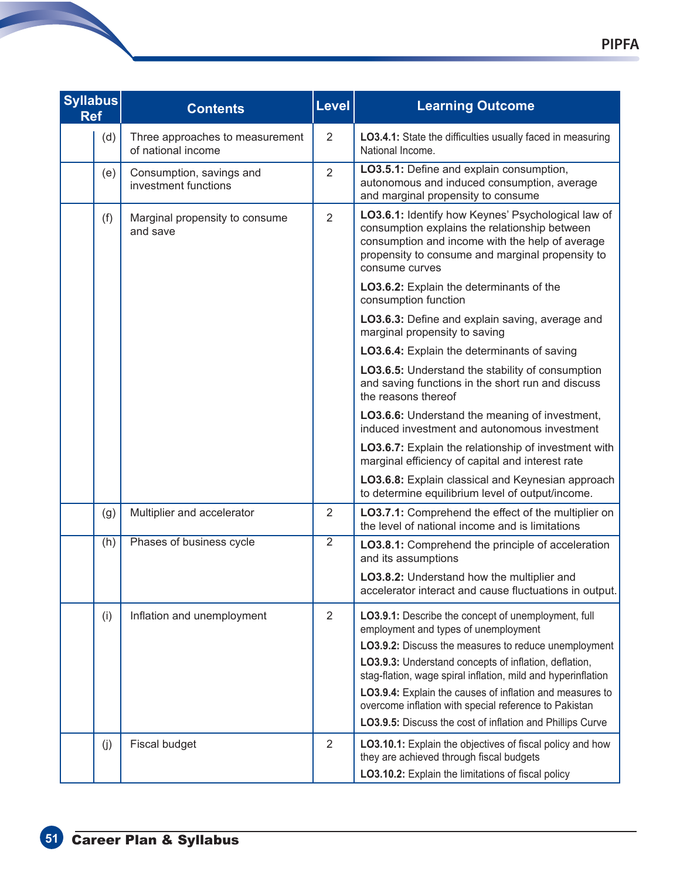| Syllabus Ref | | Contents | Level | Learning Outcome |
|---|---|---|---|---|
| | (d) | Three approaches to measurement of national income | 2 | **LO3.4.1:** State the difficulties usually faced in measuring National Income. |
| | (e) | Consumption, savings and investment functions | 2 | **LO3.5.1:** Define and explain consumption, autonomous and induced consumption, average and marginal propensity to consume |
| | (f) | Marginal propensity to consume and save | 2 | **LO3.6.1:** Identify how Keynes' Psychological law of consumption explains the relationship between consumption and income with the help of average propensity to consume and marginal propensity to consume curves<br>**LO3.6.2:** Explain the determinants of the consumption function<br>**LO3.6.3:** Define and explain saving, average and marginal propensity to saving<br>**LO3.6.4:** Explain the determinants of saving<br>**LO3.6.5:** Understand the stability of consumption and saving functions in the short run and discuss the reasons thereof<br>**LO3.6.6:** Understand the meaning of investment, induced investment and autonomous investment<br>**LO3.6.7:** Explain the relationship of investment with marginal efficiency of capital and interest rate<br>**LO3.6.8:** Explain classical and Keynesian approach to determine equilibrium level of output/income. |
| | (g) | Multiplier and accelerator | 2 | **LO3.7.1:** Comprehend the effect of the multiplier on the level of national income and is limitations |
| | (h) | Phases of business cycle | 2 | **LO3.8.1:** Comprehend the principle of acceleration and its assumptions<br>**LO3.8.2:** Understand how the multiplier and accelerator interact and cause fluctuations in output. |
| | (i) | Inflation and unemployment | 2 | **LO3.9.1:** Describe the concept of unemployment, full employment and types of unemployment<br>**LO3.9.2:** Discuss the measures to reduce unemployment<br>**LO3.9.3:** Understand concepts of inflation, deflation, stag-flation, wage spiral inflation, mild and hyperinflation<br>**LO3.9.4:** Explain the causes of inflation and measures to overcome inflation with special reference to Pakistan<br>**LO3.9.5:** Discuss the cost of inflation and Phillips Curve |
| | (j) | Fiscal budget | 2 | **LO3.10.1:** Explain the objectives of fiscal policy and how they are achieved through fiscal budgets<br>**LO3.10.2:** Explain the limitations of fiscal policy |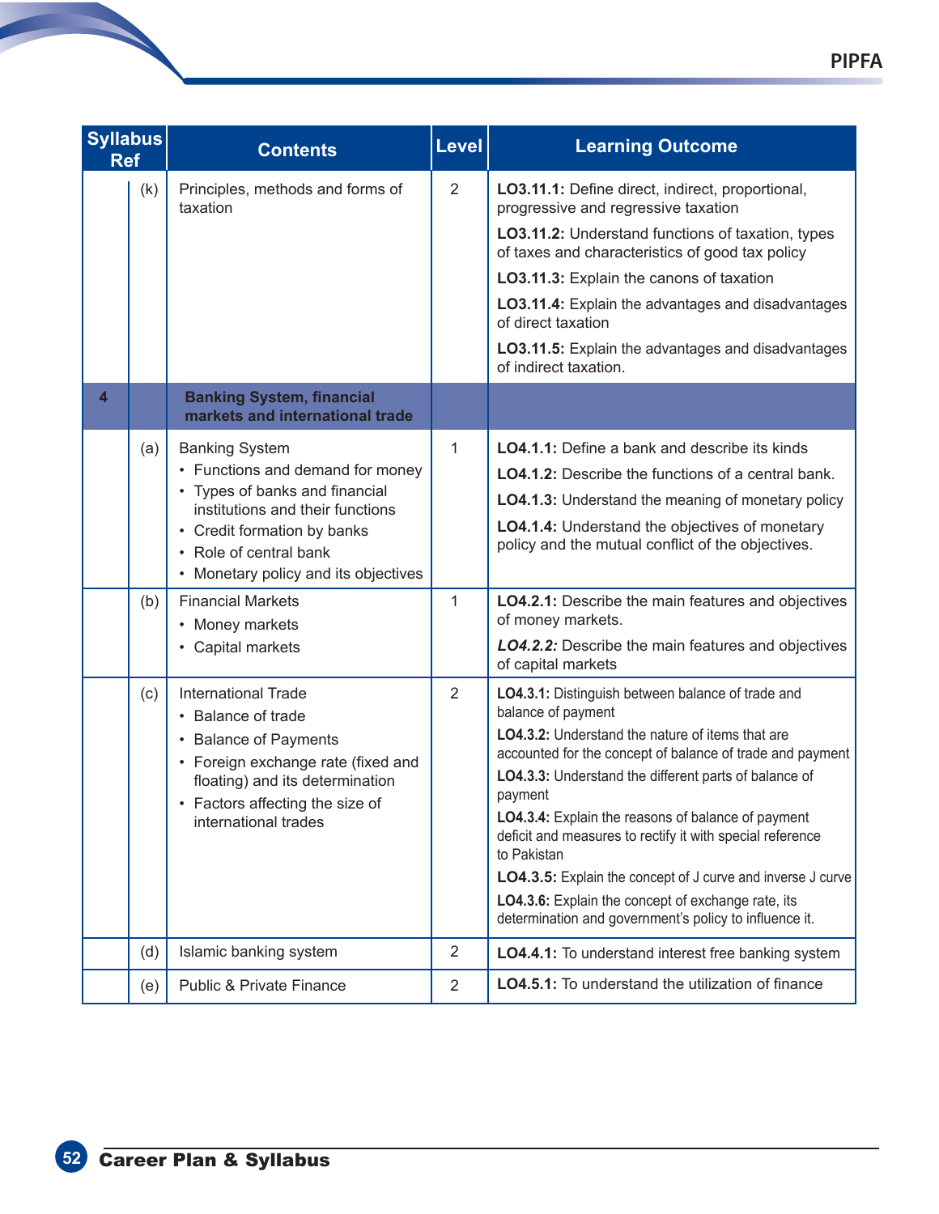| Syllabus Ref | | Contents | Level | Learning Outcome |
|---|---|---|---|---|
| | (k) | Principles, methods and forms of taxation | 2 | **LO3.11.1:** Define direct, indirect, proportional, progressive and regressive taxation<br>**LO3.11.2:** Understand functions of taxation, types of taxes and characteristics of good tax policy<br>**LO3.11.3:** Explain the canons of taxation<br>**LO3.11.4:** Explain the advantages and disadvantages of direct taxation<br>**LO3.11.5:** Explain the advantages and disadvantages of indirect taxation. |
| **4** | | **Banking System, financial markets and international trade** | | |
| | (a) | Banking System<br>• Functions and demand for money<br>• Types of banks and financial institutions and their functions<br>• Credit formation by banks<br>• Role of central bank<br>• Monetary policy and its objectives | 1 | **LO4.1.1:** Define a bank and describe its kinds<br>**LO4.1.2:** Describe the functions of a central bank.<br>**LO4.1.3:** Understand the meaning of monetary policy<br>**LO4.1.4:** Understand the objectives of monetary policy and the mutual conflict of the objectives. |
| | (b) | Financial Markets<br>• Money markets<br>• Capital markets | 1 | **LO4.2.1:** Describe the main features and objectives of money markets.<br>***LO4.2.2:*** Describe the main features and objectives of capital markets |
| | (c) | International Trade<br>• Balance of trade<br>• Balance of Payments<br>• Foreign exchange rate (fixed and floating) and its determination<br>• Factors affecting the size of international trades | 2 | **LO4.3.1:** Distinguish between balance of trade and balance of payment<br>**LO4.3.2:** Understand the nature of items that are accounted for the concept of balance of trade and payment<br>**LO4.3.3:** Understand the different parts of balance of payment<br>**LO4.3.4:** Explain the reasons of balance of payment deficit and measures to rectify it with special reference to Pakistan<br>**LO4.3.5:** Explain the concept of J curve and inverse J curve<br>**LO4.3.6:** Explain the concept of exchange rate, its determination and government's policy to influence it. |
| | (d) | Islamic banking system | 2 | **LO4.4.1:** To understand interest free banking system |
| | (e) | Public & Private Finance | 2 | **LO4.5.1:** To understand the utilization of finance |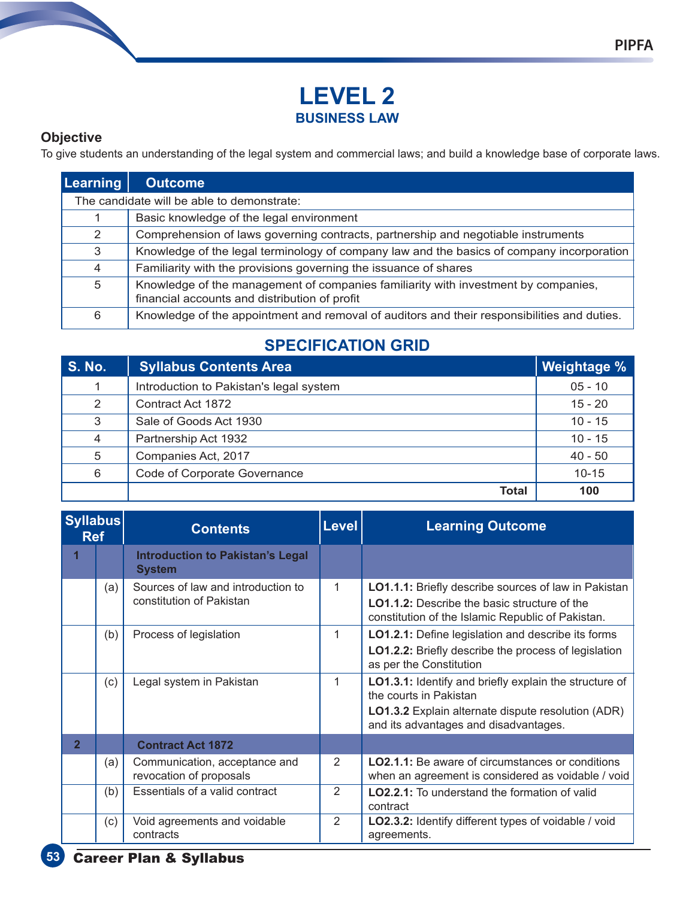# LEVEL 2

## BUSINESS LAW

### Objective

To give students an understanding of the legal system and commercial laws; and build a knowledge base of corporate laws.

| Learning | Outcome |
|---|---|
| The candidate will be able to demonstrate: | |
| 1 | Basic knowledge of the legal environment |
| 2 | Comprehension of laws governing contracts, partnership and negotiable instruments |
| 3 | Knowledge of the legal terminology of company law and the basics of company incorporation |
| 4 | Familiarity with the provisions governing the issuance of shares |
| 5 | Knowledge of the management of companies familiarity with investment by companies, financial accounts and distribution of profit |
| 6 | Knowledge of the appointment and removal of auditors and their responsibilities and duties. |

## SPECIFICATION GRID

| S. No. | Syllabus Contents Area | Weightage % |
|---|---|---|
| 1 | Introduction to Pakistan's legal system | 05 - 10 |
| 2 | Contract Act 1872 | 15 - 20 |
| 3 | Sale of Goods Act 1930 | 10 - 15 |
| 4 | Partnership Act 1932 | 10 - 15 |
| 5 | Companies Act, 2017 | 40 - 50 |
| 6 | Code of Corporate Governance | 10-15 |
| | **Total** | **100** |

| Syllabus Ref | | Contents | Level | Learning Outcome |
|---|---|---|---|---|
| **1** | | **Introduction to Pakistan's Legal System** | | |
| | (a) | Sources of law and introduction to constitution of Pakistan | 1 | **LO1.1.1:** Briefly describe sources of law in Pakistan<br>**LO1.1.2:** Describe the basic structure of the constitution of the Islamic Republic of Pakistan. |
| | (b) | Process of legislation | 1 | **LO1.2.1:** Define legislation and describe its forms<br>**LO1.2.2:** Briefly describe the process of legislation as per the Constitution |
| | (c) | Legal system in Pakistan | 1 | **LO1.3.1:** Identify and briefly explain the structure of the courts in Pakistan<br>**LO1.3.2** Explain alternate dispute resolution (ADR) and its advantages and disadvantages. |
| **2** | | **Contract Act 1872** | | |
| | (a) | Communication, acceptance and revocation of proposals | 2 | **LO2.1.1:** Be aware of circumstances or conditions when an agreement is considered as voidable / void |
| | (b) | Essentials of a valid contract | 2 | **LO2.2.1:** To understand the formation of valid contract |
| | (c) | Void agreements and voidable contracts | 2 | **LO2.3.2:** Identify different types of voidable / void agreements. |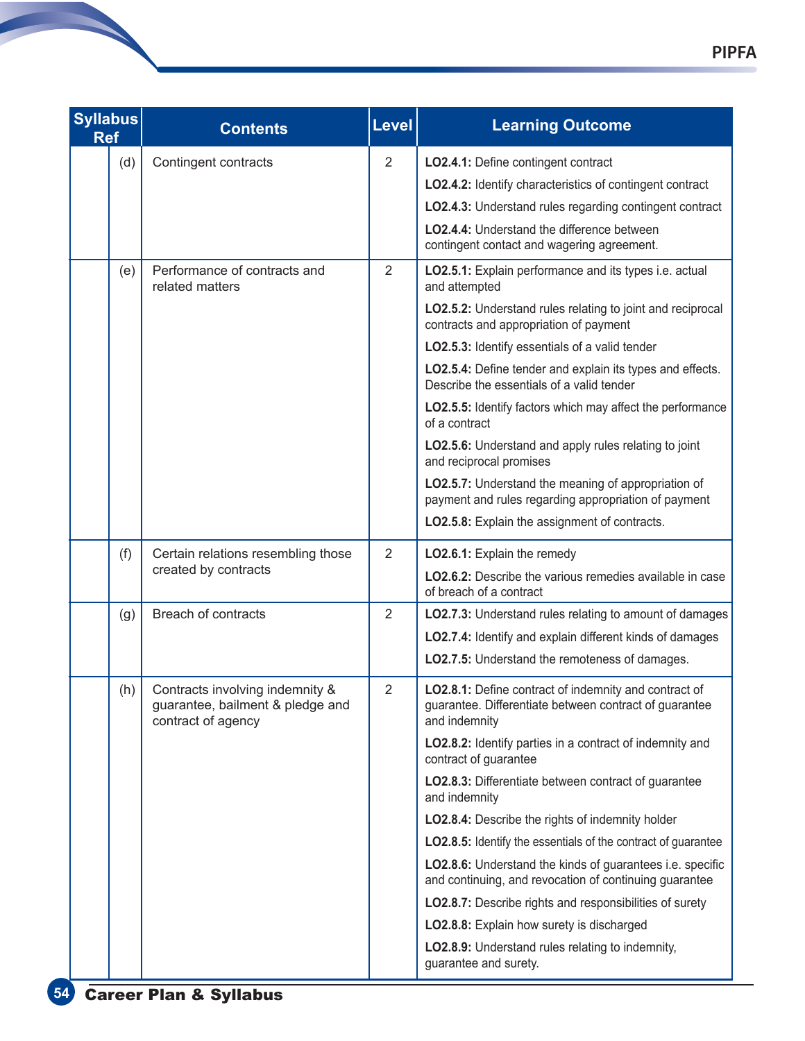| Syllabus Ref | | Contents | Level | Learning Outcome |
|---|---|---|---|---|
| | (d) | Contingent contracts | 2 | **LO2.4.1:** Define contingent contract<br>**LO2.4.2:** Identify characteristics of contingent contract<br>**LO2.4.3:** Understand rules regarding contingent contract<br>**LO2.4.4:** Understand the difference between contingent contact and wagering agreement. |
| | (e) | Performance of contracts and related matters | 2 | **LO2.5.1:** Explain performance and its types i.e. actual and attempted<br>**LO2.5.2:** Understand rules relating to joint and reciprocal contracts and appropriation of payment<br>**LO2.5.3:** Identify essentials of a valid tender<br>**LO2.5.4:** Define tender and explain its types and effects. Describe the essentials of a valid tender<br>**LO2.5.5:** Identify factors which may affect the performance of a contract<br>**LO2.5.6:** Understand and apply rules relating to joint and reciprocal promises<br>**LO2.5.7:** Understand the meaning of appropriation of payment and rules regarding appropriation of payment<br>**LO2.5.8:** Explain the assignment of contracts. |
| | (f) | Certain relations resembling those created by contracts | 2 | **LO2.6.1:** Explain the remedy<br>**LO2.6.2:** Describe the various remedies available in case of breach of a contract |
| | (g) | Breach of contracts | 2 | **LO2.7.3:** Understand rules relating to amount of damages<br>**LO2.7.4:** Identify and explain different kinds of damages<br>**LO2.7.5:** Understand the remoteness of damages. |
| | (h) | Contracts involving indemnity & guarantee, bailment & pledge and contract of agency | 2 | **LO2.8.1:** Define contract of indemnity and contract of guarantee. Differentiate between contract of guarantee and indemnity<br>**LO2.8.2:** Identify parties in a contract of indemnity and contract of guarantee<br>**LO2.8.3:** Differentiate between contract of guarantee and indemnity<br>**LO2.8.4:** Describe the rights of indemnity holder<br>**LO2.8.5:** Identify the essentials of the contract of guarantee<br>**LO2.8.6:** Understand the kinds of guarantees i.e. specific and continuing, and revocation of continuing guarantee<br>**LO2.8.7:** Describe rights and responsibilities of surety<br>**LO2.8.8:** Explain how surety is discharged<br>**LO2.8.9:** Understand rules relating to indemnity, guarantee and surety. |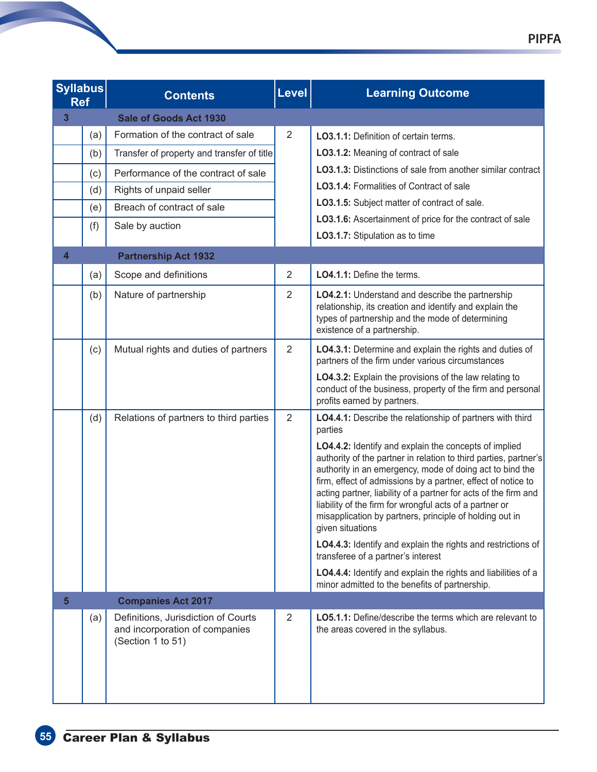| Syllabus Ref | | Contents | Level | Learning Outcome |
|---|---|---|---|---|
| **3** | | **Sale of Goods Act 1930** | | |
| | (a) | Formation of the contract of sale | 2 | **LO3.1.1:** Definition of certain terms.<br>**LO3.1.2:** Meaning of contract of sale<br>**LO3.1.3:** Distinctions of sale from another similar contract<br>**LO3.1.4:** Formalities of Contract of sale<br>**LO3.1.5:** Subject matter of contract of sale.<br>**LO3.1.6:** Ascertainment of price for the contract of sale<br>**LO3.1.7:** Stipulation as to time |
| | (b) | Transfer of property and transfer of title | | |
| | (c) | Performance of the contract of sale | | |
| | (d) | Rights of unpaid seller | | |
| | (e) | Breach of contract of sale | | |
| | (f) | Sale by auction | | |
| **4** | | **Partnership Act 1932** | | |
| | (a) | Scope and definitions | 2 | **LO4.1.1:** Define the terms. |
| | (b) | Nature of partnership | 2 | **LO4.2.1:** Understand and describe the partnership relationship, its creation and identify and explain the types of partnership and the mode of determining existence of a partnership. |
| | (c) | Mutual rights and duties of partners | 2 | **LO4.3.1:** Determine and explain the rights and duties of partners of the firm under various circumstances<br>**LO4.3.2:** Explain the provisions of the law relating to conduct of the business, property of the firm and personal profits earned by partners. |
| | (d) | Relations of partners to third parties | 2 | **LO4.4.1:** Describe the relationship of partners with third parties<br>**LO4.4.2:** Identify and explain the concepts of implied authority of the partner in relation to third parties, partner's authority in an emergency, mode of doing act to bind the firm, effect of admissions by a partner, effect of notice to acting partner, liability of a partner for acts of the firm and liability of the firm for wrongful acts of a partner or misapplication by partners, principle of holding out in given situations<br>**LO4.4.3:** Identify and explain the rights and restrictions of transferee of a partner's interest<br>**LO4.4.4:** Identify and explain the rights and liabilities of a minor admitted to the benefits of partnership. |
| **5** | | **Companies Act 2017** | | |
| | (a) | Definitions, Jurisdiction of Courts and incorporation of companies (Section 1 to 51) | 2 | **LO5.1.1:** Define/describe the terms which are relevant to the areas covered in the syllabus. |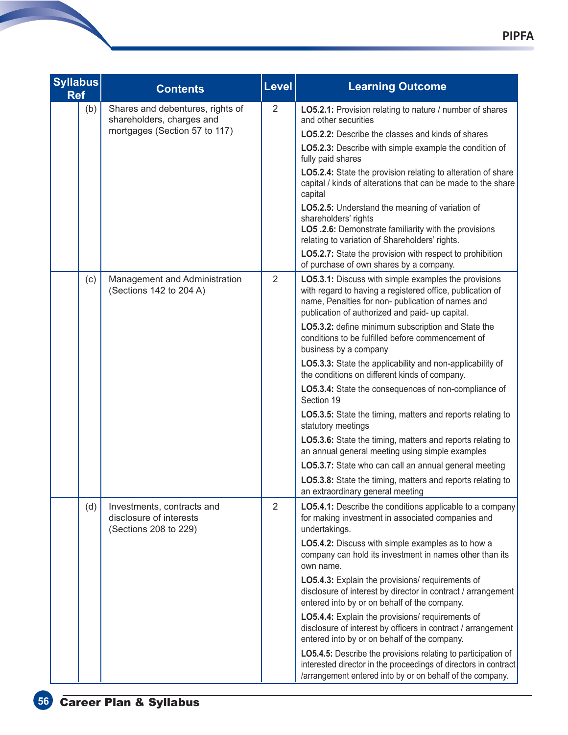| Syllabus Ref | | Contents | Level | Learning Outcome |
|---|---|---|---|---|
| | (b) | Shares and debentures, rights of shareholders, charges and mortgages (Section 57 to 117) | 2 | **LO5.2.1:** Provision relating to nature / number of shares and other securities<br>**LO5.2.2:** Describe the classes and kinds of shares<br>**LO5.2.3:** Describe with simple example the condition of fully paid shares<br>**LO5.2.4:** State the provision relating to alteration of share capital / kinds of alterations that can be made to the share capital<br>**LO5.2.5:** Understand the meaning of variation of shareholders' rights<br>**LO5 .2.6:** Demonstrate familiarity with the provisions relating to variation of Shareholders' rights.<br>**LO5.2.7:** State the provision with respect to prohibition of purchase of own shares by a company. |
| | (c) | Management and Administration (Sections 142 to 204 A) | 2 | **LO5.3.1:** Discuss with simple examples the provisions with regard to having a registered office, publication of name, Penalties for non- publication of names and publication of authorized and paid- up capital.<br>**LO5.3.2:** define minimum subscription and State the conditions to be fulfilled before commencement of business by a company<br>**LO5.3.3:** State the applicability and non-applicability of the conditions on different kinds of company.<br>**LO5.3.4:** State the consequences of non-compliance of Section 19<br>**LO5.3.5:** State the timing, matters and reports relating to statutory meetings<br>**LO5.3.6:** State the timing, matters and reports relating to an annual general meeting using simple examples<br>**LO5.3.7:** State who can call an annual general meeting<br>**LO5.3.8:** State the timing, matters and reports relating to an extraordinary general meeting |
| | (d) | Investments, contracts and disclosure of interests (Sections 208 to 229) | 2 | **LO5.4.1:** Describe the conditions applicable to a company for making investment in associated companies and undertakings.<br>**LO5.4.2:** Discuss with simple examples as to how a company can hold its investment in names other than its own name.<br>**LO5.4.3:** Explain the provisions/ requirements of disclosure of interest by director in contract / arrangement entered into by or on behalf of the company.<br>**LO5.4.4:** Explain the provisions/ requirements of disclosure of interest by officers in contract / arrangement entered into by or on behalf of the company.<br>**LO5.4.5:** Describe the provisions relating to participation of interested director in the proceedings of directors in contract /arrangement entered into by or on behalf of the company. |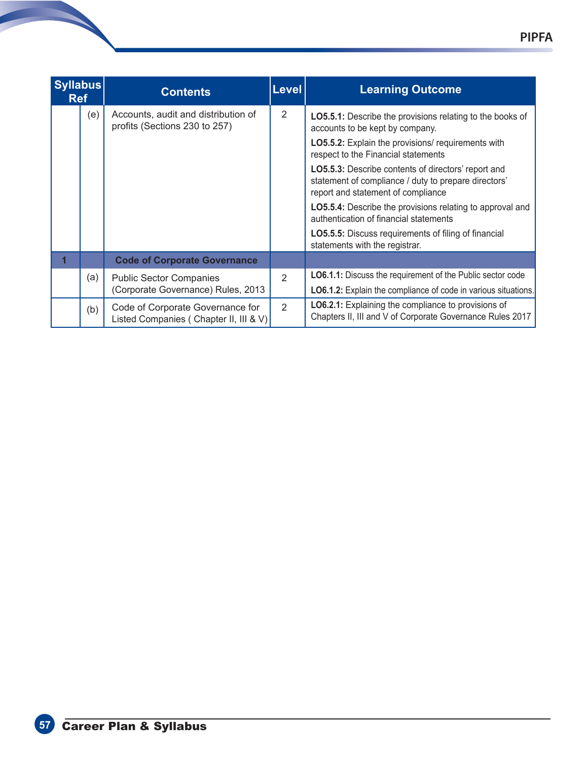| Syllabus Ref | | Contents | Level | Learning Outcome |
|---|---|---|---|---|
| | (e) | Accounts, audit and distribution of profits (Sections 230 to 257) | 2 | **LO5.5.1:** Describe the provisions relating to the books of accounts to be kept by company.<br>**LO5.5.2:** Explain the provisions/ requirements with respect to the Financial statements<br>**LO5.5.3:** Describe contents of directors' report and statement of compliance / duty to prepare directors' report and statement of compliance<br>**LO5.5.4:** Describe the provisions relating to approval and authentication of financial statements<br>**LO5.5.5:** Discuss requirements of filing of financial statements with the registrar. |
| **1** | | **Code of Corporate Governance** | | |
| | (a) | Public Sector Companies (Corporate Governance) Rules, 2013 | 2 | **LO6.1.1:** Discuss the requirement of the Public sector code<br>**LO6.1.2:** Explain the compliance of code in various situations. |
| | (b) | Code of Corporate Governance for Listed Companies ( Chapter II, III & V) | 2 | **LO6.2.1:** Explaining the compliance to provisions of Chapters II, III and V of Corporate Governance Rules 2017 |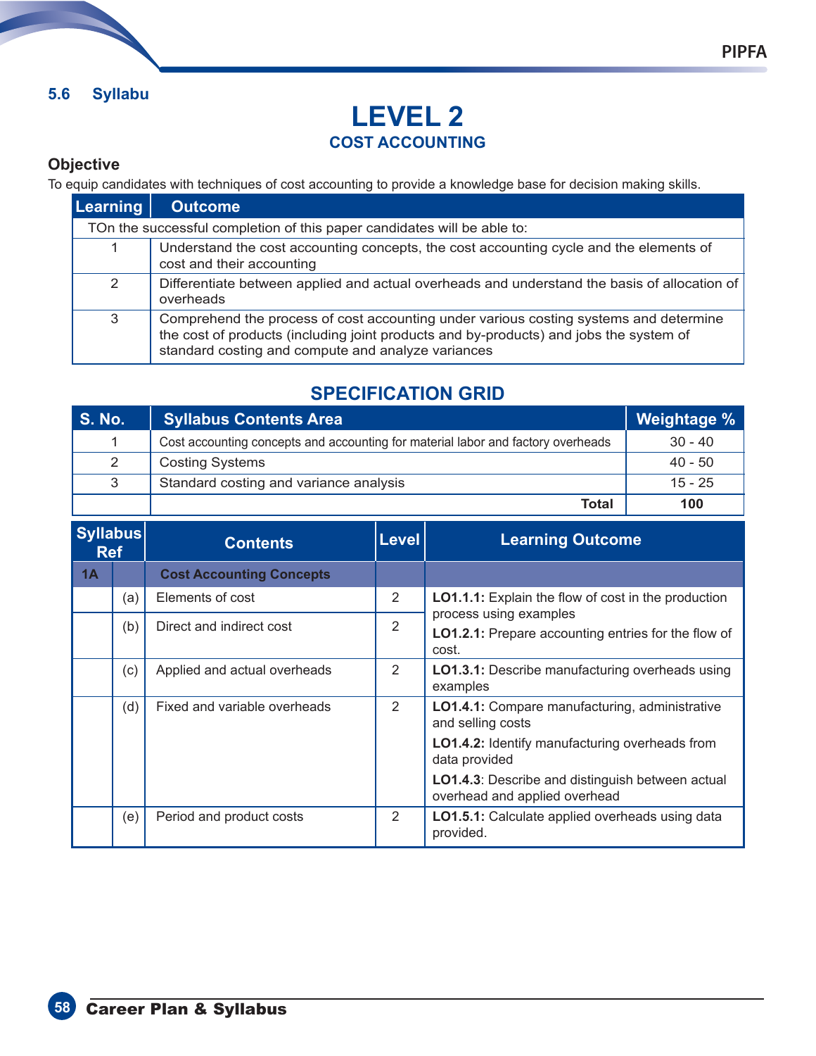## 5.6 Syllabu

# LEVEL 2

## COST ACCOUNTING

### Objective

To equip candidates with techniques of cost accounting to provide a knowledge base for decision making skills.

| Learning | Outcome |
|---|---|
| TOn the successful completion of this paper candidates will be able to: | |
| 1 | Understand the cost accounting concepts, the cost accounting cycle and the elements of cost and their accounting |
| 2 | Differentiate between applied and actual overheads and understand the basis of allocation of overheads |
| 3 | Comprehend the process of cost accounting under various costing systems and determine the cost of products (including joint products and by-products) and jobs the system of standard costing and compute and analyze variances |

## SPECIFICATION GRID

| S. No. | Syllabus Contents Area | Weightage % |
|---|---|---|
| 1 | Cost accounting concepts and accounting for material labor and factory overheads | 30 - 40 |
| 2 | Costing Systems | 40 - 50 |
| 3 | Standard costing and variance analysis | 15 - 25 |
| | **Total** | **100** |

| Syllabus Ref | | Contents | Level | Learning Outcome |
|---|---|---|---|---|
| **1A** | | **Cost Accounting Concepts** | | |
| | (a) | Elements of cost | 2 | **LO1.1.1:** Explain the flow of cost in the production process using examples |
| | (b) | Direct and indirect cost | 2 | **LO1.2.1:** Prepare accounting entries for the flow of cost. |
| | (c) | Applied and actual overheads | 2 | **LO1.3.1:** Describe manufacturing overheads using examples |
| | (d) | Fixed and variable overheads | 2 | **LO1.4.1:** Compare manufacturing, administrative and selling costs<br>**LO1.4.2:** Identify manufacturing overheads from data provided<br>**LO1.4.3**: Describe and distinguish between actual overhead and applied overhead |
| | (e) | Period and product costs | 2 | **LO1.5.1:** Calculate applied overheads using data provided. |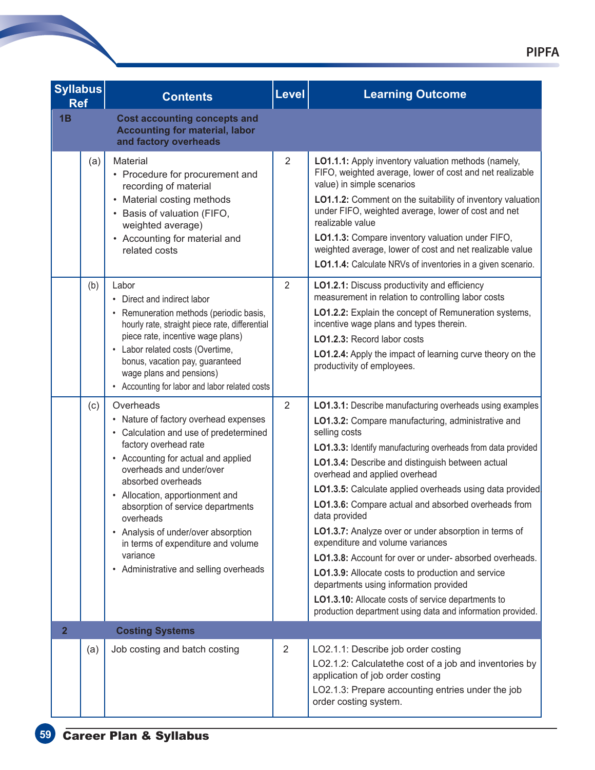| Syllabus Ref | | Contents | Level | Learning Outcome |
|---|---|---|---|---|
| **1B** | | **Cost accounting concepts and Accounting for material, labor and factory overheads** | | |
| | (a) | Material<br>• Procedure for procurement and recording of material<br>• Material costing methods<br>• Basis of valuation (FIFO, weighted average)<br>• Accounting for material and related costs | 2 | **LO1.1.1:** Apply inventory valuation methods (namely, FIFO, weighted average, lower of cost and net realizable value) in simple scenarios<br>**LO1.1.2:** Comment on the suitability of inventory valuation under FIFO, weighted average, lower of cost and net realizable value<br>**LO1.1.3:** Compare inventory valuation under FIFO, weighted average, lower of cost and net realizable value<br>**LO1.1.4:** Calculate NRVs of inventories in a given scenario. |
| | (b) | Labor<br>• Direct and indirect labor<br>• Remuneration methods (periodic basis, hourly rate, straight piece rate, differential piece rate, incentive wage plans)<br>• Labor related costs (Overtime, bonus, vacation pay, guaranteed wage plans and pensions)<br>• Accounting for labor and labor related costs | 2 | **LO1.2.1:** Discuss productivity and efficiency measurement in relation to controlling labor costs<br>**LO1.2.2:** Explain the concept of Remuneration systems, incentive wage plans and types therein.<br>**LO1.2.3:** Record labor costs<br>**LO1.2.4:** Apply the impact of learning curve theory on the productivity of employees. |
| | (c) | Overheads<br>• Nature of factory overhead expenses<br>• Calculation and use of predetermined factory overhead rate<br>• Accounting for actual and applied overheads and under/over absorbed overheads<br>• Allocation, apportionment and absorption of service departments overheads<br>• Analysis of under/over absorption in terms of expenditure and volume variance<br>• Administrative and selling overheads | 2 | **LO1.3.1:** Describe manufacturing overheads using examples<br>**LO1.3.2:** Compare manufacturing, administrative and selling costs<br>**LO1.3.3:** Identify manufacturing overheads from data provided<br>**LO1.3.4:** Describe and distinguish between actual overhead and applied overhead<br>**LO1.3.5:** Calculate applied overheads using data provided<br>**LO1.3.6:** Compare actual and absorbed overheads from data provided<br>**LO1.3.7:** Analyze over or under absorption in terms of expenditure and volume variances<br>**LO1.3.8:** Account for over or under- absorbed overheads.<br>**LO1.3.9:** Allocate costs to production and service departments using information provided<br>**LO1.3.10:** Allocate costs of service departments to production department using data and information provided. |
| **2** | | **Costing Systems** | | |
| | (a) | Job costing and batch costing | 2 | LO2.1.1: Describe job order costing<br>LO2.1.2: Calculatethe cost of a job and inventories by application of job order costing<br>LO2.1.3: Prepare accounting entries under the job order costing system. |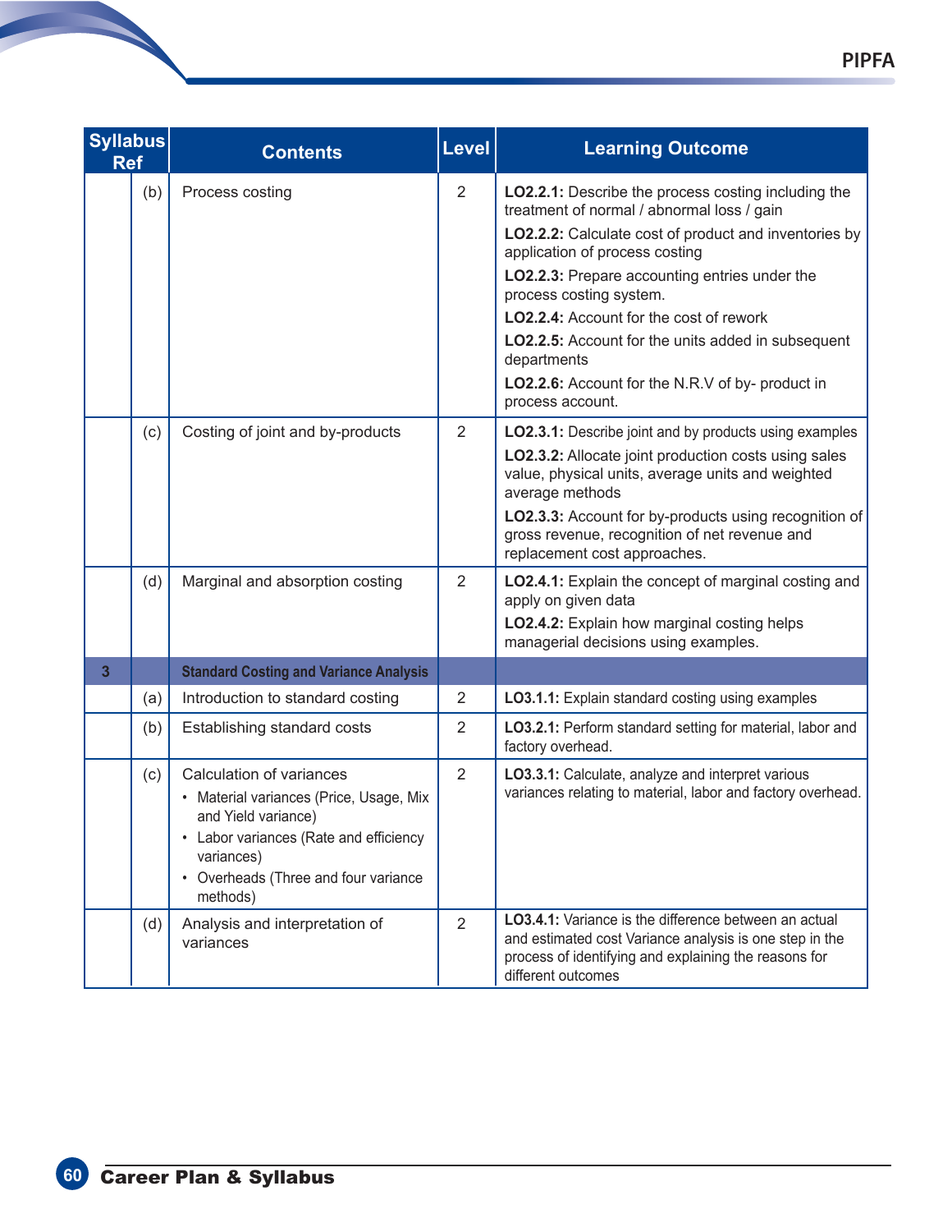| Syllabus Ref | | Contents | Level | Learning Outcome |
|---|---|---|---|---|
| | (b) | Process costing | 2 | **LO2.2.1:** Describe the process costing including the treatment of normal / abnormal loss / gain<br>**LO2.2.2:** Calculate cost of product and inventories by application of process costing<br>**LO2.2.3:** Prepare accounting entries under the process costing system.<br>**LO2.2.4:** Account for the cost of rework<br>**LO2.2.5:** Account for the units added in subsequent departments<br>**LO2.2.6:** Account for the N.R.V of by- product in process account. |
| | (c) | Costing of joint and by-products | 2 | **LO2.3.1:** Describe joint and by products using examples<br>**LO2.3.2:** Allocate joint production costs using sales value, physical units, average units and weighted average methods<br>**LO2.3.3:** Account for by-products using recognition of gross revenue, recognition of net revenue and replacement cost approaches. |
| | (d) | Marginal and absorption costing | 2 | **LO2.4.1:** Explain the concept of marginal costing and apply on given data<br>**LO2.4.2:** Explain how marginal costing helps managerial decisions using examples. |
| **3** | | **Standard Costing and Variance Analysis** | | |
| | (a) | Introduction to standard costing | 2 | **LO3.1.1:** Explain standard costing using examples |
| | (b) | Establishing standard costs | 2 | **LO3.2.1:** Perform standard setting for material, labor and factory overhead. |
| | (c) | Calculation of variances<br>• Material variances (Price, Usage, Mix and Yield variance)<br>• Labor variances (Rate and efficiency variances)<br>• Overheads (Three and four variance methods) | 2 | **LO3.3.1:** Calculate, analyze and interpret various variances relating to material, labor and factory overhead. |
| | (d) | Analysis and interpretation of variances | 2 | **LO3.4.1:** Variance is the difference between an actual and estimated cost Variance analysis is one step in the process of identifying and explaining the reasons for different outcomes |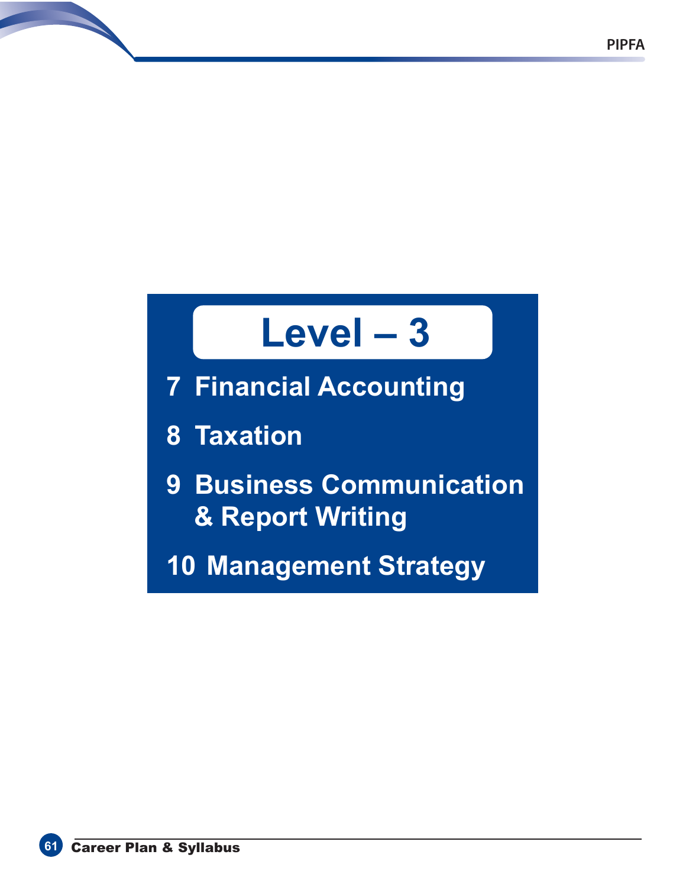# Level – 3

7 Financial Accounting

8 Taxation

9 Business Communication & Report Writing

10 Management Strategy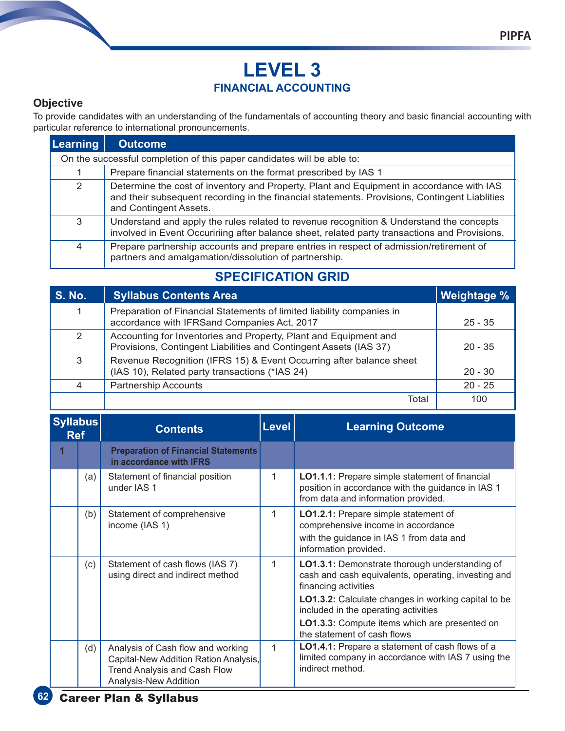# LEVEL 3

## FINANCIAL ACCOUNTING

### Objective

To provide candidates with an understanding of the fundamentals of accounting theory and basic financial accounting with particular reference to international pronouncements.

| Learning | Outcome |
|---|---|
| On the successful completion of this paper candidates will be able to: | |
| 1 | Prepare financial statements on the format prescribed by IAS 1 |
| 2 | Determine the cost of inventory and Property, Plant and Equipment in accordance with IAS and their subsequent recording in the financial statements. Provisions, Contingent Liablities and Contingent Assets. |
| 3 | Understand and apply the rules related to revenue recognition & Understand the concepts involved in Event Occuririing after balance sheet, related party transactions and Provisions. |
| 4 | Prepare partnership accounts and prepare entries in respect of admission/retirement of partners and amalgamation/dissolution of partnership. |

## SPECIFICATION GRID

| S. No. | Syllabus Contents Area | Weightage % |
|---|---|---|
| 1 | Preparation of Financial Statements of limited liability companies in accordance with IFRSand Companies Act, 2017 | 25 - 35 |
| 2 | Accounting for Inventories and Property, Plant and Equipment and Provisions, Contingent Liabilities and Contingent Assets (IAS 37) | 20 - 35 |
| 3 | Revenue Recognition (IFRS 15) & Event Occurring after balance sheet (IAS 10), Related party transactions (*IAS 24) | 20 - 30 |
| 4 | Partnership Accounts | 20 - 25 |
| | Total | 100 |

| Syllabus Ref | | Contents | Level | Learning Outcome |
|---|---|---|---|---|
| **1** | | **Preparation of Financial Statements in accordance with IFRS** | | |
| | (a) | Statement of financial position under IAS 1 | 1 | **LO1.1.1:** Prepare simple statement of financial position in accordance with the guidance in IAS 1 from data and information provided. |
| | (b) | Statement of comprehensive income (IAS 1) | 1 | **LO1.2.1:** Prepare simple statement of comprehensive income in accordance with the guidance in IAS 1 from data and information provided. |
| | (c) | Statement of cash flows (IAS 7) using direct and indirect method | 1 | **LO1.3.1:** Demonstrate thorough understanding of cash and cash equivalents, operating, investing and financing activities<br>**LO1.3.2:** Calculate changes in working capital to be included in the operating activities<br>**LO1.3.3:** Compute items which are presented on the statement of cash flows |
| | (d) | Analysis of Cash flow and working Capital-New Addition Ration Analysis, Trend Analysis and Cash Flow Analysis-New Addition | 1 | **LO1.4.1:** Prepare a statement of cash flows of a limited company in accordance with IAS 7 using the indirect method. |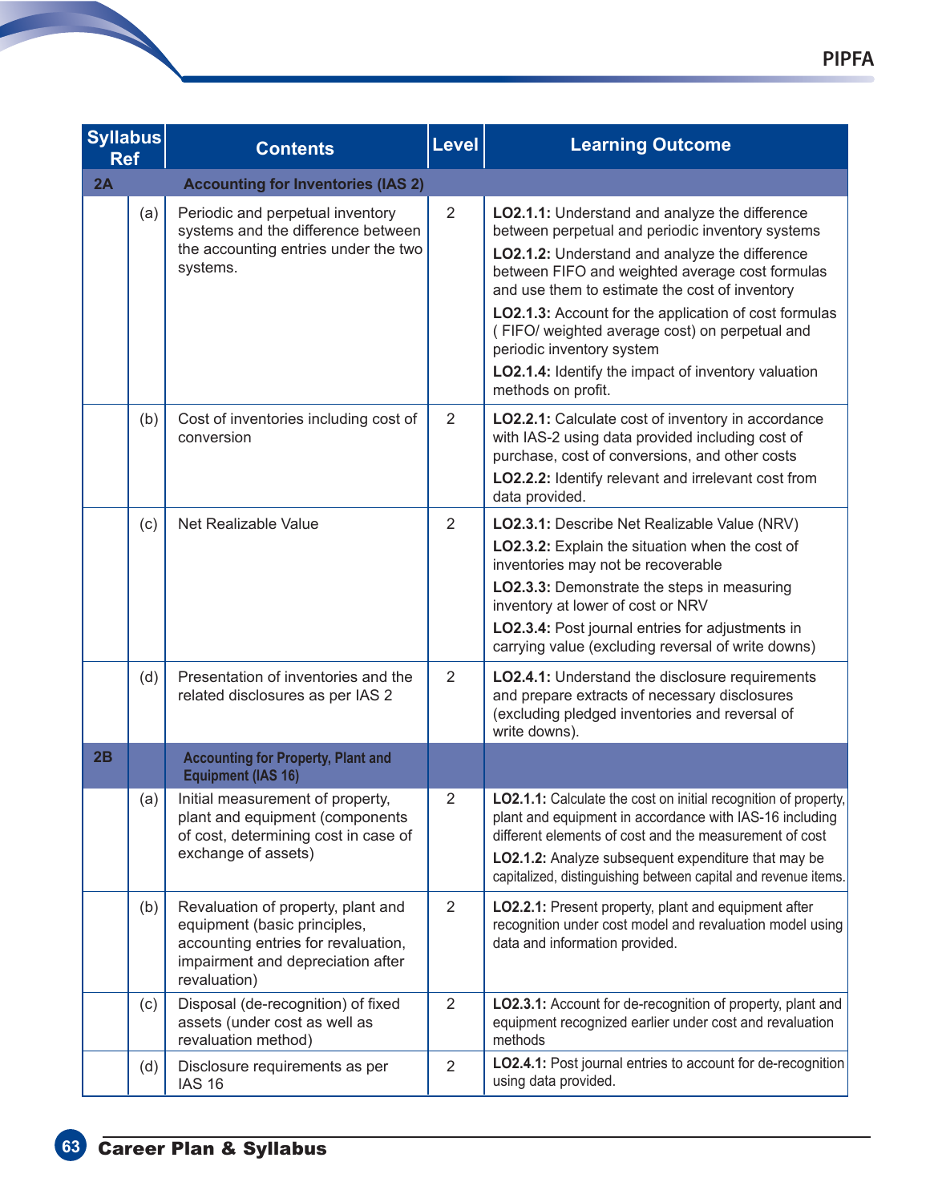| Syllabus Ref | | Contents | Level | Learning Outcome |
|---|---|---|---|---|
| **2A** | | **Accounting for Inventories (IAS 2)** | | |
| | (a) | Periodic and perpetual inventory systems and the difference between the accounting entries under the two systems. | 2 | **LO2.1.1:** Understand and analyze the difference between perpetual and periodic inventory systems<br>**LO2.1.2:** Understand and analyze the difference between FIFO and weighted average cost formulas and use them to estimate the cost of inventory<br>**LO2.1.3:** Account for the application of cost formulas ( FIFO/ weighted average cost) on perpetual and periodic inventory system<br>**LO2.1.4:** Identify the impact of inventory valuation methods on profit. |
| | (b) | Cost of inventories including cost of conversion | 2 | **LO2.2.1:** Calculate cost of inventory in accordance with IAS-2 using data provided including cost of purchase, cost of conversions, and other costs<br>**LO2.2.2:** Identify relevant and irrelevant cost from data provided. |
| | (c) | Net Realizable Value | 2 | **LO2.3.1:** Describe Net Realizable Value (NRV)<br>**LO2.3.2:** Explain the situation when the cost of inventories may not be recoverable<br>**LO2.3.3:** Demonstrate the steps in measuring inventory at lower of cost or NRV<br>**LO2.3.4:** Post journal entries for adjustments in carrying value (excluding reversal of write downs) |
| | (d) | Presentation of inventories and the related disclosures as per IAS 2 | 2 | **LO2.4.1:** Understand the disclosure requirements and prepare extracts of necessary disclosures (excluding pledged inventories and reversal of write downs). |
| **2B** | | **Accounting for Property, Plant and Equipment (IAS 16)** | | |
| | (a) | Initial measurement of property, plant and equipment (components of cost, determining cost in case of exchange of assets) | 2 | **LO2.1.1:** Calculate the cost on initial recognition of property, plant and equipment in accordance with IAS-16 including different elements of cost and the measurement of cost<br>**LO2.1.2:** Analyze subsequent expenditure that may be capitalized, distinguishing between capital and revenue items. |
| | (b) | Revaluation of property, plant and equipment (basic principles, accounting entries for revaluation, impairment and depreciation after revaluation) | 2 | **LO2.2.1:** Present property, plant and equipment after recognition under cost model and revaluation model using data and information provided. |
| | (c) | Disposal (de-recognition) of fixed assets (under cost as well as revaluation method) | 2 | **LO2.3.1:** Account for de-recognition of property, plant and equipment recognized earlier under cost and revaluation methods |
| | (d) | Disclosure requirements as per IAS 16 | 2 | **LO2.4.1:** Post journal entries to account for de-recognition using data provided. |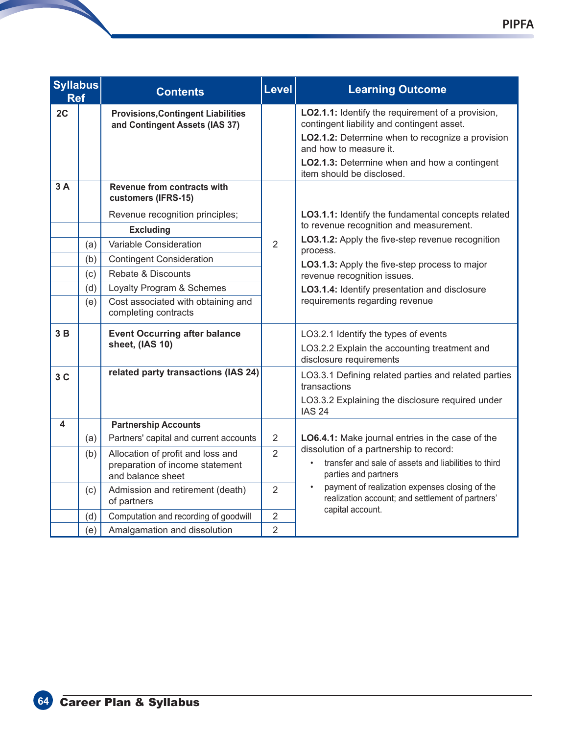| Syllabus Ref | | Contents | Level | Learning Outcome |
|---|---|---|---|---|
| 2C | | **Provisions,Contingent Liabilities and Contingent Assets (IAS 37)** | | **LO2.1.1:** Identify the requirement of a provision, contingent liability and contingent asset. **LO2.1.2:** Determine when to recognize a provision and how to measure it. **LO2.1.3:** Determine when and how a contingent item should be disclosed. |
| 3 A | | **Revenue from contracts with customers (IFRS-15)** Revenue recognition principles; | 2 | **LO3.1.1:** Identify the fundamental concepts related to revenue recognition and measurement. **LO3.1.2:** Apply the five-step revenue recognition process. **LO3.1.3:** Apply the five-step process to major revenue recognition issues. **LO3.1.4:** Identify presentation and disclosure requirements regarding revenue |
| | | **Excluding** | | |
| | (a) | Variable Consideration | | |
| | (b) | Contingent Consideration | | |
| | (c) | Rebate & Discounts | | |
| | (d) | Loyalty Program & Schemes | | |
| | (e) | Cost associated with obtaining and completing contracts | | |
| 3 B | | **Event Occurring after balance sheet, (IAS 10)** | | LO3.2.1 Identify the types of events LO3.2.2 Explain the accounting treatment and disclosure requirements |
| 3 C | | **related party transactions (IAS 24)** | | LO3.3.1 Defining related parties and related parties transactions LO3.3.2 Explaining the disclosure required under IAS 24 |
| 4 | | **Partnership Accounts** | | **LO6.4.1:** Make journal entries in the case of the dissolution of a partnership to record: • transfer and sale of assets and liabilities to third parties and partners • payment of realization expenses closing of the realization account; and settlement of partners' capital account. |
| | (a) | Partners' capital and current accounts | 2 | |
| | (b) | Allocation of profit and loss and preparation of income statement and balance sheet | 2 | |
| | (c) | Admission and retirement (death) of partners | 2 | |
| | (d) | Computation and recording of goodwill | 2 | |
| | (e) | Amalgamation and dissolution | 2 | |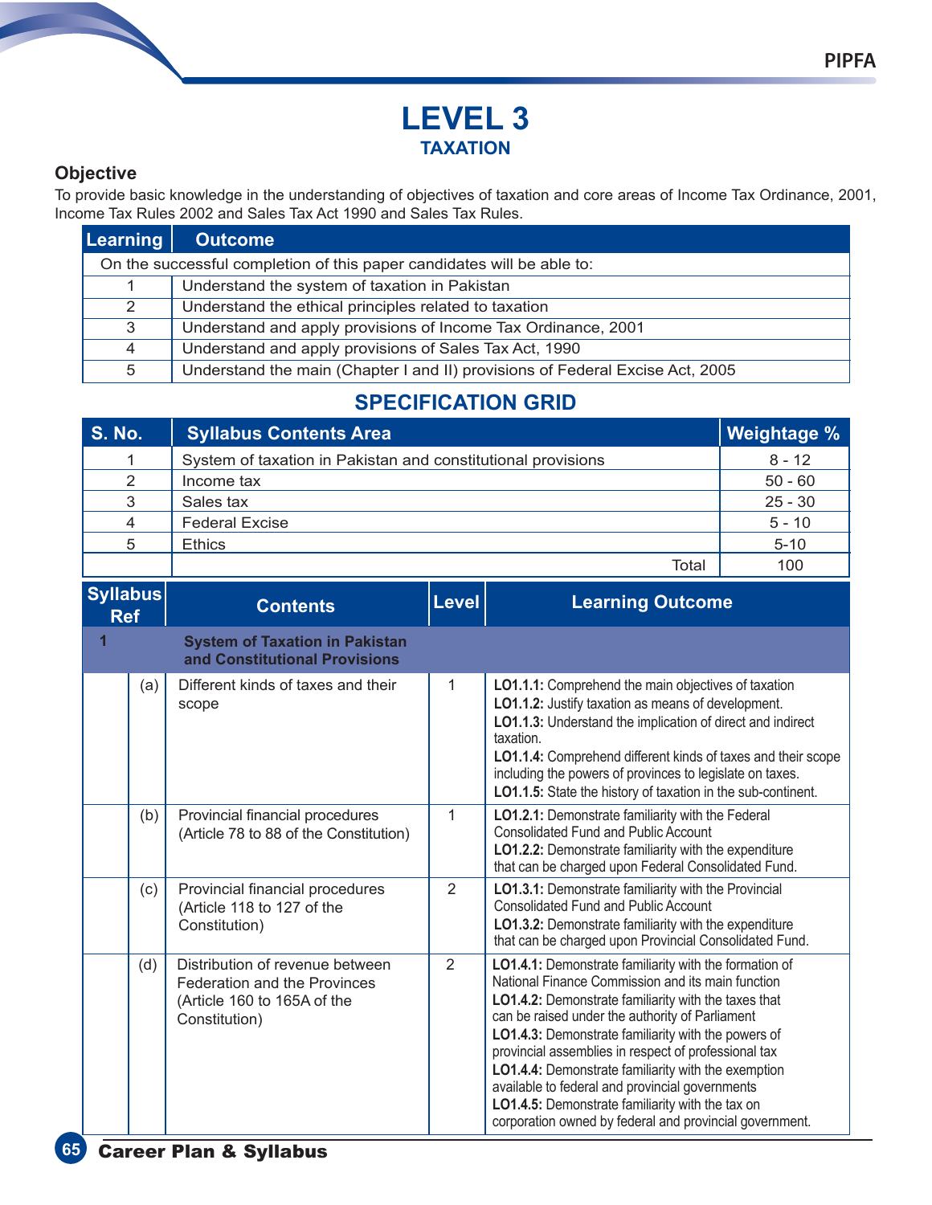# LEVEL 3

## TAXATION

### Objective

To provide basic knowledge in the understanding of objectives of taxation and core areas of Income Tax Ordinance, 2001, Income Tax Rules 2002 and Sales Tax Act 1990 and Sales Tax Rules.

| Learning | Outcome |
|---|---|
| On the successful completion of this paper candidates will be able to: | |
| 1 | Understand the system of taxation in Pakistan |
| 2 | Understand the ethical principles related to taxation |
| 3 | Understand and apply provisions of Income Tax Ordinance, 2001 |
| 4 | Understand and apply provisions of Sales Tax Act, 1990 |
| 5 | Understand the main (Chapter I and II) provisions of Federal Excise Act, 2005 |

## SPECIFICATION GRID

| S. No. | Syllabus Contents Area | Weightage % |
|---|---|---|
| 1 | System of taxation in Pakistan and constitutional provisions | 8 - 12 |
| 2 | Income tax | 50 - 60 |
| 3 | Sales tax | 25 - 30 |
| 4 | Federal Excise | 5 - 10 |
| 5 | Ethics | 5-10 |
| | Total | 100 |

| Syllabus Ref | | Contents | Level | Learning Outcome |
|---|---|---|---|---|
| 1 | | **System of Taxation in Pakistan and Constitutional Provisions** | | |
| | (a) | Different kinds of taxes and their scope | 1 | **LO1.1.1:** Comprehend the main objectives of taxation<br>**LO1.1.2:** Justify taxation as means of development.<br>**LO1.1.3:** Understand the implication of direct and indirect taxation.<br>**LO1.1.4:** Comprehend different kinds of taxes and their scope including the powers of provinces to legislate on taxes.<br>**LO1.1.5:** State the history of taxation in the sub-continent. |
| | (b) | Provincial financial procedures (Article 78 to 88 of the Constitution) | 1 | **LO1.2.1:** Demonstrate familiarity with the Federal Consolidated Fund and Public Account<br>**LO1.2.2:** Demonstrate familiarity with the expenditure that can be charged upon Federal Consolidated Fund. |
| | (c) | Provincial financial procedures (Article 118 to 127 of the Constitution) | 2 | **LO1.3.1:** Demonstrate familiarity with the Provincial Consolidated Fund and Public Account<br>**LO1.3.2:** Demonstrate familiarity with the expenditure that can be charged upon Provincial Consolidated Fund. |
| | (d) | Distribution of revenue between Federation and the Provinces (Article 160 to 165A of the Constitution) | 2 | **LO1.4.1:** Demonstrate familiarity with the formation of National Finance Commission and its main function<br>**LO1.4.2:** Demonstrate familiarity with the taxes that can be raised under the authority of Parliament<br>**LO1.4.3:** Demonstrate familiarity with the powers of provincial assemblies in respect of professional tax<br>**LO1.4.4:** Demonstrate familiarity with the exemption available to federal and provincial governments<br>**LO1.4.5:** Demonstrate familiarity with the tax on corporation owned by federal and provincial government. |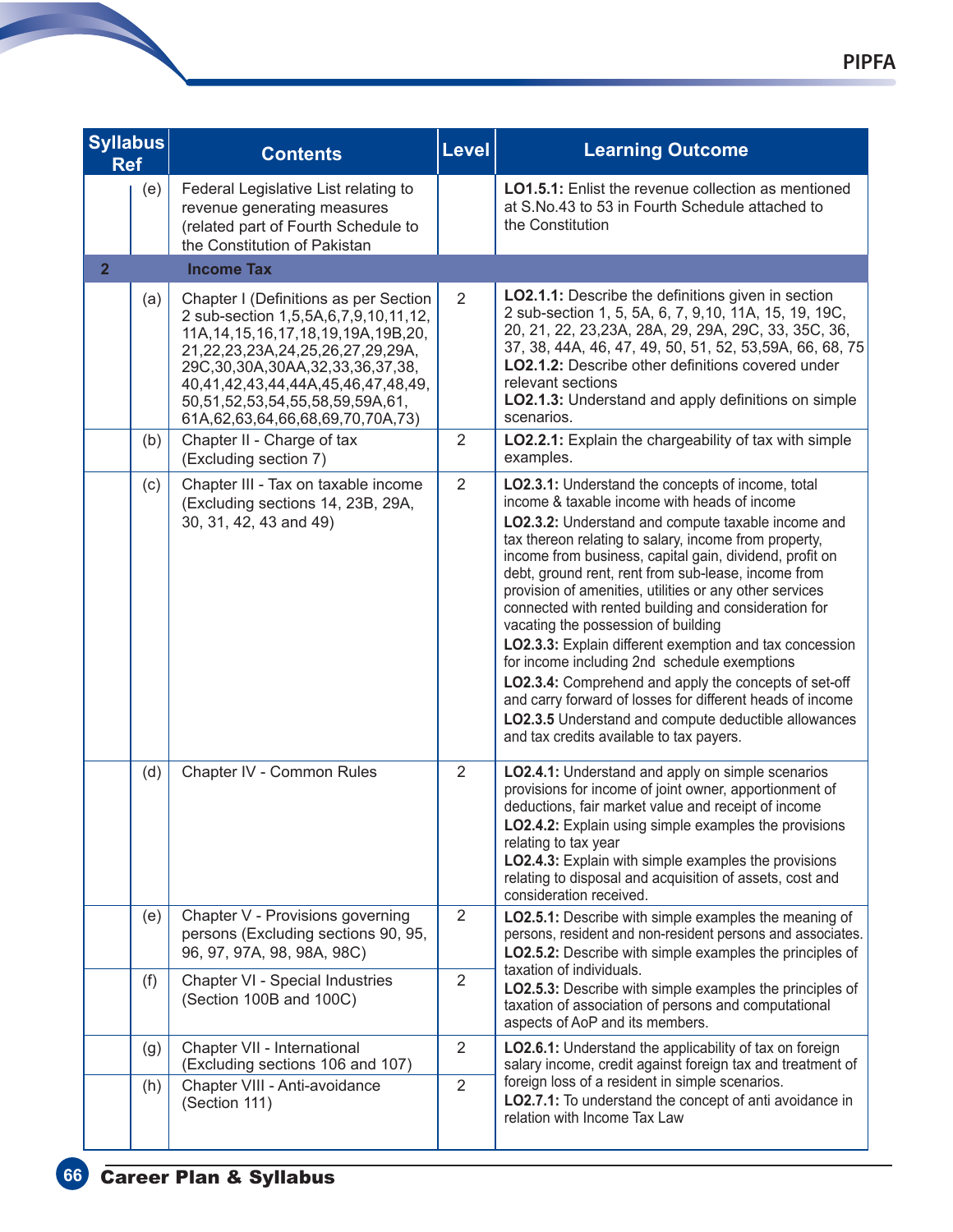| Syllabus Ref | | Contents | Level | Learning Outcome |
|---|---|---|---|---|
| | (e) | Federal Legislative List relating to revenue generating measures (related part of Fourth Schedule to the Constitution of Pakistan | | **LO1.5.1:** Enlist the revenue collection as mentioned at S.No.43 to 53 in Fourth Schedule attached to the Constitution |
| **2** | | **Income Tax** | | |
| | (a) | Chapter I (Definitions as per Section 2 sub-section 1,5,5A,6,7,9,10,11,12, 11A,14,15,16,17,18,19,19A,19B,20, 21,22,23,23A,24,25,26,27,29,29A, 29C,30,30A,30AA,32,33,36,37,38, 40,41,42,43,44,44A,45,46,47,48,49, 50,51,52,53,54,55,58,59,59A,61, 61A,62,63,64,66,68,69,70,70A,73) | 2 | **LO2.1.1:** Describe the definitions given in section 2 sub-section 1, 5, 5A, 6, 7, 9,10, 11A, 15, 19, 19C, 20, 21, 22, 23,23A, 28A, 29, 29A, 29C, 33, 35C, 36, 37, 38, 44A, 46, 47, 49, 50, 51, 52, 53,59A, 66, 68, 75<br>**LO2.1.2:** Describe other definitions covered under relevant sections<br>**LO2.1.3:** Understand and apply definitions on simple scenarios. |
| | (b) | Chapter II - Charge of tax (Excluding section 7) | 2 | **LO2.2.1:** Explain the chargeability of tax with simple examples. |
| | (c) | Chapter III - Tax on taxable income (Excluding sections 14, 23B, 29A, 30, 31, 42, 43 and 49) | 2 | **LO2.3.1:** Understand the concepts of income, total income & taxable income with heads of income<br>**LO2.3.2:** Understand and compute taxable income and tax thereon relating to salary, income from property, income from business, capital gain, dividend, profit on debt, ground rent, rent from sub-lease, income from provision of amenities, utilities or any other services connected with rented building and consideration for vacating the possession of building<br>**LO2.3.3:** Explain different exemption and tax concession for income including 2nd schedule exemptions<br>**LO2.3.4:** Comprehend and apply the concepts of set-off and carry forward of losses for different heads of income<br>**LO2.3.5** Understand and compute deductible allowances and tax credits available to tax payers. |
| | (d) | Chapter IV - Common Rules | 2 | **LO2.4.1:** Understand and apply on simple scenarios provisions for income of joint owner, apportionment of deductions, fair market value and receipt of income<br>**LO2.4.2:** Explain using simple examples the provisions relating to tax year<br>**LO2.4.3:** Explain with simple examples the provisions relating to disposal and acquisition of assets, cost and consideration received. |
| | (e) | Chapter V - Provisions governing persons (Excluding sections 90, 95, 96, 97, 97A, 98, 98A, 98C) | 2 | **LO2.5.1:** Describe with simple examples the meaning of persons, resident and non-resident persons and associates.<br>**LO2.5.2:** Describe with simple examples the principles of taxation of individuals.<br>**LO2.5.3:** Describe with simple examples the principles of taxation of association of persons and computational aspects of AoP and its members. |
| | (f) | Chapter VI - Special Industries (Section 100B and 100C) | 2 | |
| | (g) | Chapter VII - International (Excluding sections 106 and 107) | 2 | **LO2.6.1:** Understand the applicability of tax on foreign salary income, credit against foreign tax and treatment of foreign loss of a resident in simple scenarios.<br>**LO2.7.1:** To understand the concept of anti avoidance in relation with Income Tax Law |
| | (h) | Chapter VIII - Anti-avoidance (Section 111) | 2 | |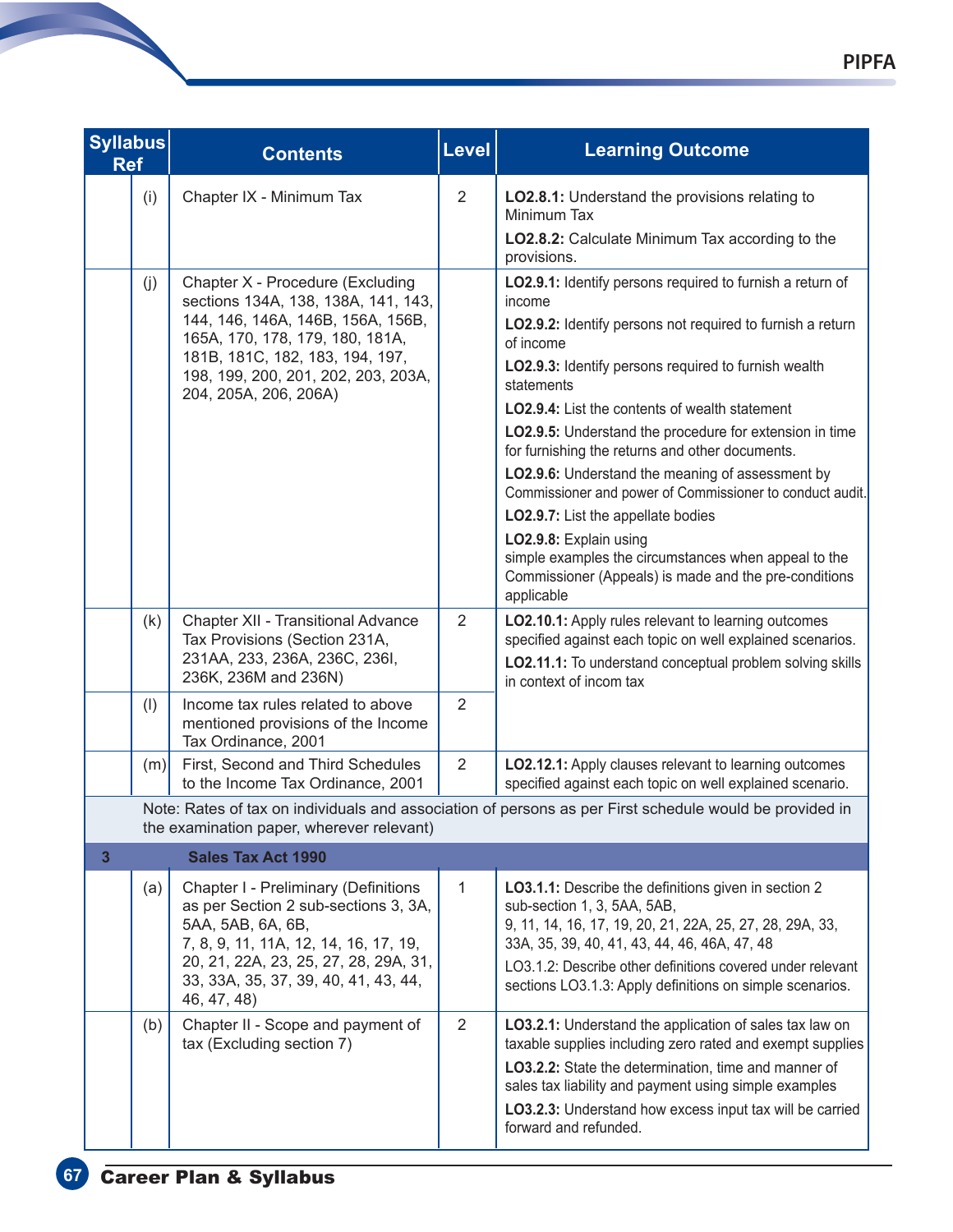| Syllabus Ref | | Contents | Level | Learning Outcome |
|---|---|---|---|---|
| | (i) | Chapter IX - Minimum Tax | 2 | **LO2.8.1:** Understand the provisions relating to Minimum Tax<br>**LO2.8.2:** Calculate Minimum Tax according to the provisions. |
| | (j) | Chapter X - Procedure (Excluding sections 134A, 138, 138A, 141, 143, 144, 146, 146A, 146B, 156A, 156B, 165A, 170, 178, 179, 180, 181A, 181B, 181C, 182, 183, 194, 197, 198, 199, 200, 201, 202, 203, 203A, 204, 205A, 206, 206A) | | **LO2.9.1:** Identify persons required to furnish a return of income<br>**LO2.9.2:** Identify persons not required to furnish a return of income<br>**LO2.9.3:** Identify persons required to furnish wealth statements<br>**LO2.9.4:** List the contents of wealth statement<br>**LO2.9.5:** Understand the procedure for extension in time for furnishing the returns and other documents.<br>**LO2.9.6:** Understand the meaning of assessment by Commissioner and power of Commissioner to conduct audit.<br>**LO2.9.7:** List the appellate bodies<br>**LO2.9.8:** Explain using simple examples the circumstances when appeal to the Commissioner (Appeals) is made and the pre-conditions applicable |
| | (k) | Chapter XII - Transitional Advance Tax Provisions (Section 231A, 231AA, 233, 236A, 236C, 236I, 236K, 236M and 236N) | 2 | **LO2.10.1:** Apply rules relevant to learning outcomes specified against each topic on well explained scenarios.<br>**LO2.11.1:** To understand conceptual problem solving skills in context of incom tax |
| | (l) | Income tax rules related to above mentioned provisions of the Income Tax Ordinance, 2001 | 2 | |
| | (m) | First, Second and Third Schedules to the Income Tax Ordinance, 2001 | 2 | **LO2.12.1:** Apply clauses relevant to learning outcomes specified against each topic on well explained scenario. |
| | | Note: Rates of tax on individuals and association of persons as per First schedule would be provided in the examination paper, wherever relevant) | | |
| **3** | | **Sales Tax Act 1990** | | |
| | (a) | Chapter I - Preliminary (Definitions as per Section 2 sub-sections 3, 3A, 5AA, 5AB, 6A, 6B, 7, 8, 9, 11, 11A, 12, 14, 16, 17, 19, 20, 21, 22A, 23, 25, 27, 28, 29A, 31, 33, 33A, 35, 37, 39, 40, 41, 43, 44, 46, 47, 48) | 1 | **LO3.1.1:** Describe the definitions given in section 2 sub-section 1, 3, 5AA, 5AB, 9, 11, 14, 16, 17, 19, 20, 21, 22A, 25, 27, 28, 29A, 33, 33A, 35, 39, 40, 41, 43, 44, 46, 46A, 47, 48<br>LO3.1.2: Describe other definitions covered under relevant sections LO3.1.3: Apply definitions on simple scenarios. |
| | (b) | Chapter II - Scope and payment of tax (Excluding section 7) | 2 | **LO3.2.1:** Understand the application of sales tax law on taxable supplies including zero rated and exempt supplies<br>**LO3.2.2:** State the determination, time and manner of sales tax liability and payment using simple examples<br>**LO3.2.3:** Understand how excess input tax will be carried forward and refunded. |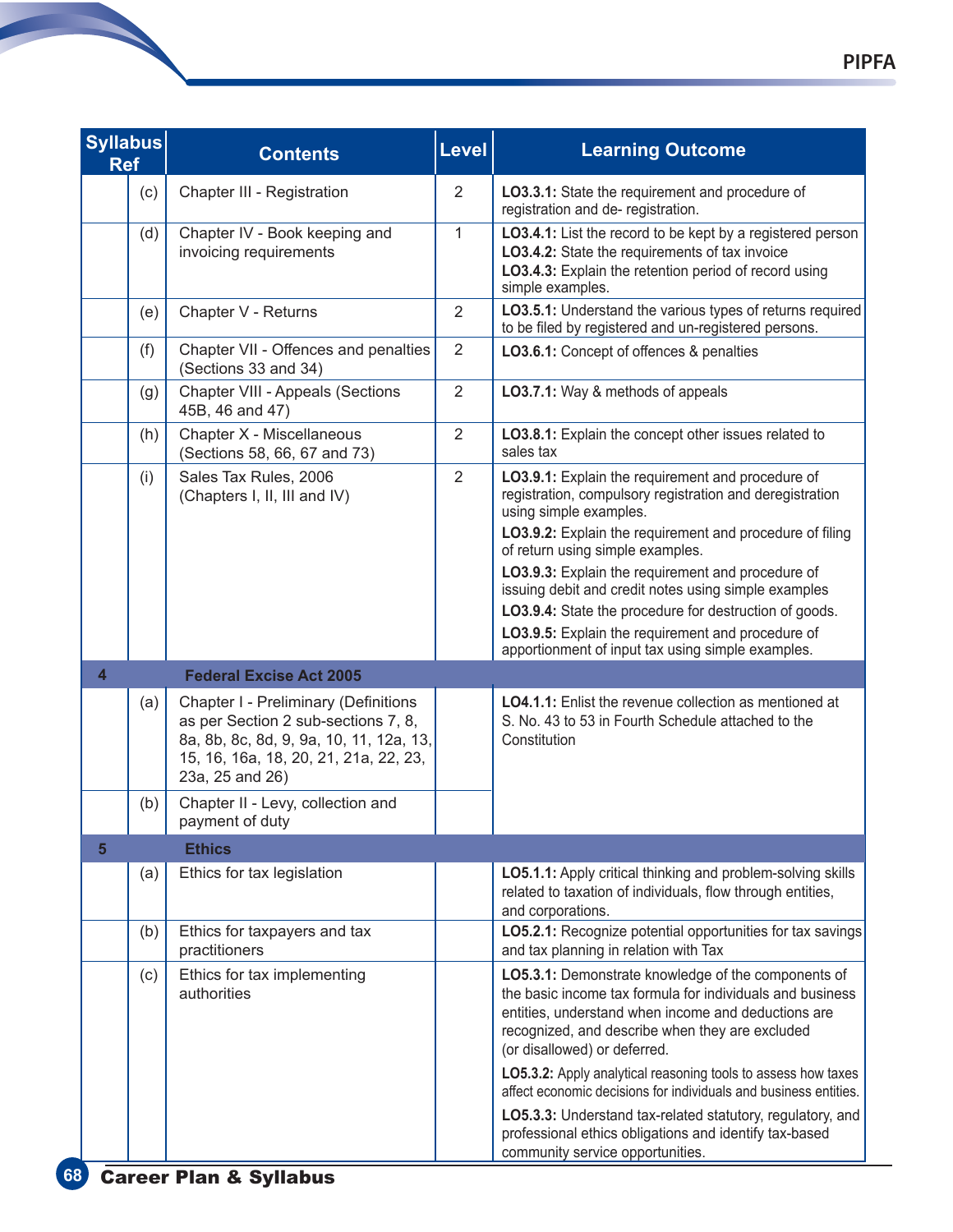| Syllabus Ref | | Contents | Level | Learning Outcome |
|---|---|---|---|---|
| | (c) | Chapter III - Registration | 2 | **LO3.3.1:** State the requirement and procedure of registration and de- registration. |
| | (d) | Chapter IV - Book keeping and invoicing requirements | 1 | **LO3.4.1:** List the record to be kept by a registered person<br>**LO3.4.2:** State the requirements of tax invoice<br>**LO3.4.3:** Explain the retention period of record using simple examples. |
| | (e) | Chapter V - Returns | 2 | **LO3.5.1:** Understand the various types of returns required to be filed by registered and un-registered persons. |
| | (f) | Chapter VII - Offences and penalties (Sections 33 and 34) | 2 | **LO3.6.1:** Concept of offences & penalties |
| | (g) | Chapter VIII - Appeals (Sections 45B, 46 and 47) | 2 | **LO3.7.1:** Way & methods of appeals |
| | (h) | Chapter X - Miscellaneous (Sections 58, 66, 67 and 73) | 2 | **LO3.8.1:** Explain the concept other issues related to sales tax |
| | (i) | Sales Tax Rules, 2006 (Chapters I, II, III and IV) | 2 | **LO3.9.1:** Explain the requirement and procedure of registration, compulsory registration and deregistration using simple examples.<br>**LO3.9.2:** Explain the requirement and procedure of filing of return using simple examples.<br>**LO3.9.3:** Explain the requirement and procedure of issuing debit and credit notes using simple examples<br>**LO3.9.4:** State the procedure for destruction of goods.<br>**LO3.9.5:** Explain the requirement and procedure of apportionment of input tax using simple examples. |
| **4** | | **Federal Excise Act 2005** | | |
| | (a) | Chapter I - Preliminary (Definitions as per Section 2 sub-sections 7, 8, 8a, 8b, 8c, 8d, 9, 9a, 10, 11, 12a, 13, 15, 16, 16a, 18, 20, 21, 21a, 22, 23, 23a, 25 and 26) | | **LO4.1.1:** Enlist the revenue collection as mentioned at S. No. 43 to 53 in Fourth Schedule attached to the Constitution |
| | (b) | Chapter II - Levy, collection and payment of duty | | |
| **5** | | **Ethics** | | |
| | (a) | Ethics for tax legislation | | **LO5.1.1:** Apply critical thinking and problem-solving skills related to taxation of individuals, flow through entities, and corporations. |
| | (b) | Ethics for taxpayers and tax practitioners | | **LO5.2.1:** Recognize potential opportunities for tax savings and tax planning in relation with Tax |
| | (c) | Ethics for tax implementing authorities | | **LO5.3.1:** Demonstrate knowledge of the components of the basic income tax formula for individuals and business entities, understand when income and deductions are recognized, and describe when they are excluded (or disallowed) or deferred.<br>**LO5.3.2:** Apply analytical reasoning tools to assess how taxes affect economic decisions for individuals and business entities.<br>**LO5.3.3:** Understand tax-related statutory, regulatory, and professional ethics obligations and identify tax-based community service opportunities. |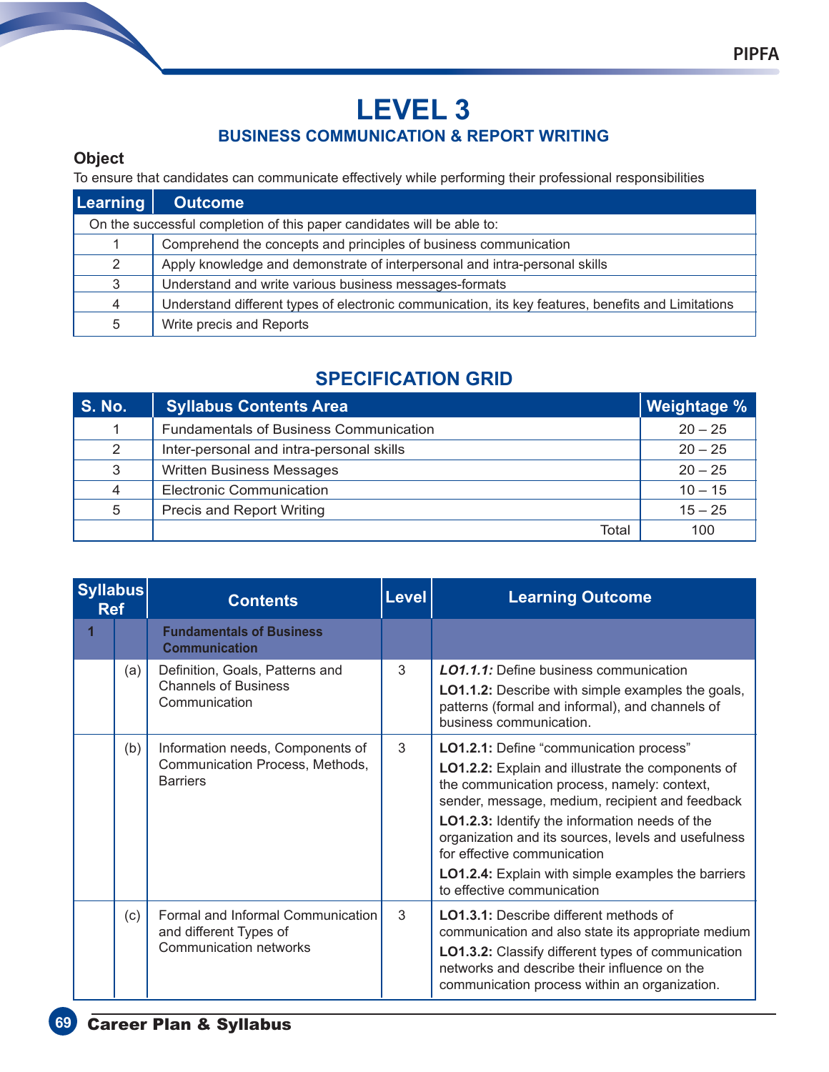# LEVEL 3

## BUSINESS COMMUNICATION & REPORT WRITING

### Object

To ensure that candidates can communicate effectively while performing their professional responsibilities

| Learning | Outcome |
|---|---|
| On the successful completion of this paper candidates will be able to: | |
| 1 | Comprehend the concepts and principles of business communication |
| 2 | Apply knowledge and demonstrate of interpersonal and intra-personal skills |
| 3 | Understand and write various business messages-formats |
| 4 | Understand different types of electronic communication, its key features, benefits and Limitations |
| 5 | Write precis and Reports |

## SPECIFICATION GRID

| S. No. | Syllabus Contents Area | Weightage % |
|---|---|---|
| 1 | Fundamentals of Business Communication | 20 – 25 |
| 2 | Inter-personal and intra-personal skills | 20 – 25 |
| 3 | Written Business Messages | 20 – 25 |
| 4 | Electronic Communication | 10 – 15 |
| 5 | Precis and Report Writing | 15 – 25 |
| | Total | 100 |

| Syllabus Ref | | Contents | Level | Learning Outcome |
|---|---|---|---|---|
| **1** | | **Fundamentals of Business Communication** | | |
| | (a) | Definition, Goals, Patterns and Channels of Business Communication | 3 | ***LO1.1.1:*** Define business communication<br>**LO1.1.2:** Describe with simple examples the goals, patterns (formal and informal), and channels of business communication. |
| | (b) | Information needs, Components of Communication Process, Methods, Barriers | 3 | **LO1.2.1:** Define "communication process"<br>**LO1.2.2:** Explain and illustrate the components of the communication process, namely: context, sender, message, medium, recipient and feedback<br>**LO1.2.3:** Identify the information needs of the organization and its sources, levels and usefulness for effective communication<br>**LO1.2.4:** Explain with simple examples the barriers to effective communication |
| | (c) | Formal and Informal Communication and different Types of Communication networks | 3 | **LO1.3.1:** Describe different methods of communication and also state its appropriate medium<br>**LO1.3.2:** Classify different types of communication networks and describe their influence on the communication process within an organization. |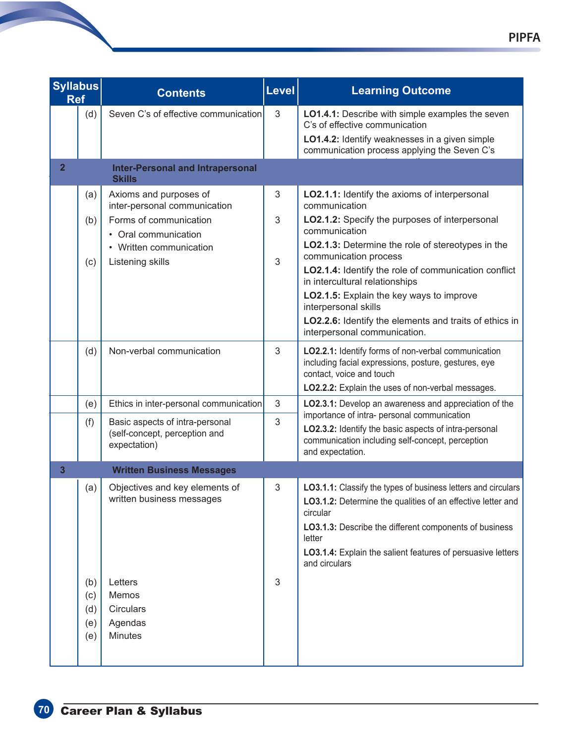| Syllabus Ref | | Contents | Level | Learning Outcome |
|---|---|---|---|---|
| | (d) | Seven C's of effective communication | 3 | **LO1.4.1:** Describe with simple examples the seven C's of effective communication<br>**LO1.4.2:** Identify weaknesses in a given simple communication process applying the Seven C's |
| **2** | | **Inter-Personal and Intrapersonal Skills** | | |
| | (a) | Axioms and purposes of inter-personal communication | 3 | **LO2.1.1:** Identify the axioms of interpersonal communication |
| | (b) | Forms of communication<br>• Oral communication<br>• Written communication | 3 | **LO2.1.2:** Specify the purposes of interpersonal communication<br>**LO2.1.3:** Determine the role of stereotypes in the communication process |
| | (c) | Listening skills | 3 | **LO2.1.4:** Identify the role of communication conflict in intercultural relationships<br>**LO2.1.5:** Explain the key ways to improve interpersonal skills<br>**LO2.2.6:** Identify the elements and traits of ethics in interpersonal communication. |
| | (d) | Non-verbal communication | 3 | **LO2.2.1:** Identify forms of non-verbal communication including facial expressions, posture, gestures, eye contact, voice and touch<br>**LO2.2.2:** Explain the uses of non-verbal messages. |
| | (e) | Ethics in inter-personal communication | 3 | **LO2.3.1:** Develop an awareness and appreciation of the importance of intra- personal communication |
| | (f) | Basic aspects of intra-personal (self-concept, perception and expectation) | 3 | **LO2.3.2:** Identify the basic aspects of intra-personal communication including self-concept, perception and expectation. |
| **3** | | **Written Business Messages** | | |
| | (a) | Objectives and key elements of written business messages | 3 | **LO3.1.1:** Classify the types of business letters and circulars<br>**LO3.1.2:** Determine the qualities of an effective letter and circular<br>**LO3.1.3:** Describe the different components of business letter<br>**LO3.1.4:** Explain the salient features of persuasive letters and circulars |
| | (b) | Letters | 3 | |
| | (c) | Memos | | |
| | (d) | Circulars | | |
| | (e) | Agendas | | |
| | (e) | Minutes | | |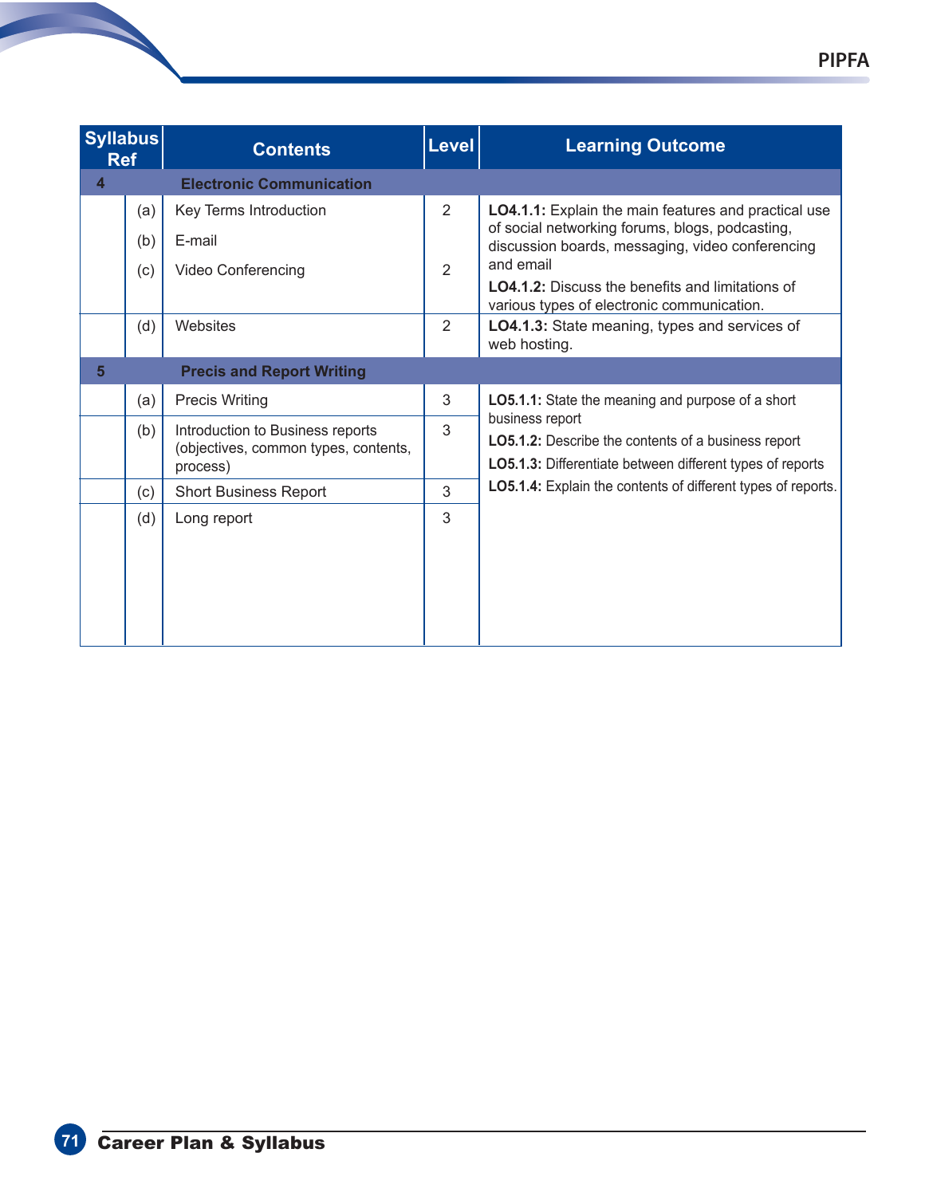| Syllabus Ref | | Contents | Level | Learning Outcome |
|---|---|---|---|---|
| **4** | | **Electronic Communication** | | |
| | (a) | Key Terms Introduction | 2 | **LO4.1.1:** Explain the main features and practical use of social networking forums, blogs, podcasting, discussion boards, messaging, video conferencing and email<br>**LO4.1.2:** Discuss the benefits and limitations of various types of electronic communication. |
| | (b) | E-mail | | |
| | (c) | Video Conferencing | 2 | |
| | (d) | Websites | 2 | **LO4.1.3:** State meaning, types and services of web hosting. |
| **5** | | **Precis and Report Writing** | | |
| | (a) | Precis Writing | 3 | **LO5.1.1:** State the meaning and purpose of a short business report<br>**LO5.1.2:** Describe the contents of a business report<br>**LO5.1.3:** Differentiate between different types of reports<br>**LO5.1.4:** Explain the contents of different types of reports. |
| | (b) | Introduction to Business reports (objectives, common types, contents, process) | 3 | |
| | (c) | Short Business Report | 3 | |
| | (d) | Long report | 3 | |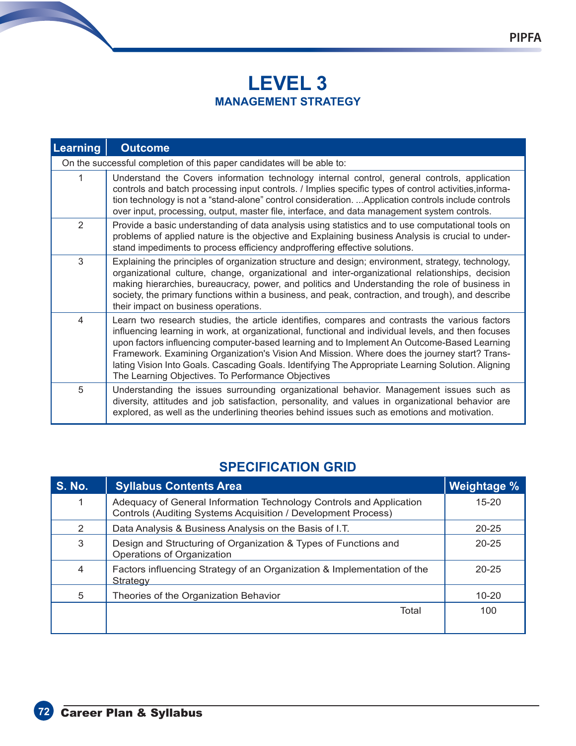# LEVEL 3

## MANAGEMENT STRATEGY

| Learning | Outcome |
|---|---|
| On the successful completion of this paper candidates will be able to: | |
| 1 | Understand the Covers information technology internal control, general controls, application controls and batch processing input controls. / Implies specific types of control activities,information technology is not a "stand-alone" control consideration. ...Application controls include controls over input, processing, output, master file, interface, and data management system controls. |
| 2 | Provide a basic understanding of data analysis using statistics and to use computational tools on problems of applied nature is the objective and Explaining business Analysis is crucial to understand impediments to process efficiency andproffering effective solutions. |
| 3 | Explaining the principles of organization structure and design; environment, strategy, technology, organizational culture, change, organizational and inter-organizational relationships, decision making hierarchies, bureaucracy, power, and politics and Understanding the role of business in society, the primary functions within a business, and peak, contraction, and trough), and describe their impact on business operations. |
| 4 | Learn two research studies, the article identifies, compares and contrasts the various factors influencing learning in work, at organizational, functional and individual levels, and then focuses upon factors influencing computer-based learning and to Implement An Outcome-Based Learning Framework. Examining Organization's Vision And Mission. Where does the journey start? Translating Vision Into Goals. Cascading Goals. Identifying The Appropriate Learning Solution. Aligning The Learning Objectives. To Performance Objectives |
| 5 | Understanding the issues surrounding organizational behavior. Management issues such as diversity, attitudes and job satisfaction, personality, and values in organizational behavior are explored, as well as the underlining theories behind issues such as emotions and motivation. |

## SPECIFICATION GRID

| S. No. | Syllabus Contents Area | Weightage % |
|---|---|---|
| 1 | Adequacy of General Information Technology Controls and Application Controls (Auditing Systems Acquisition / Development Process) | 15-20 |
| 2 | Data Analysis & Business Analysis on the Basis of I.T. | 20-25 |
| 3 | Design and Structuring of Organization & Types of Functions and Operations of Organization | 20-25 |
| 4 | Factors influencing Strategy of an Organization & Implementation of the Strategy | 20-25 |
| 5 | Theories of the Organization Behavior | 10-20 |
| | Total | 100 |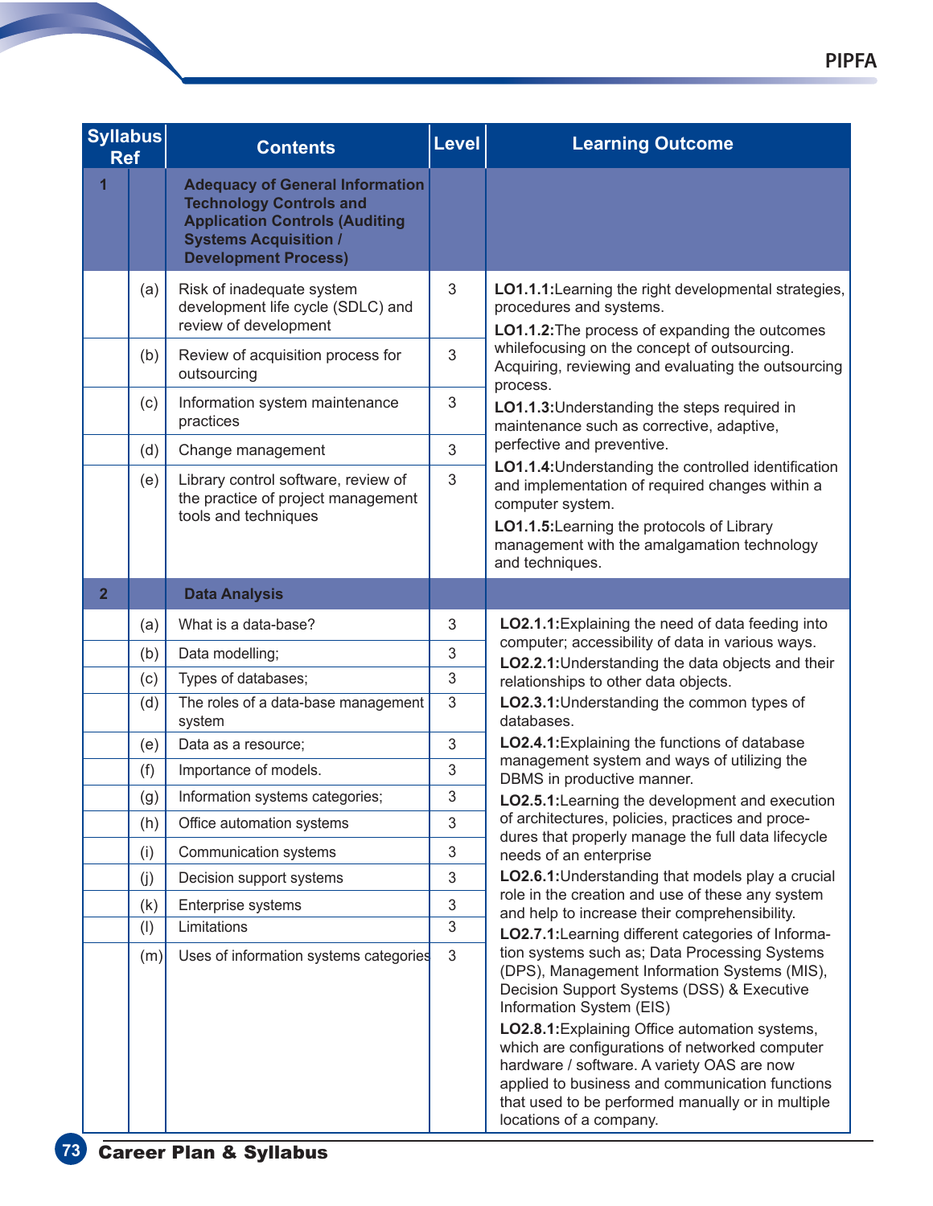| Syllabus Ref | | Contents | Level | Learning Outcome |
|---|---|---|---|---|
| **1** | | **Adequacy of General Information Technology Controls and Application Controls (Auditing Systems Acquisition / Development Process)** | | |
| | (a) | Risk of inadequate system development life cycle (SDLC) and review of development | 3 | **LO1.1.1:**Learning the right developmental strategies, procedures and systems.<br>**LO1.1.2:**The process of expanding the outcomes whilefocusing on the concept of outsourcing. Acquiring, reviewing and evaluating the outsourcing process.<br>**LO1.1.3:**Understanding the steps required in maintenance such as corrective, adaptive, perfective and preventive.<br>**LO1.1.4:**Understanding the controlled identification and implementation of required changes within a computer system.<br>**LO1.1.5:**Learning the protocols of Library management with the amalgamation technology and techniques. |
| | (b) | Review of acquisition process for outsourcing | 3 | |
| | (c) | Information system maintenance practices | 3 | |
| | (d) | Change management | 3 | |
| | (e) | Library control software, review of the practice of project management tools and techniques | 3 | |
| **2** | | **Data Analysis** | | |
| | (a) | What is a data-base? | 3 | **LO2.1.1:**Explaining the need of data feeding into computer; accessibility of data in various ways.<br>**LO2.2.1:**Understanding the data objects and their relationships to other data objects.<br>**LO2.3.1:**Understanding the common types of databases.<br>**LO2.4.1:**Explaining the functions of database management system and ways of utilizing the DBMS in productive manner.<br>**LO2.5.1:**Learning the development and execution of architectures, policies, practices and procedures that properly manage the full data lifecycle needs of an enterprise<br>**LO2.6.1:**Understanding that models play a crucial role in the creation and use of these any system and help to increase their comprehensibility.<br>**LO2.7.1:**Learning different categories of Information systems such as; Data Processing Systems (DPS), Management Information Systems (MIS), Decision Support Systems (DSS) & Executive Information System (EIS)<br>**LO2.8.1:**Explaining Office automation systems, which are configurations of networked computer hardware / software. A variety OAS are now applied to business and communication functions that used to be performed manually or in multiple locations of a company. |
| | (b) | Data modelling; | 3 | |
| | (c) | Types of databases; | 3 | |
| | (d) | The roles of a data-base management system | 3 | |
| | (e) | Data as a resource; | 3 | |
| | (f) | Importance of models. | 3 | |
| | (g) | Information systems categories; | 3 | |
| | (h) | Office automation systems | 3 | |
| | (i) | Communication systems | 3 | |
| | (j) | Decision support systems | 3 | |
| | (k) | Enterprise systems | 3 | |
| | (l) | Limitations | 3 | |
| | (m) | Uses of information systems categories | 3 | |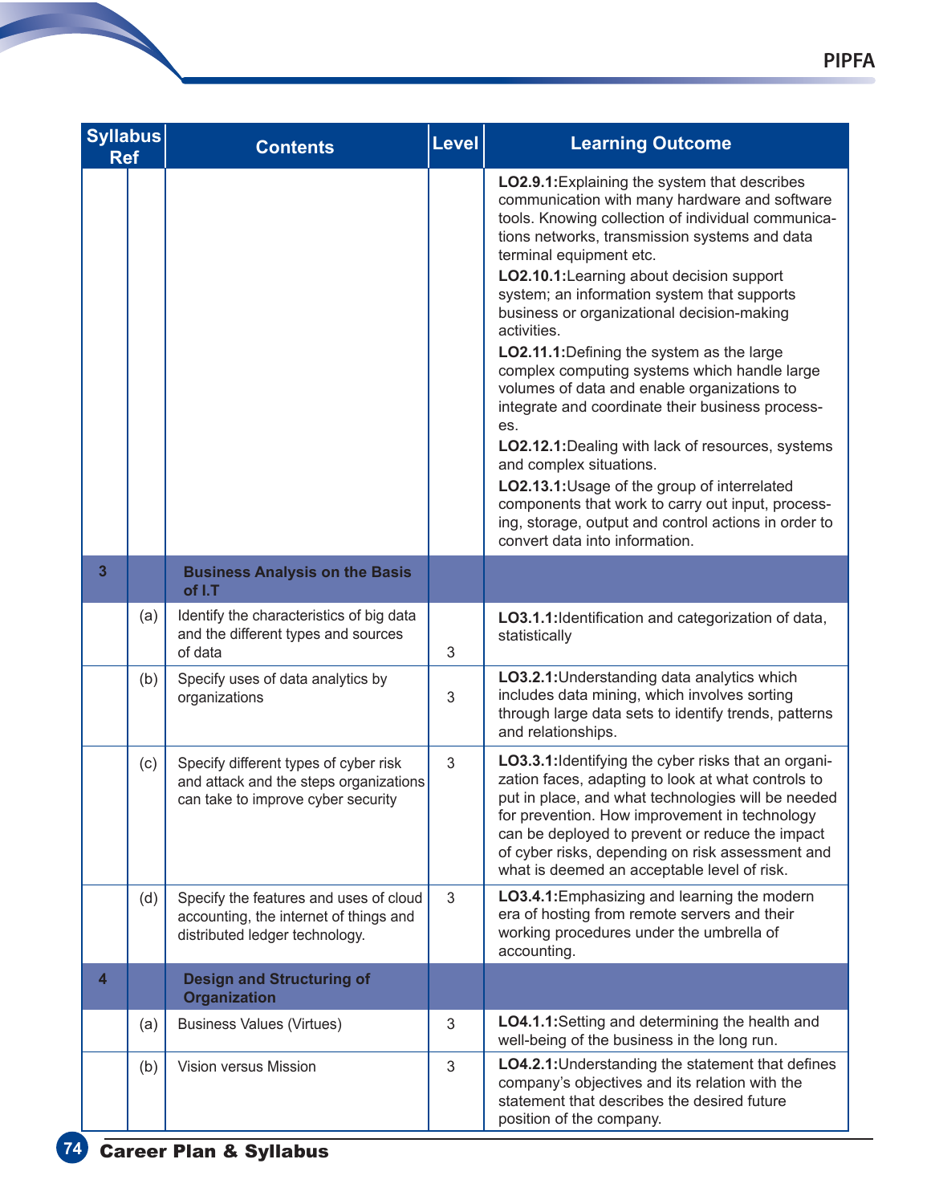| Syllabus Ref | | Contents | Level | Learning Outcome |
|---|---|---|---|---|
| | | | | **LO2.9.1:**Explaining the system that describes communication with many hardware and software tools. Knowing collection of individual communications networks, transmission systems and data terminal equipment etc.<br>**LO2.10.1:**Learning about decision support system; an information system that supports business or organizational decision-making activities.<br>**LO2.11.1:**Defining the system as the large complex computing systems which handle large volumes of data and enable organizations to integrate and coordinate their business processes.<br>**LO2.12.1:**Dealing with lack of resources, systems and complex situations.<br>**LO2.13.1:**Usage of the group of interrelated components that work to carry out input, processing, storage, output and control actions in order to convert data into information. |
| **3** | | **Business Analysis on the Basis of I.T** | | |
| | (a) | Identify the characteristics of big data and the different types and sources of data | 3 | **LO3.1.1:**Identification and categorization of data, statistically |
| | (b) | Specify uses of data analytics by organizations | 3 | **LO3.2.1:**Understanding data analytics which includes data mining, which involves sorting through large data sets to identify trends, patterns and relationships. |
| | (c) | Specify different types of cyber risk and attack and the steps organizations can take to improve cyber security | 3 | **LO3.3.1:**Identifying the cyber risks that an organization faces, adapting to look at what controls to put in place, and what technologies will be needed for prevention. How improvement in technology can be deployed to prevent or reduce the impact of cyber risks, depending on risk assessment and what is deemed an acceptable level of risk. |
| | (d) | Specify the features and uses of cloud accounting, the internet of things and distributed ledger technology. | 3 | **LO3.4.1:**Emphasizing and learning the modern era of hosting from remote servers and their working procedures under the umbrella of accounting. |
| **4** | | **Design and Structuring of Organization** | | |
| | (a) | Business Values (Virtues) | 3 | **LO4.1.1:**Setting and determining the health and well-being of the business in the long run. |
| | (b) | Vision versus Mission | 3 | **LO4.2.1:**Understanding the statement that defines company's objectives and its relation with the statement that describes the desired future position of the company. |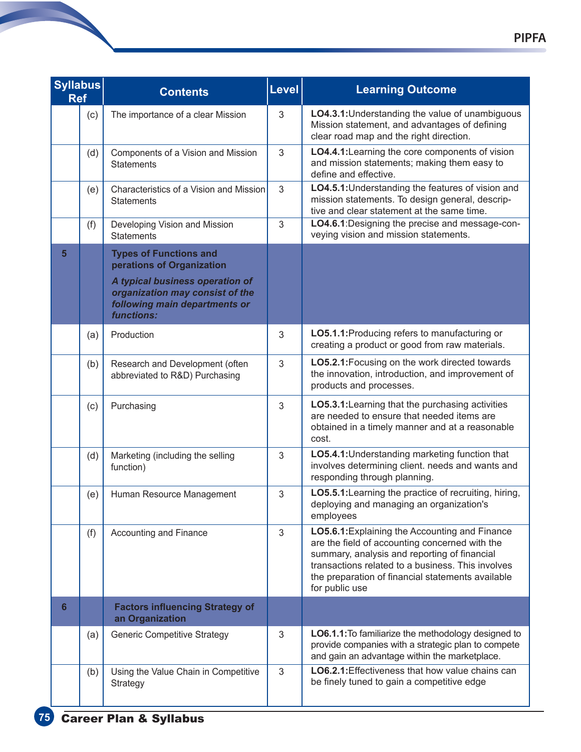| Syllabus Ref | | Contents | Level | Learning Outcome |
|---|---|---|---|---|
| | (c) | The importance of a clear Mission | 3 | **LO4.3.1:**Understanding the value of unambiguous Mission statement, and advantages of defining clear road map and the right direction. |
| | (d) | Components of a Vision and Mission Statements | 3 | **LO4.4.1:**Learning the core components of vision and mission statements; making them easy to define and effective. |
| | (e) | Characteristics of a Vision and Mission Statements | 3 | **LO4.5.1:**Understanding the features of vision and mission statements. To design general, descriptive and clear statement at the same time. |
| | (f) | Developing Vision and Mission Statements | 3 | **LO4.6.1**:Designing the precise and message-conveying vision and mission statements. |
| **5** | | **Types of Functions and perations of Organization** ***A typical business operation of organization may consist of the following main departments or functions:*** | | |
| | (a) | Production | 3 | **LO5.1.1:**Producing refers to manufacturing or creating a product or good from raw materials. |
| | (b) | Research and Development (often abbreviated to R&D) Purchasing | 3 | **LO5.2.1:**Focusing on the work directed towards the innovation, introduction, and improvement of products and processes. |
| | (c) | Purchasing | 3 | **LO5.3.1:**Learning that the purchasing activities are needed to ensure that needed items are obtained in a timely manner and at a reasonable cost. |
| | (d) | Marketing (including the selling function) | 3 | **LO5.4.1:**Understanding marketing function that involves determining client. needs and wants and responding through planning. |
| | (e) | Human Resource Management | 3 | **LO5.5.1:**Learning the practice of recruiting, hiring, deploying and managing an organization's employees |
| | (f) | Accounting and Finance | 3 | **LO5.6.1:**Explaining the Accounting and Finance are the field of accounting concerned with the summary, analysis and reporting of financial transactions related to a business. This involves the preparation of financial statements available for public use |
| **6** | | **Factors influencing Strategy of an Organization** | | |
| | (a) | Generic Competitive Strategy | 3 | **LO6.1.1:**To familiarize the methodology designed to provide companies with a strategic plan to compete and gain an advantage within the marketplace. |
| | (b) | Using the Value Chain in Competitive Strategy | 3 | **LO6.2.1:**Effectiveness that how value chains can be finely tuned to gain a competitive edge |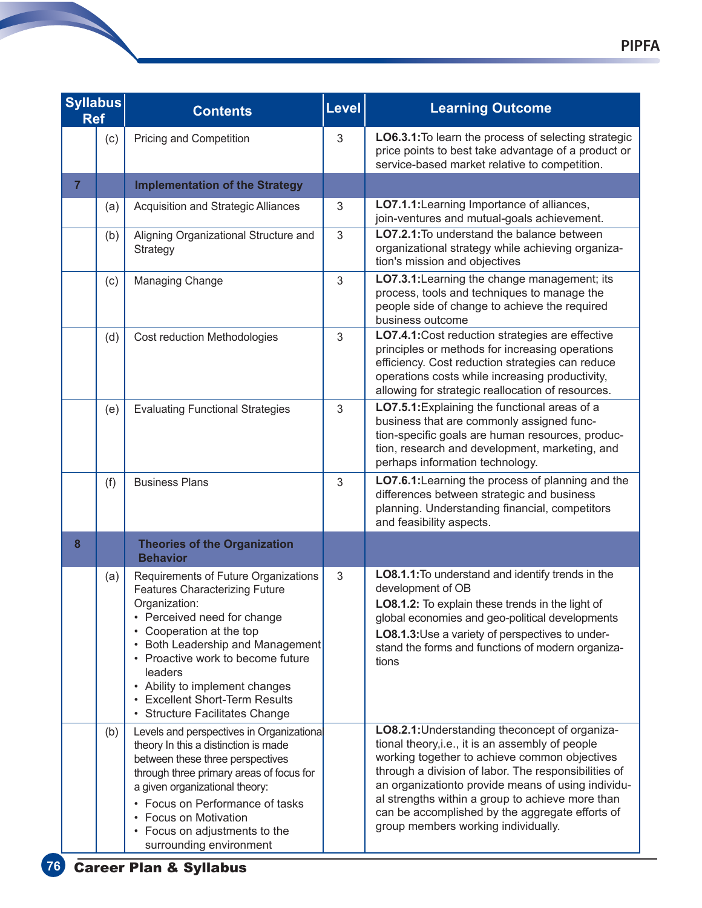| Syllabus Ref | | Contents | Level | Learning Outcome |
|---|---|---|---|---|
| | (c) | Pricing and Competition | 3 | **LO6.3.1:**To learn the process of selecting strategic price points to best take advantage of a product or service-based market relative to competition. |
| **7** | | **Implementation of the Strategy** | | |
| | (a) | Acquisition and Strategic Alliances | 3 | **LO7.1.1:**Learning Importance of alliances, join-ventures and mutual-goals achievement. |
| | (b) | Aligning Organizational Structure and Strategy | 3 | **LO7.2.1:**To understand the balance between organizational strategy while achieving organization's mission and objectives |
| | (c) | Managing Change | 3 | **LO7.3.1:**Learning the change management; its process, tools and techniques to manage the people side of change to achieve the required business outcome |
| | (d) | Cost reduction Methodologies | 3 | **LO7.4.1:**Cost reduction strategies are effective principles or methods for increasing operations efficiency. Cost reduction strategies can reduce operations costs while increasing productivity, allowing for strategic reallocation of resources. |
| | (e) | Evaluating Functional Strategies | 3 | **LO7.5.1:**Explaining the functional areas of a business that are commonly assigned function-specific goals are human resources, production, research and development, marketing, and perhaps information technology. |
| | (f) | Business Plans | 3 | **LO7.6.1:**Learning the process of planning and the differences between strategic and business planning. Understanding financial, competitors and feasibility aspects. |
| **8** | | **Theories of the Organization Behavior** | | |
| | (a) | Requirements of Future Organizations Features Characterizing Future Organization:<br>• Perceived need for change<br>• Cooperation at the top<br>• Both Leadership and Management<br>• Proactive work to become future leaders<br>• Ability to implement changes<br>• Excellent Short-Term Results<br>• Structure Facilitates Change | 3 | **LO8.1.1:**To understand and identify trends in the development of OB<br>**LO8.1.2:** To explain these trends in the light of global economies and geo-political developments<br>**LO8.1.3:**Use a variety of perspectives to understand the forms and functions of modern organizations |
| | (b) | Levels and perspectives in Organizational theory In this a distinction is made between these three perspectives through three primary areas of focus for a given organizational theory:<br>• Focus on Performance of tasks<br>• Focus on Motivation<br>• Focus on adjustments to the surrounding environment | | **LO8.2.1:**Understanding theconcept of organizational theory,i.e., it is an assembly of people working together to achieve common objectives through a division of labor. The responsibilities of an organizationto provide means of using individual strengths within a group to achieve more than can be accomplished by the aggregate efforts of group members working individually. |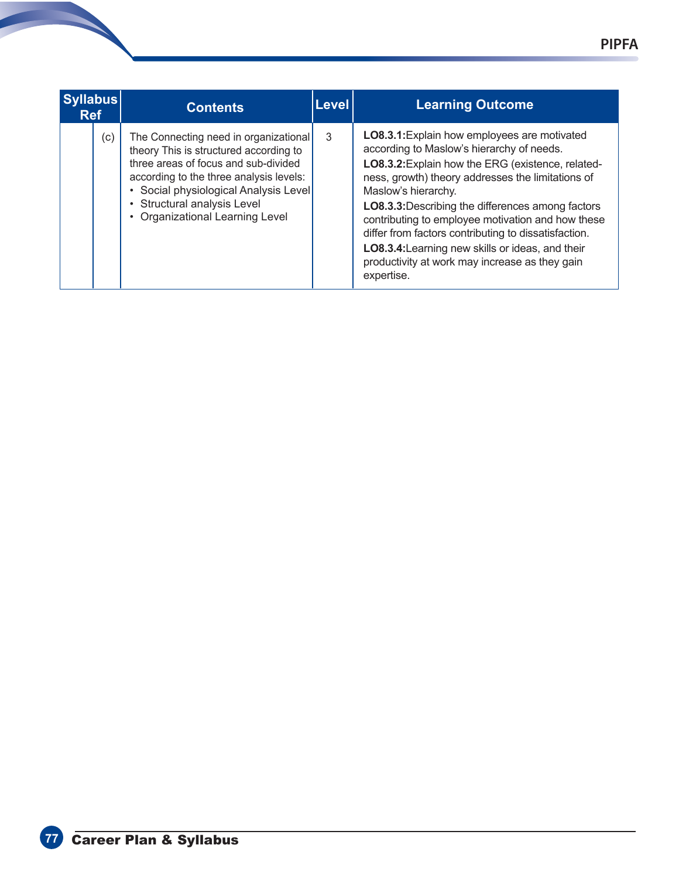| Syllabus Ref | | Contents | Level | Learning Outcome |
|---|---|---|---|---|
| | (c) | The Connecting need in organizational theory This is structured according to three areas of focus and sub-divided according to the three analysis levels:<br>• Social physiological Analysis Level<br>• Structural analysis Level<br>• Organizational Learning Level | 3 | **LO8.3.1:** Explain how employees are motivated according to Maslow's hierarchy of needs.<br>**LO8.3.2:** Explain how the ERG (existence, related-ness, growth) theory addresses the limitations of Maslow's hierarchy.<br>**LO8.3.3:** Describing the differences among factors contributing to employee motivation and how these differ from factors contributing to dissatisfaction.<br>**LO8.3.4:** Learning new skills or ideas, and their productivity at work may increase as they gain expertise. |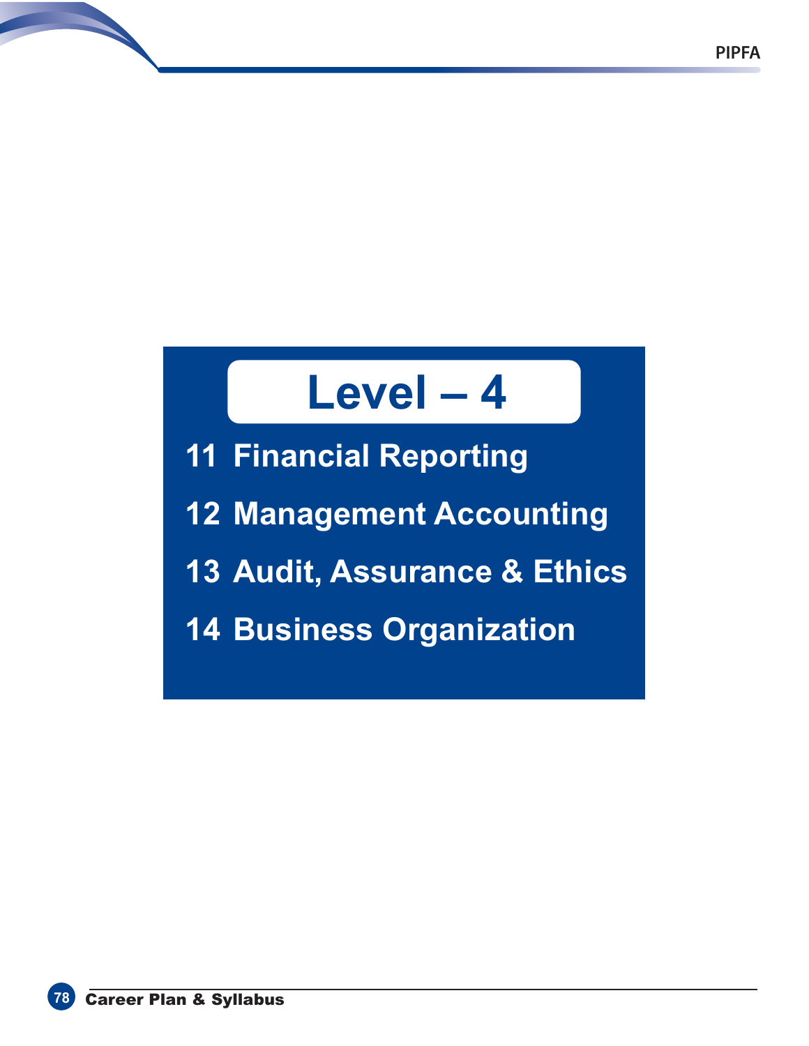# Level – 4

11 Financial Reporting

12 Management Accounting

13 Audit, Assurance & Ethics

14 Business Organization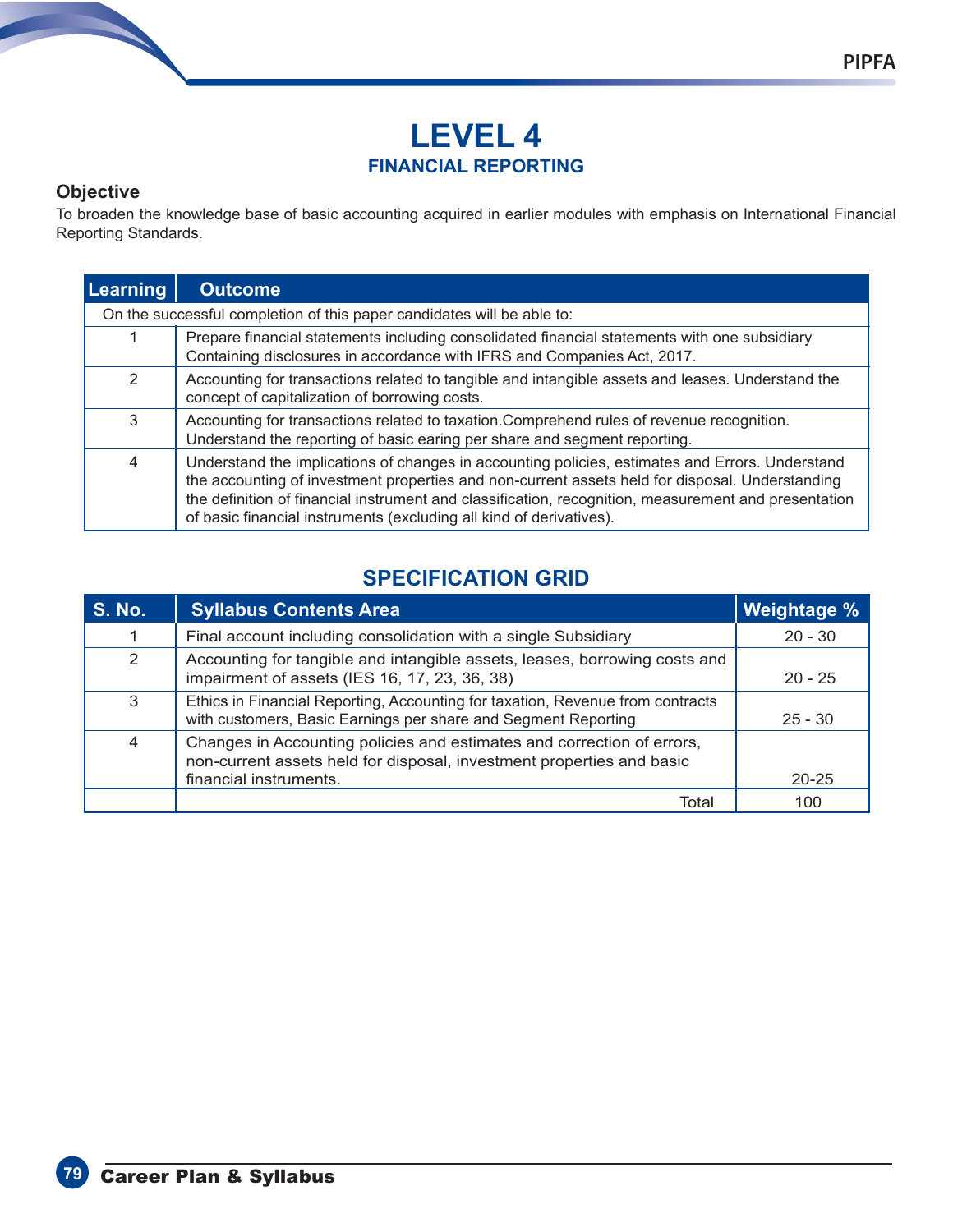# LEVEL 4

## FINANCIAL REPORTING

### Objective

To broaden the knowledge base of basic accounting acquired in earlier modules with emphasis on International Financial Reporting Standards.

| Learning | Outcome |
|---|---|
| On the successful completion of this paper candidates will be able to: | |
| 1 | Prepare financial statements including consolidated financial statements with one subsidiary Containing disclosures in accordance with IFRS and Companies Act, 2017. |
| 2 | Accounting for transactions related to tangible and intangible assets and leases. Understand the concept of capitalization of borrowing costs. |
| 3 | Accounting for transactions related to taxation.Comprehend rules of revenue recognition. Understand the reporting of basic earing per share and segment reporting. |
| 4 | Understand the implications of changes in accounting policies, estimates and Errors. Understand the accounting of investment properties and non-current assets held for disposal. Understanding the definition of financial instrument and classification, recognition, measurement and presentation of basic financial instruments (excluding all kind of derivatives). |

## SPECIFICATION GRID

| S. No. | Syllabus Contents Area | Weightage % |
|---|---|---|
| 1 | Final account including consolidation with a single Subsidiary | 20 - 30 |
| 2 | Accounting for tangible and intangible assets, leases, borrowing costs and impairment of assets (IES 16, 17, 23, 36, 38) | 20 - 25 |
| 3 | Ethics in Financial Reporting, Accounting for taxation, Revenue from contracts with customers, Basic Earnings per share and Segment Reporting | 25 - 30 |
| 4 | Changes in Accounting policies and estimates and correction of errors, non-current assets held for disposal, investment properties and basic financial instruments. | 20-25 |
| | Total | 100 |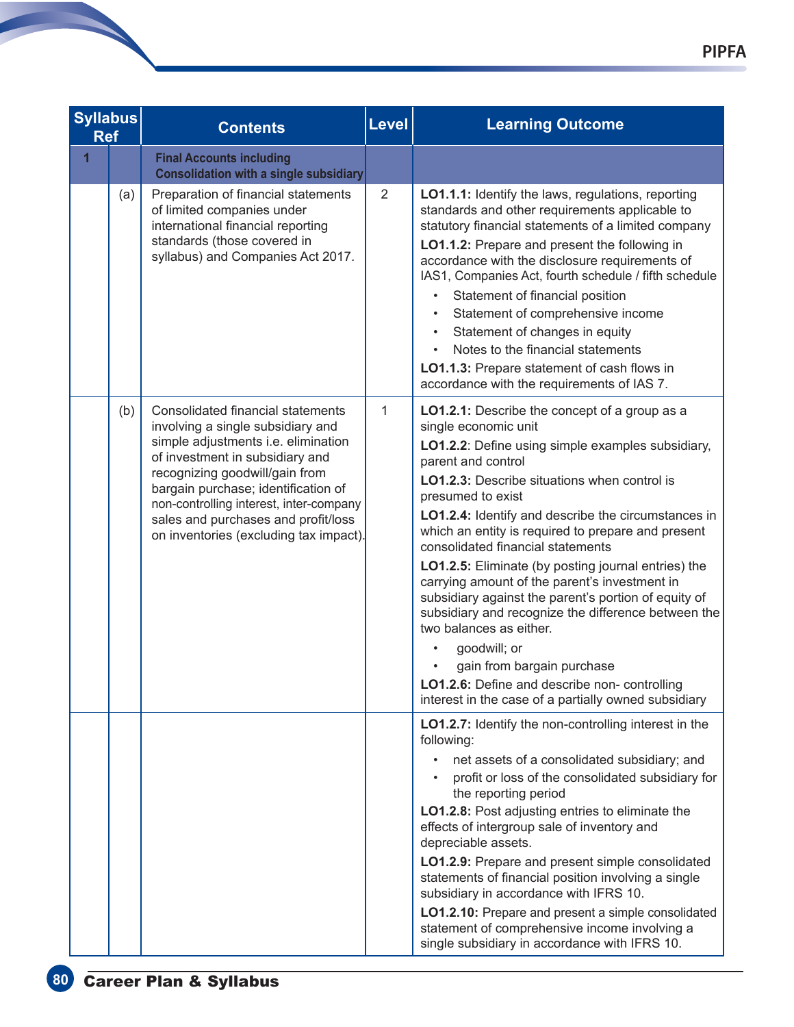| Syllabus Ref | | Contents | Level | Learning Outcome |
|---|---|---|---|---|
| **1** | | **Final Accounts including Consolidation with a single subsidiary** | | |
| | (a) | Preparation of financial statements of limited companies under international financial reporting standards (those covered in syllabus) and Companies Act 2017. | 2 | **LO1.1.1:** Identify the laws, regulations, reporting standards and other requirements applicable to statutory financial statements of a limited company<br>**LO1.1.2:** Prepare and present the following in accordance with the disclosure requirements of IAS1, Companies Act, fourth schedule / fifth schedule<br>• Statement of financial position<br>• Statement of comprehensive income<br>• Statement of changes in equity<br>• Notes to the financial statements<br>**LO1.1.3:** Prepare statement of cash flows in accordance with the requirements of IAS 7. |
| | (b) | Consolidated financial statements involving a single subsidiary and simple adjustments i.e. elimination of investment in subsidiary and recognizing goodwill/gain from bargain purchase; identification of non-controlling interest, inter-company sales and purchases and profit/loss on inventories (excluding tax impact). | 1 | **LO1.2.1:** Describe the concept of a group as a single economic unit<br>**LO1.2.2**: Define using simple examples subsidiary, parent and control<br>**LO1.2.3:** Describe situations when control is presumed to exist<br>**LO1.2.4:** Identify and describe the circumstances in which an entity is required to prepare and present consolidated financial statements<br>**LO1.2.5:** Eliminate (by posting journal entries) the carrying amount of the parent's investment in subsidiary against the parent's portion of equity of subsidiary and recognize the difference between the two balances as either.<br>• goodwill; or<br>• gain from bargain purchase<br>**LO1.2.6:** Define and describe non- controlling interest in the case of a partially owned subsidiary |
| | | | | **LO1.2.7:** Identify the non-controlling interest in the following:<br>• net assets of a consolidated subsidiary; and<br>• profit or loss of the consolidated subsidiary for the reporting period<br>**LO1.2.8:** Post adjusting entries to eliminate the effects of intergroup sale of inventory and depreciable assets.<br>**LO1.2.9:** Prepare and present simple consolidated statements of financial position involving a single subsidiary in accordance with IFRS 10.<br>**LO1.2.10:** Prepare and present a simple consolidated statement of comprehensive income involving a single subsidiary in accordance with IFRS 10. |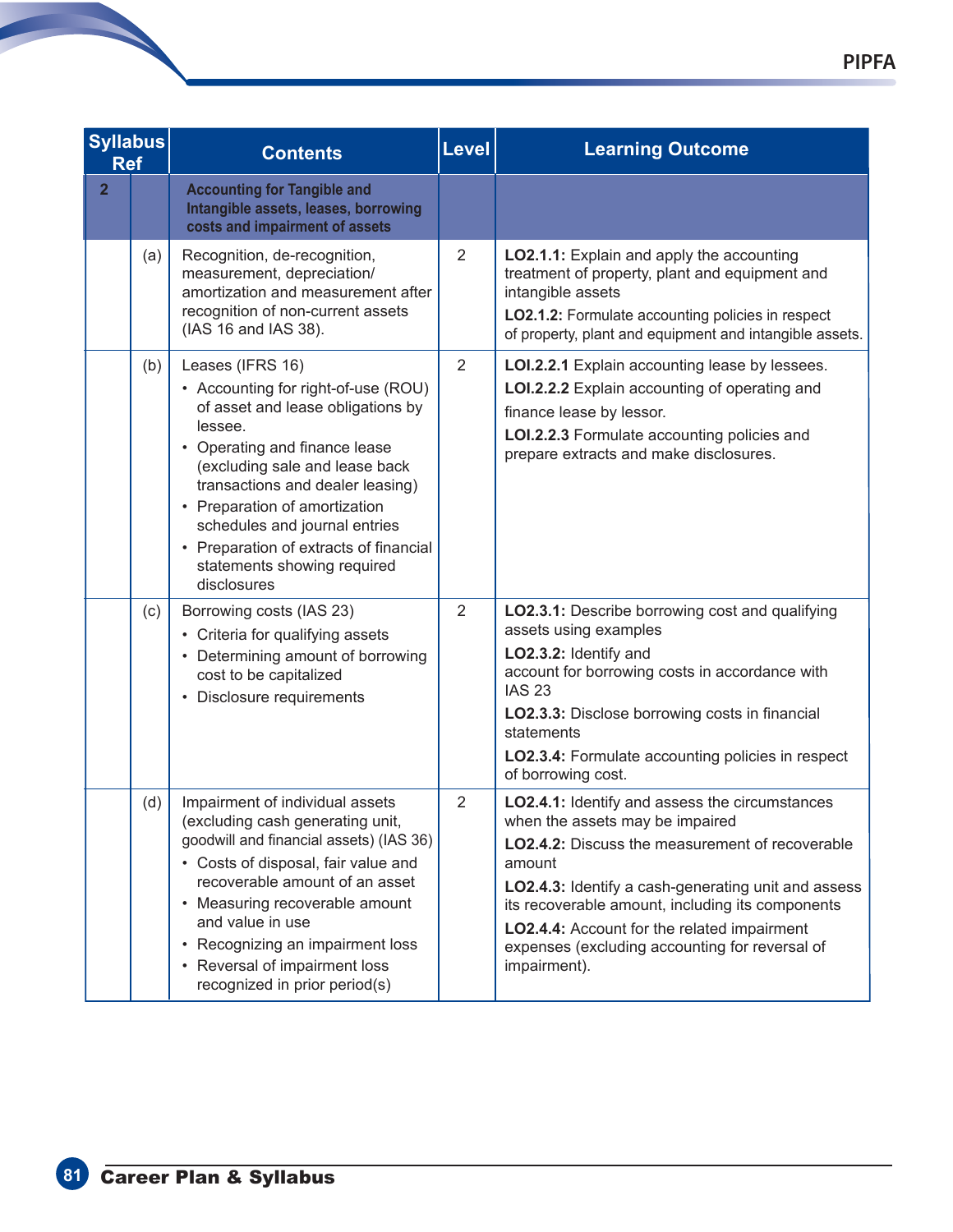| Syllabus Ref | | Contents | Level | Learning Outcome |
|---|---|---|---|---|
| **2** | | **Accounting for Tangible and Intangible assets, leases, borrowing costs and impairment of assets** | | |
| | (a) | Recognition, de-recognition, measurement, depreciation/ amortization and measurement after recognition of non-current assets (IAS 16 and IAS 38). | 2 | **LO2.1.1:** Explain and apply the accounting treatment of property, plant and equipment and intangible assets<br>**LO2.1.2:** Formulate accounting policies in respect of property, plant and equipment and intangible assets. |
| | (b) | Leases (IFRS 16)<br>• Accounting for right-of-use (ROU) of asset and lease obligations by lessee.<br>• Operating and finance lease (excluding sale and lease back transactions and dealer leasing)<br>• Preparation of amortization schedules and journal entries<br>• Preparation of extracts of financial statements showing required disclosures | 2 | **LOI.2.2.1** Explain accounting lease by lessees.<br>**LOI.2.2.2** Explain accounting of operating and finance lease by lessor.<br>**LOI.2.2.3** Formulate accounting policies and prepare extracts and make disclosures. |
| | (c) | Borrowing costs (IAS 23)<br>• Criteria for qualifying assets<br>• Determining amount of borrowing cost to be capitalized<br>• Disclosure requirements | 2 | **LO2.3.1:** Describe borrowing cost and qualifying assets using examples<br>**LO2.3.2:** Identify and account for borrowing costs in accordance with IAS 23<br>**LO2.3.3:** Disclose borrowing costs in financial statements<br>**LO2.3.4:** Formulate accounting policies in respect of borrowing cost. |
| | (d) | Impairment of individual assets (excluding cash generating unit, goodwill and financial assets) (IAS 36)<br>• Costs of disposal, fair value and recoverable amount of an asset<br>• Measuring recoverable amount and value in use<br>• Recognizing an impairment loss<br>• Reversal of impairment loss recognized in prior period(s) | 2 | **LO2.4.1:** Identify and assess the circumstances when the assets may be impaired<br>**LO2.4.2:** Discuss the measurement of recoverable amount<br>**LO2.4.3:** Identify a cash-generating unit and assess its recoverable amount, including its components<br>**LO2.4.4:** Account for the related impairment expenses (excluding accounting for reversal of impairment). |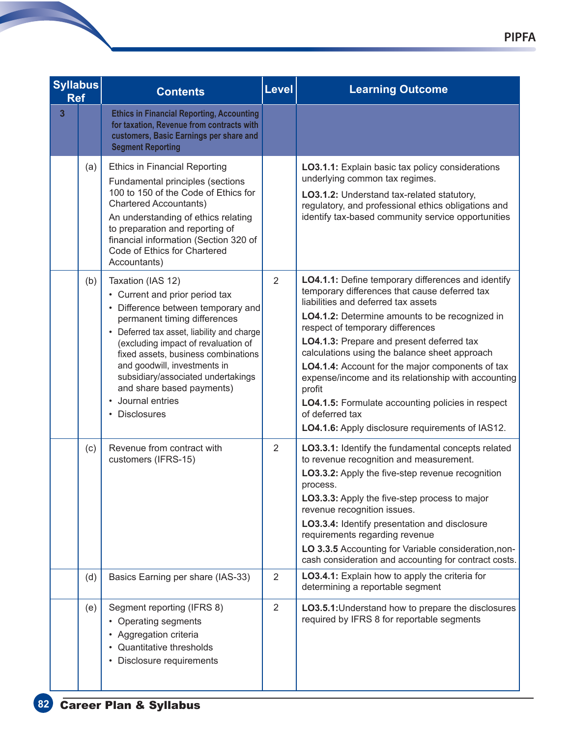| Syllabus Ref | | Contents | Level | Learning Outcome |
|---|---|---|---|---|
| 3 | | **Ethics in Financial Reporting, Accounting for taxation, Revenue from contracts with customers, Basic Earnings per share and Segment Reporting** | | |
| | (a) | Ethics in Financial Reporting<br>Fundamental principles (sections 100 to 150 of the Code of Ethics for Chartered Accountants)<br>An understanding of ethics relating to preparation and reporting of financial information (Section 320 of Code of Ethics for Chartered Accountants) | | **LO3.1.1:** Explain basic tax policy considerations underlying common tax regimes.<br>**LO3.1.2:** Understand tax-related statutory, regulatory, and professional ethics obligations and identify tax-based community service opportunities |
| | (b) | Taxation (IAS 12)<br>• Current and prior period tax<br>• Difference between temporary and permanent timing differences<br>• Deferred tax asset, liability and charge (excluding impact of revaluation of fixed assets, business combinations and goodwill, investments in subsidiary/associated undertakings and share based payments)<br>• Journal entries<br>• Disclosures | 2 | **LO4.1.1:** Define temporary differences and identify temporary differences that cause deferred tax liabilities and deferred tax assets<br>**LO4.1.2:** Determine amounts to be recognized in respect of temporary differences<br>**LO4.1.3:** Prepare and present deferred tax calculations using the balance sheet approach<br>**LO4.1.4:** Account for the major components of tax expense/income and its relationship with accounting profit<br>**LO4.1.5:** Formulate accounting policies in respect of deferred tax<br>**LO4.1.6:** Apply disclosure requirements of IAS12. |
| | (c) | Revenue from contract with customers (IFRS-15) | 2 | **LO3.3.1:** Identify the fundamental concepts related to revenue recognition and measurement.<br>**LO3.3.2:** Apply the five-step revenue recognition process.<br>**LO3.3.3:** Apply the five-step process to major revenue recognition issues.<br>**LO3.3.4:** Identify presentation and disclosure requirements regarding revenue<br>**LO 3.3.5** Accounting for Variable consideration,non-cash consideration and accounting for contract costs. |
| | (d) | Basics Earning per share (IAS-33) | 2 | **LO3.4.1:** Explain how to apply the criteria for determining a reportable segment |
| | (e) | Segment reporting (IFRS 8)<br>• Operating segments<br>• Aggregation criteria<br>• Quantitative thresholds<br>• Disclosure requirements | 2 | **LO3.5.1:**Understand how to prepare the disclosures required by IFRS 8 for reportable segments |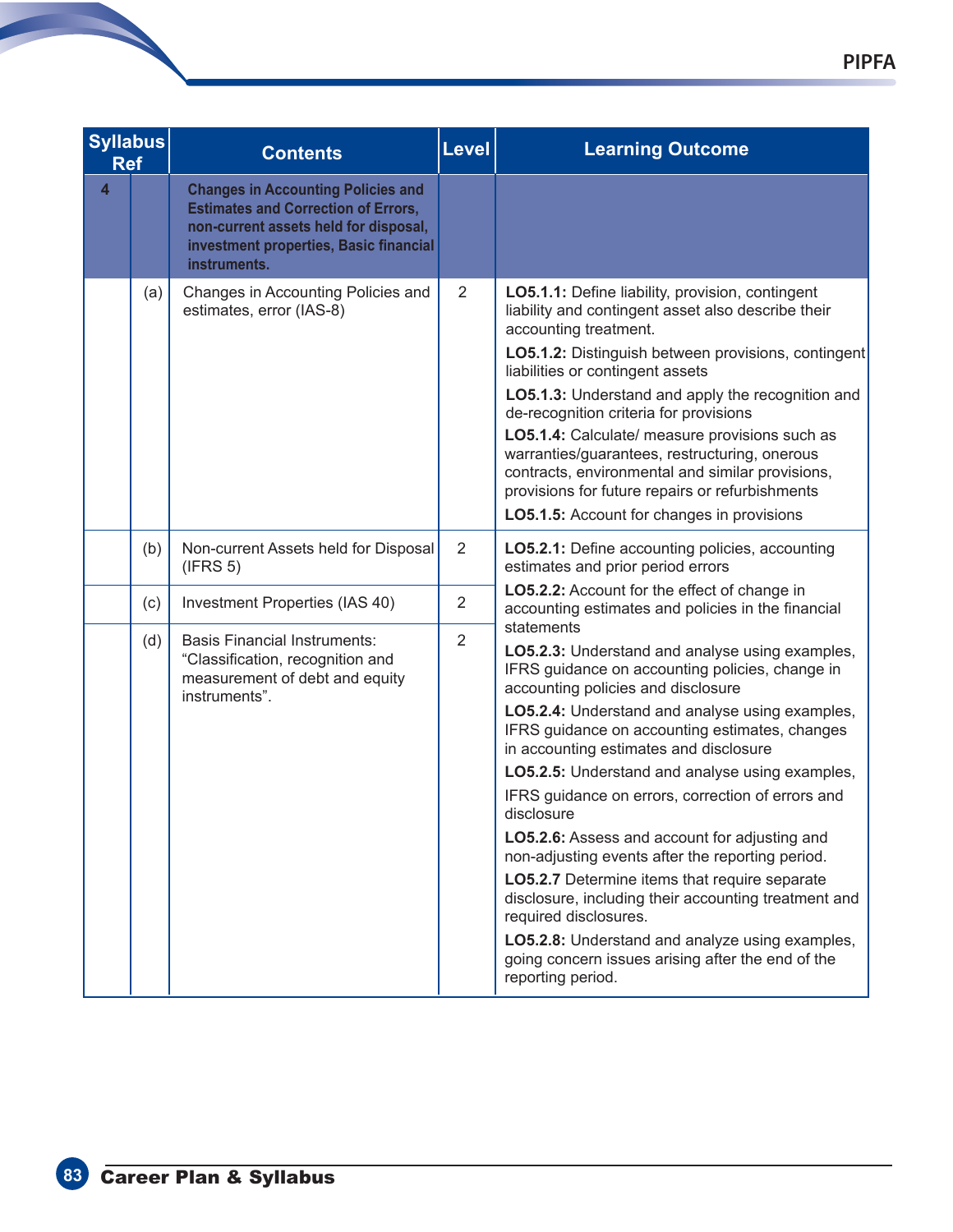| Syllabus Ref | | Contents | Level | Learning Outcome |
|---|---|---|---|---|
| **4** | | **Changes in Accounting Policies and Estimates and Correction of Errors, non-current assets held for disposal, investment properties, Basic financial instruments.** | | |
| | (a) | Changes in Accounting Policies and estimates, error (IAS-8) | 2 | **LO5.1.1:** Define liability, provision, contingent liability and contingent asset also describe their accounting treatment.<br>**LO5.1.2:** Distinguish between provisions, contingent liabilities or contingent assets<br>**LO5.1.3:** Understand and apply the recognition and de-recognition criteria for provisions<br>**LO5.1.4:** Calculate/ measure provisions such as warranties/guarantees, restructuring, onerous contracts, environmental and similar provisions, provisions for future repairs or refurbishments<br>**LO5.1.5:** Account for changes in provisions |
| | (b) | Non-current Assets held for Disposal (IFRS 5) | 2 | **LO5.2.1:** Define accounting policies, accounting estimates and prior period errors<br>**LO5.2.2:** Account for the effect of change in accounting estimates and policies in the financial statements<br>**LO5.2.3:** Understand and analyse using examples, IFRS guidance on accounting policies, change in accounting policies and disclosure<br>**LO5.2.4:** Understand and analyse using examples, IFRS guidance on accounting estimates, changes in accounting estimates and disclosure<br>**LO5.2.5:** Understand and analyse using examples, IFRS guidance on errors, correction of errors and disclosure<br>**LO5.2.6:** Assess and account for adjusting and non-adjusting events after the reporting period.<br>**LO5.2.7** Determine items that require separate disclosure, including their accounting treatment and required disclosures.<br>**LO5.2.8:** Understand and analyze using examples, going concern issues arising after the end of the reporting period. |
| | (c) | Investment Properties (IAS 40) | 2 | |
| | (d) | Basis Financial Instruments: "Classification, recognition and measurement of debt and equity instruments". | 2 | |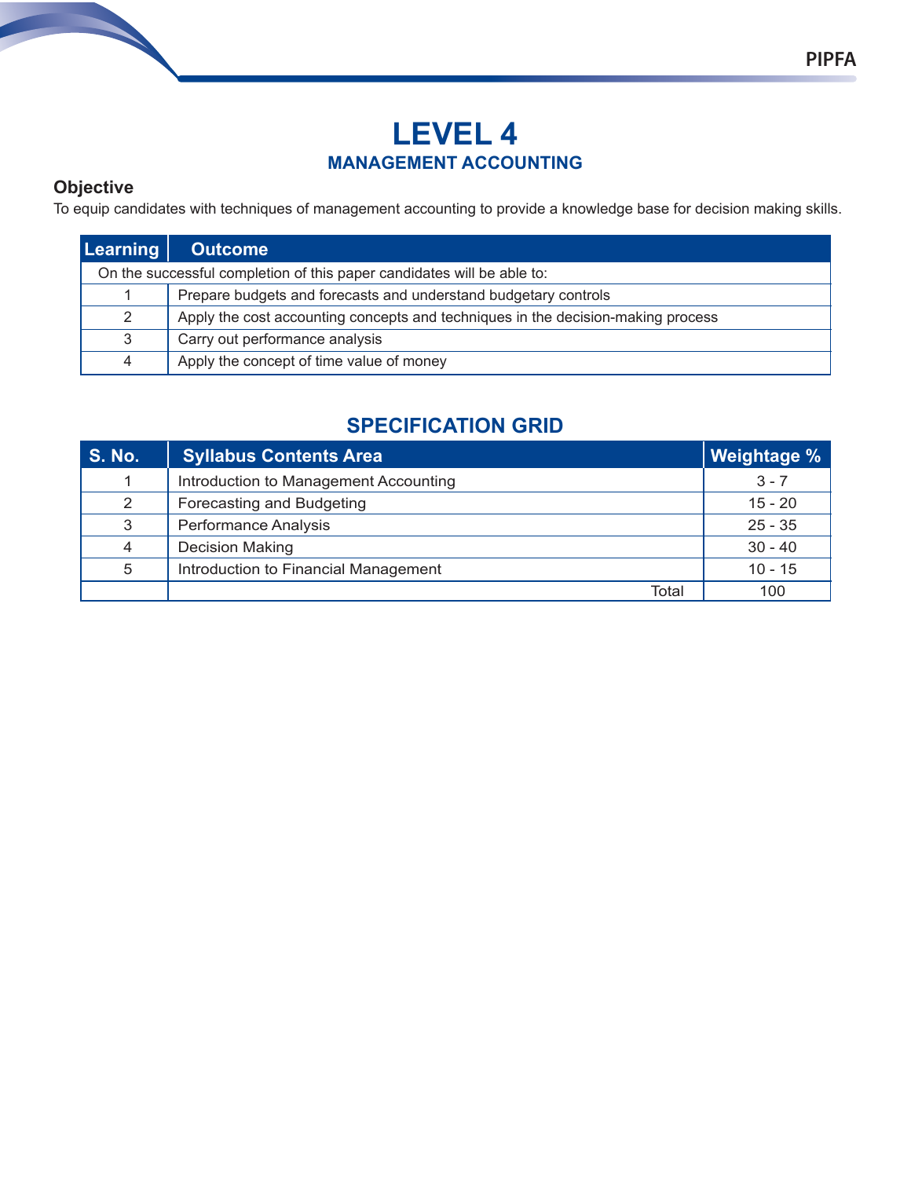# LEVEL 4

## MANAGEMENT ACCOUNTING

### Objective

To equip candidates with techniques of management accounting to provide a knowledge base for decision making skills.

| Learning | Outcome |
|---|---|
| On the successful completion of this paper candidates will be able to: | |
| 1 | Prepare budgets and forecasts and understand budgetary controls |
| 2 | Apply the cost accounting concepts and techniques in the decision-making process |
| 3 | Carry out performance analysis |
| 4 | Apply the concept of time value of money |

## SPECIFICATION GRID

| S. No. | Syllabus Contents Area | Weightage % |
|---|---|---|
| 1 | Introduction to Management Accounting | 3 - 7 |
| 2 | Forecasting and Budgeting | 15 - 20 |
| 3 | Performance Analysis | 25 - 35 |
| 4 | Decision Making | 30 - 40 |
| 5 | Introduction to Financial Management | 10 - 15 |
| | Total | 100 |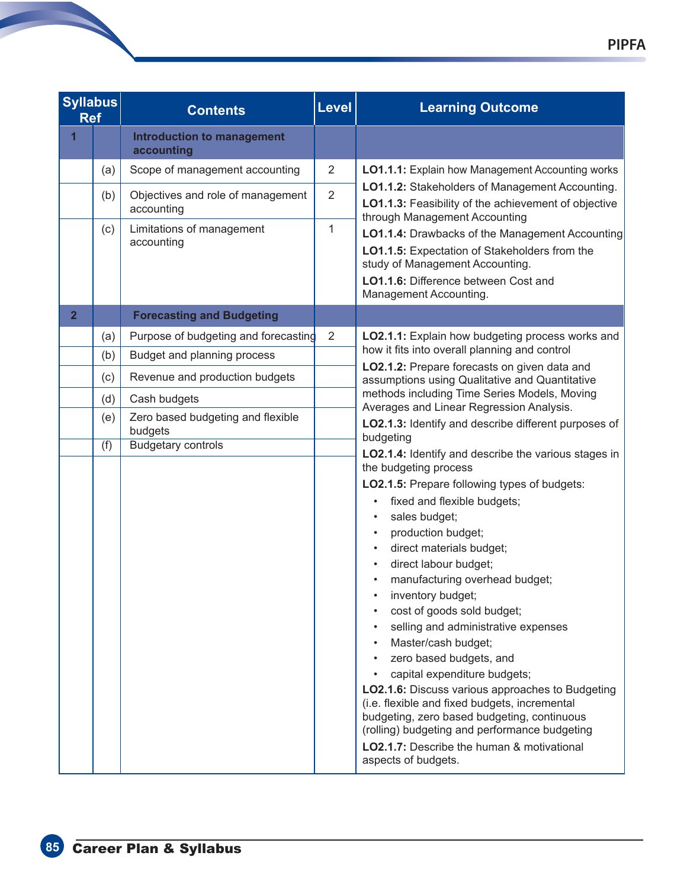| Syllabus Ref | | Contents | Level | Learning Outcome |
|---|---|---|---|---|
| **1** | | **Introduction to management accounting** | | |
| | (a) | Scope of management accounting | 2 | **LO1.1.1:** Explain how Management Accounting works<br>**LO1.1.2:** Stakeholders of Management Accounting.<br>**LO1.1.3:** Feasibility of the achievement of objective through Management Accounting<br>**LO1.1.4:** Drawbacks of the Management Accounting<br>**LO1.1.5:** Expectation of Stakeholders from the study of Management Accounting.<br>**LO1.1.6:** Difference between Cost and Management Accounting. |
| | (b) | Objectives and role of management accounting | 2 | |
| | (c) | Limitations of management accounting | 1 | |
| **2** | | **Forecasting and Budgeting** | | |
| | (a) | Purpose of budgeting and forecasting | 2 | **LO2.1.1:** Explain how budgeting process works and how it fits into overall planning and control<br>**LO2.1.2:** Prepare forecasts on given data and assumptions using Qualitative and Quantitative methods including Time Series Models, Moving Averages and Linear Regression Analysis.<br>**LO2.1.3:** Identify and describe different purposes of budgeting<br>**LO2.1.4:** Identify and describe the various stages in the budgeting process<br>**LO2.1.5:** Prepare following types of budgets:<br>• fixed and flexible budgets;<br>• sales budget;<br>• production budget;<br>• direct materials budget;<br>• direct labour budget;<br>• manufacturing overhead budget;<br>• inventory budget;<br>• cost of goods sold budget;<br>• selling and administrative expenses<br>• Master/cash budget;<br>• zero based budgets, and<br>• capital expenditure budgets;<br>**LO2.1.6:** Discuss various approaches to Budgeting (i.e. flexible and fixed budgets, incremental budgeting, zero based budgeting, continuous (rolling) budgeting and performance budgeting<br>**LO2.1.7:** Describe the human & motivational aspects of budgets. |
| | (b) | Budget and planning process | | |
| | (c) | Revenue and production budgets | | |
| | (d) | Cash budgets | | |
| | (e) | Zero based budgeting and flexible budgets | | |
| | (f) | Budgetary controls | | |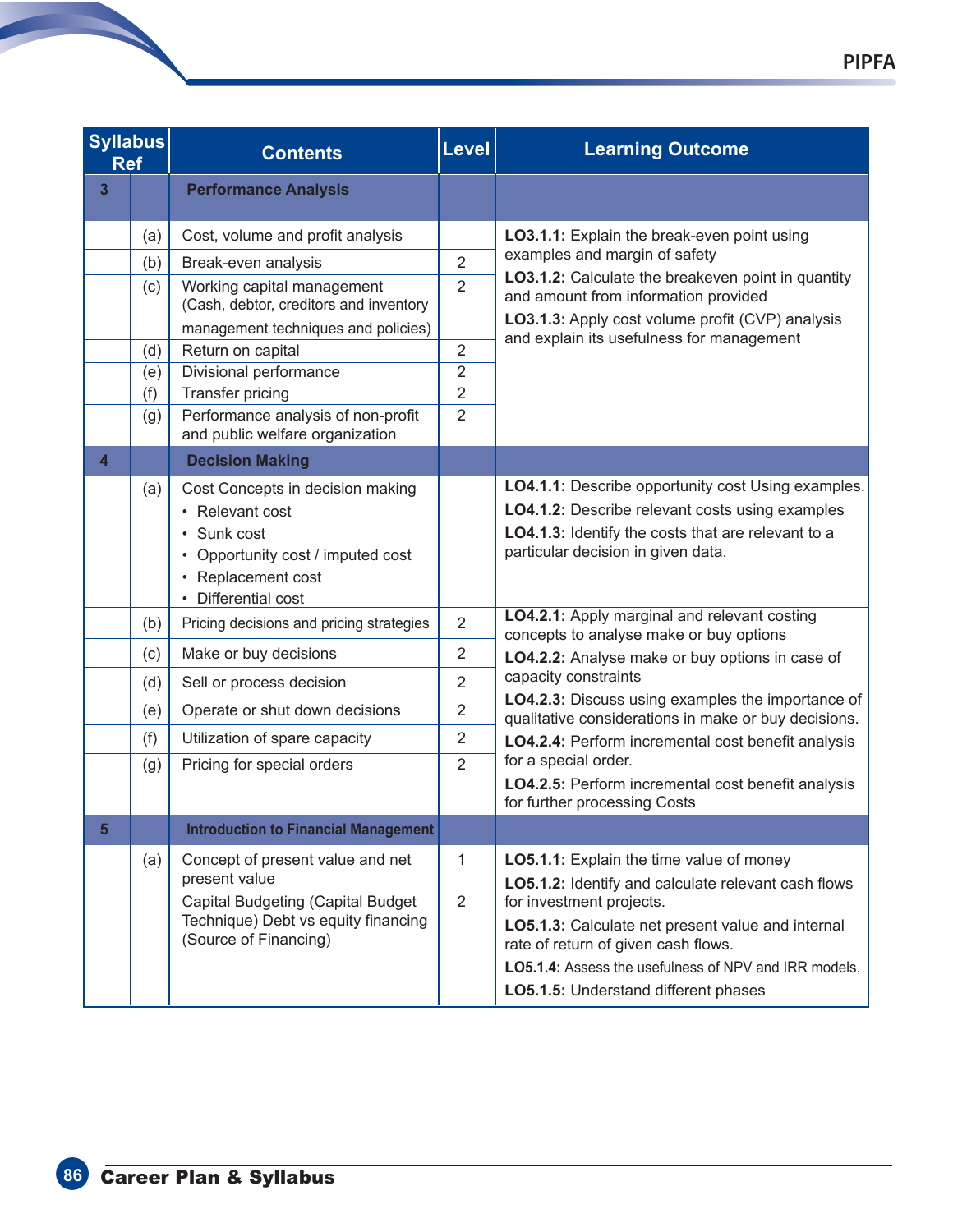| Syllabus Ref | | Contents | Level | Learning Outcome |
|---|---|---|---|---|
| **3** | | **Performance Analysis** | | |
| | (a) | Cost, volume and profit analysis | | **LO3.1.1:** Explain the break-even point using examples and margin of safety<br>**LO3.1.2:** Calculate the breakeven point in quantity and amount from information provided<br>**LO3.1.3:** Apply cost volume profit (CVP) analysis and explain its usefulness for management |
| | (b) | Break-even analysis | 2 | |
| | (c) | Working capital management (Cash, debtor, creditors and inventory management techniques and policies) | 2 | |
| | (d) | Return on capital | 2 | |
| | (e) | Divisional performance | 2 | |
| | (f) | Transfer pricing | 2 | |
| | (g) | Performance analysis of non-profit and public welfare organization | 2 | |
| **4** | | **Decision Making** | | |
| | (a) | Cost Concepts in decision making<br>• Relevant cost<br>• Sunk cost<br>• Opportunity cost / imputed cost<br>• Replacement cost<br>• Differential cost | | **LO4.1.1:** Describe opportunity cost Using examples.<br>**LO4.1.2:** Describe relevant costs using examples<br>**LO4.1.3:** Identify the costs that are relevant to a particular decision in given data. |
| | (b) | Pricing decisions and pricing strategies | 2 | **LO4.2.1:** Apply marginal and relevant costing concepts to analyse make or buy options<br>**LO4.2.2:** Analyse make or buy options in case of capacity constraints<br>**LO4.2.3:** Discuss using examples the importance of qualitative considerations in make or buy decisions.<br>**LO4.2.4:** Perform incremental cost benefit analysis for a special order.<br>**LO4.2.5:** Perform incremental cost benefit analysis for further processing Costs |
| | (c) | Make or buy decisions | 2 | |
| | (d) | Sell or process decision | 2 | |
| | (e) | Operate or shut down decisions | 2 | |
| | (f) | Utilization of spare capacity | 2 | |
| | (g) | Pricing for special orders | 2 | |
| **5** | | **Introduction to Financial Management** | | |
| | (a) | Concept of present value and net present value | 1 | **LO5.1.1:** Explain the time value of money<br>**LO5.1.2:** Identify and calculate relevant cash flows for investment projects.<br>**LO5.1.3:** Calculate net present value and internal rate of return of given cash flows.<br>**LO5.1.4:** Assess the usefulness of NPV and IRR models.<br>**LO5.1.5:** Understand different phases |
| | | Capital Budgeting (Capital Budget Technique) Debt vs equity financing (Source of Financing) | 2 | |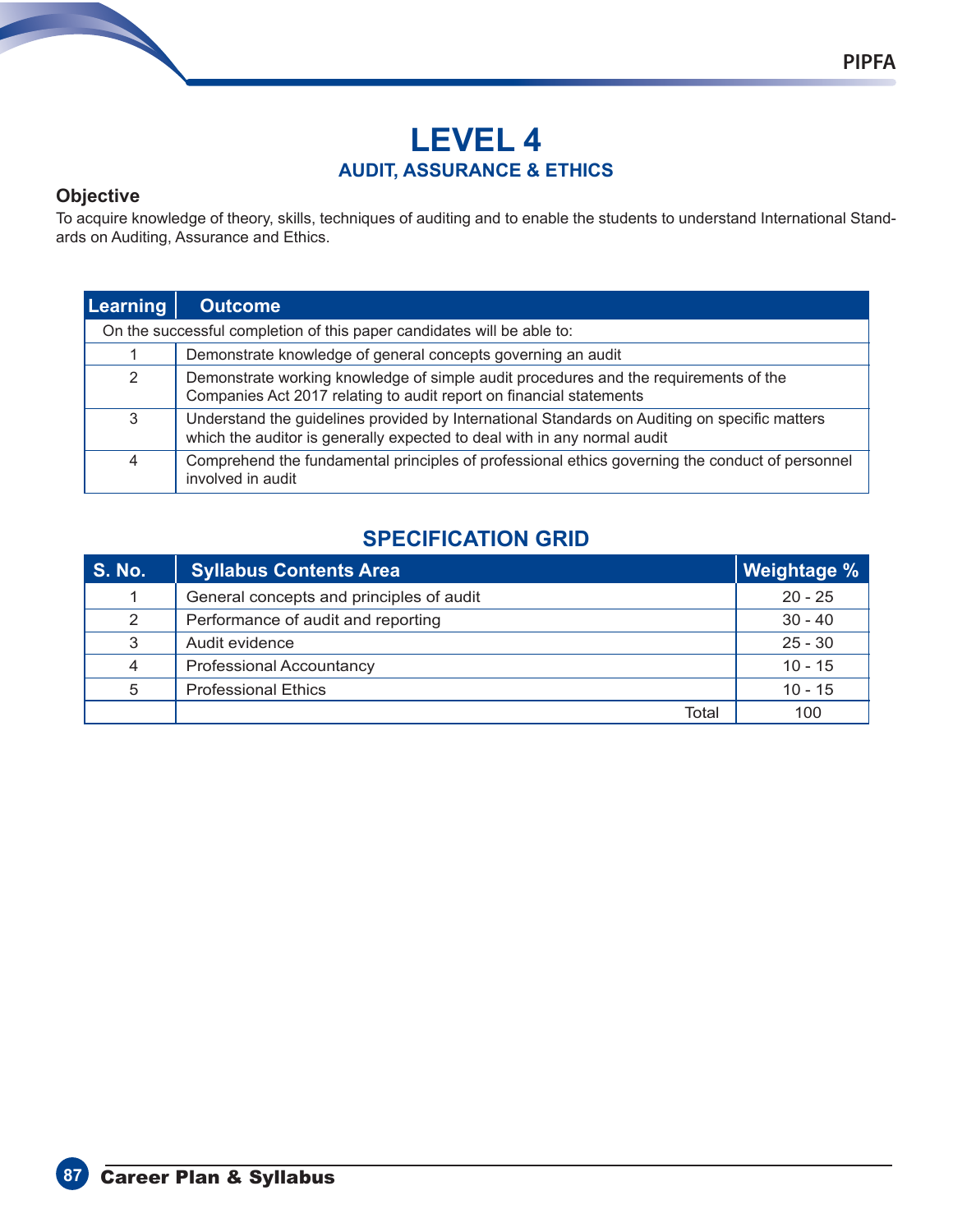# LEVEL 4

## AUDIT, ASSURANCE & ETHICS

### Objective

To acquire knowledge of theory, skills, techniques of auditing and to enable the students to understand International Standards on Auditing, Assurance and Ethics.

| Learning | Outcome |
|---|---|
| On the successful completion of this paper candidates will be able to: | |
| 1 | Demonstrate knowledge of general concepts governing an audit |
| 2 | Demonstrate working knowledge of simple audit procedures and the requirements of the Companies Act 2017 relating to audit report on financial statements |
| 3 | Understand the guidelines provided by International Standards on Auditing on specific matters which the auditor is generally expected to deal with in any normal audit |
| 4 | Comprehend the fundamental principles of professional ethics governing the conduct of personnel involved in audit |

## SPECIFICATION GRID

| S. No. | Syllabus Contents Area | Weightage % |
|---|---|---|
| 1 | General concepts and principles of audit | 20 - 25 |
| 2 | Performance of audit and reporting | 30 - 40 |
| 3 | Audit evidence | 25 - 30 |
| 4 | Professional Accountancy | 10 - 15 |
| 5 | Professional Ethics | 10 - 15 |
| | Total | 100 |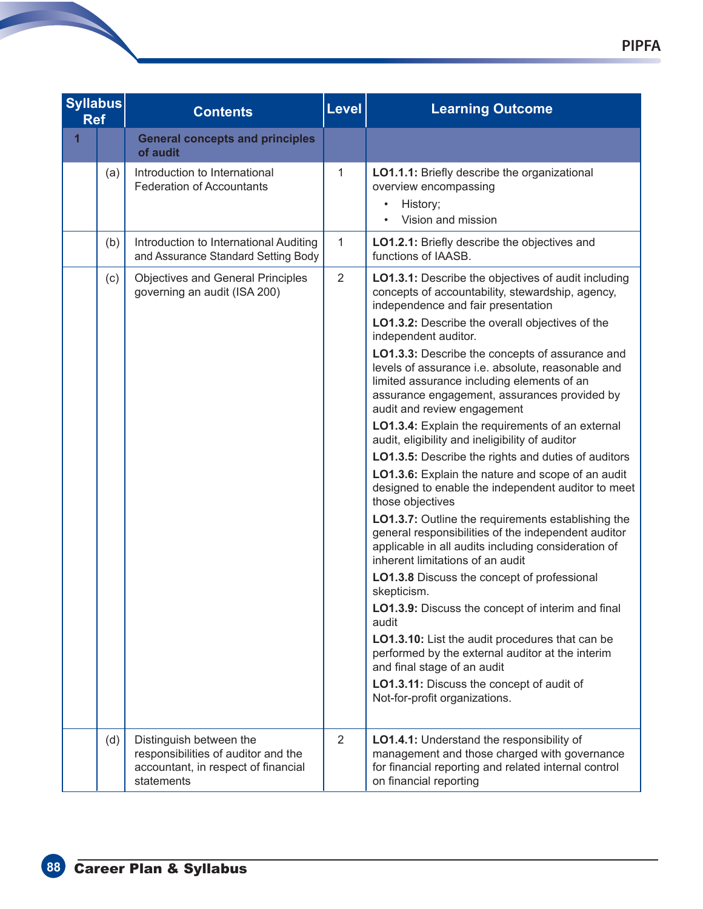| Syllabus Ref | | Contents | Level | Learning Outcome |
|---|---|---|---|---|
| **1** | | **General concepts and principles of audit** | | |
| | (a) | Introduction to International Federation of Accountants | 1 | **LO1.1.1:** Briefly describe the organizational overview encompassing<br>• History;<br>• Vision and mission |
| | (b) | Introduction to International Auditing and Assurance Standard Setting Body | 1 | **LO1.2.1:** Briefly describe the objectives and functions of IAASB. |
| | (c) | Objectives and General Principles governing an audit (ISA 200) | 2 | **LO1.3.1:** Describe the objectives of audit including concepts of accountability, stewardship, agency, independence and fair presentation<br>**LO1.3.2:** Describe the overall objectives of the independent auditor.<br>**LO1.3.3:** Describe the concepts of assurance and levels of assurance i.e. absolute, reasonable and limited assurance including elements of an assurance engagement, assurances provided by audit and review engagement<br>**LO1.3.4:** Explain the requirements of an external audit, eligibility and ineligibility of auditor<br>**LO1.3.5:** Describe the rights and duties of auditors<br>**LO1.3.6:** Explain the nature and scope of an audit designed to enable the independent auditor to meet those objectives<br>**LO1.3.7:** Outline the requirements establishing the general responsibilities of the independent auditor applicable in all audits including consideration of inherent limitations of an audit<br>**LO1.3.8** Discuss the concept of professional skepticism.<br>**LO1.3.9:** Discuss the concept of interim and final audit<br>**LO1.3.10:** List the audit procedures that can be performed by the external auditor at the interim and final stage of an audit<br>**LO1.3.11:** Discuss the concept of audit of Not-for-profit organizations. |
| | (d) | Distinguish between the responsibilities of auditor and the accountant, in respect of financial statements | 2 | **LO1.4.1:** Understand the responsibility of management and those charged with governance for financial reporting and related internal control on financial reporting |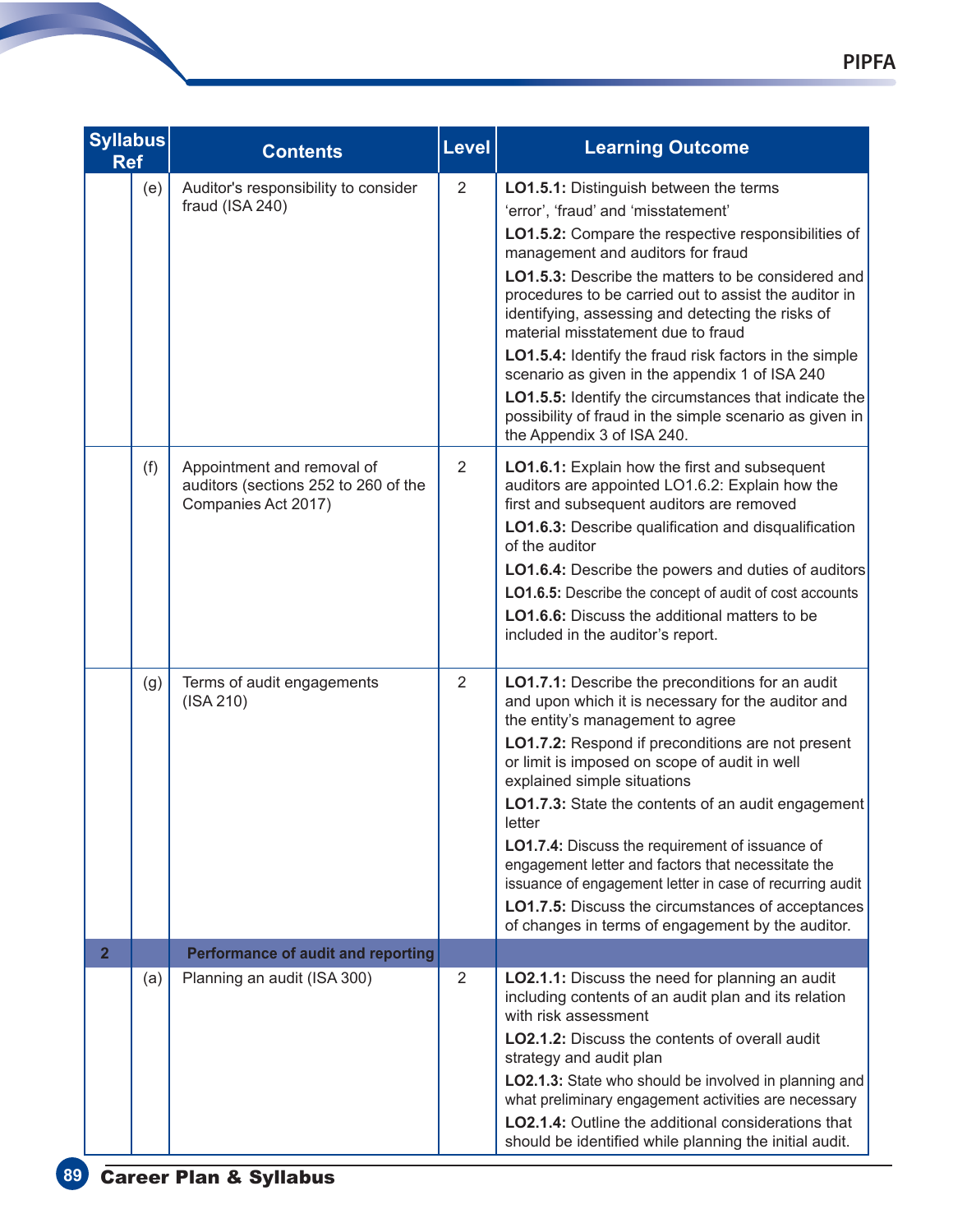| Syllabus Ref | | Contents | Level | Learning Outcome |
|---|---|---|---|---|
| | (e) | Auditor's responsibility to consider fraud (ISA 240) | 2 | **LO1.5.1:** Distinguish between the terms 'error', 'fraud' and 'misstatement'<br>**LO1.5.2:** Compare the respective responsibilities of management and auditors for fraud<br>**LO1.5.3:** Describe the matters to be considered and procedures to be carried out to assist the auditor in identifying, assessing and detecting the risks of material misstatement due to fraud<br>**LO1.5.4:** Identify the fraud risk factors in the simple scenario as given in the appendix 1 of ISA 240<br>**LO1.5.5:** Identify the circumstances that indicate the possibility of fraud in the simple scenario as given in the Appendix 3 of ISA 240. |
| | (f) | Appointment and removal of auditors (sections 252 to 260 of the Companies Act 2017) | 2 | **LO1.6.1:** Explain how the first and subsequent auditors are appointed LO1.6.2: Explain how the first and subsequent auditors are removed<br>**LO1.6.3:** Describe qualification and disqualification of the auditor<br>**LO1.6.4:** Describe the powers and duties of auditors<br>**LO1.6.5:** Describe the concept of audit of cost accounts<br>**LO1.6.6:** Discuss the additional matters to be included in the auditor's report. |
| | (g) | Terms of audit engagements (ISA 210) | 2 | **LO1.7.1:** Describe the preconditions for an audit and upon which it is necessary for the auditor and the entity's management to agree<br>**LO1.7.2:** Respond if preconditions are not present or limit is imposed on scope of audit in well explained simple situations<br>**LO1.7.3:** State the contents of an audit engagement letter<br>**LO1.7.4:** Discuss the requirement of issuance of engagement letter and factors that necessitate the issuance of engagement letter in case of recurring audit<br>**LO1.7.5:** Discuss the circumstances of acceptances of changes in terms of engagement by the auditor. |
| **2** | | **Performance of audit and reporting** | | |
| | (a) | Planning an audit (ISA 300) | 2 | **LO2.1.1:** Discuss the need for planning an audit including contents of an audit plan and its relation with risk assessment<br>**LO2.1.2:** Discuss the contents of overall audit strategy and audit plan<br>**LO2.1.3:** State who should be involved in planning and what preliminary engagement activities are necessary<br>**LO2.1.4:** Outline the additional considerations that should be identified while planning the initial audit. |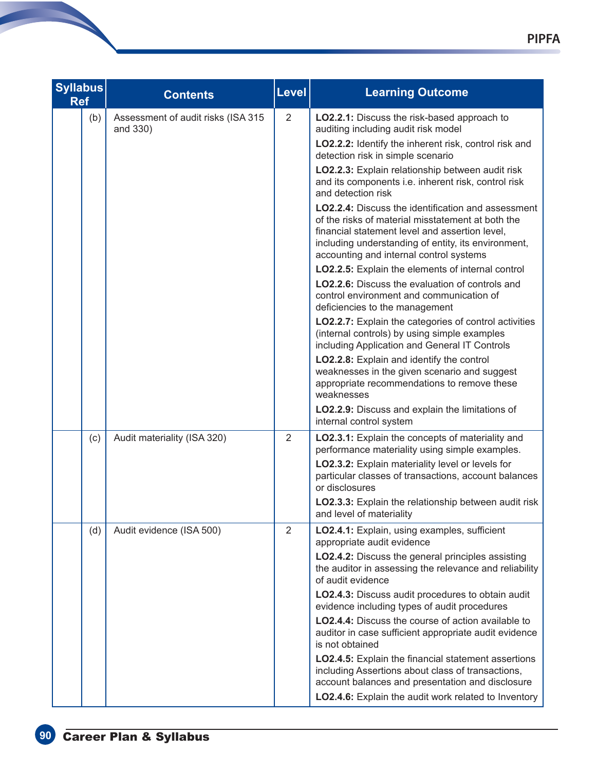| Syllabus Ref | | Contents | Level | Learning Outcome |
|---|---|---|---|---|
| | (b) | Assessment of audit risks (ISA 315 and 330) | 2 | **LO2.2.1:** Discuss the risk-based approach to auditing including audit risk model<br>**LO2.2.2:** Identify the inherent risk, control risk and detection risk in simple scenario<br>**LO2.2.3:** Explain relationship between audit risk and its components i.e. inherent risk, control risk and detection risk<br>**LO2.2.4:** Discuss the identification and assessment of the risks of material misstatement at both the financial statement level and assertion level, including understanding of entity, its environment, accounting and internal control systems<br>**LO2.2.5:** Explain the elements of internal control<br>**LO2.2.6:** Discuss the evaluation of controls and control environment and communication of deficiencies to the management<br>**LO2.2.7:** Explain the categories of control activities (internal controls) by using simple examples including Application and General IT Controls<br>**LO2.2.8:** Explain and identify the control weaknesses in the given scenario and suggest appropriate recommendations to remove these weaknesses<br>**LO2.2.9:** Discuss and explain the limitations of internal control system |
| | (c) | Audit materiality (ISA 320) | 2 | **LO2.3.1:** Explain the concepts of materiality and performance materiality using simple examples.<br>**LO2.3.2:** Explain materiality level or levels for particular classes of transactions, account balances or disclosures<br>**LO2.3.3:** Explain the relationship between audit risk and level of materiality |
| | (d) | Audit evidence (ISA 500) | 2 | **LO2.4.1:** Explain, using examples, sufficient appropriate audit evidence<br>**LO2.4.2:** Discuss the general principles assisting the auditor in assessing the relevance and reliability of audit evidence<br>**LO2.4.3:** Discuss audit procedures to obtain audit evidence including types of audit procedures<br>**LO2.4.4:** Discuss the course of action available to auditor in case sufficient appropriate audit evidence is not obtained<br>**LO2.4.5:** Explain the financial statement assertions including Assertions about class of transactions, account balances and presentation and disclosure<br>**LO2.4.6:** Explain the audit work related to Inventory |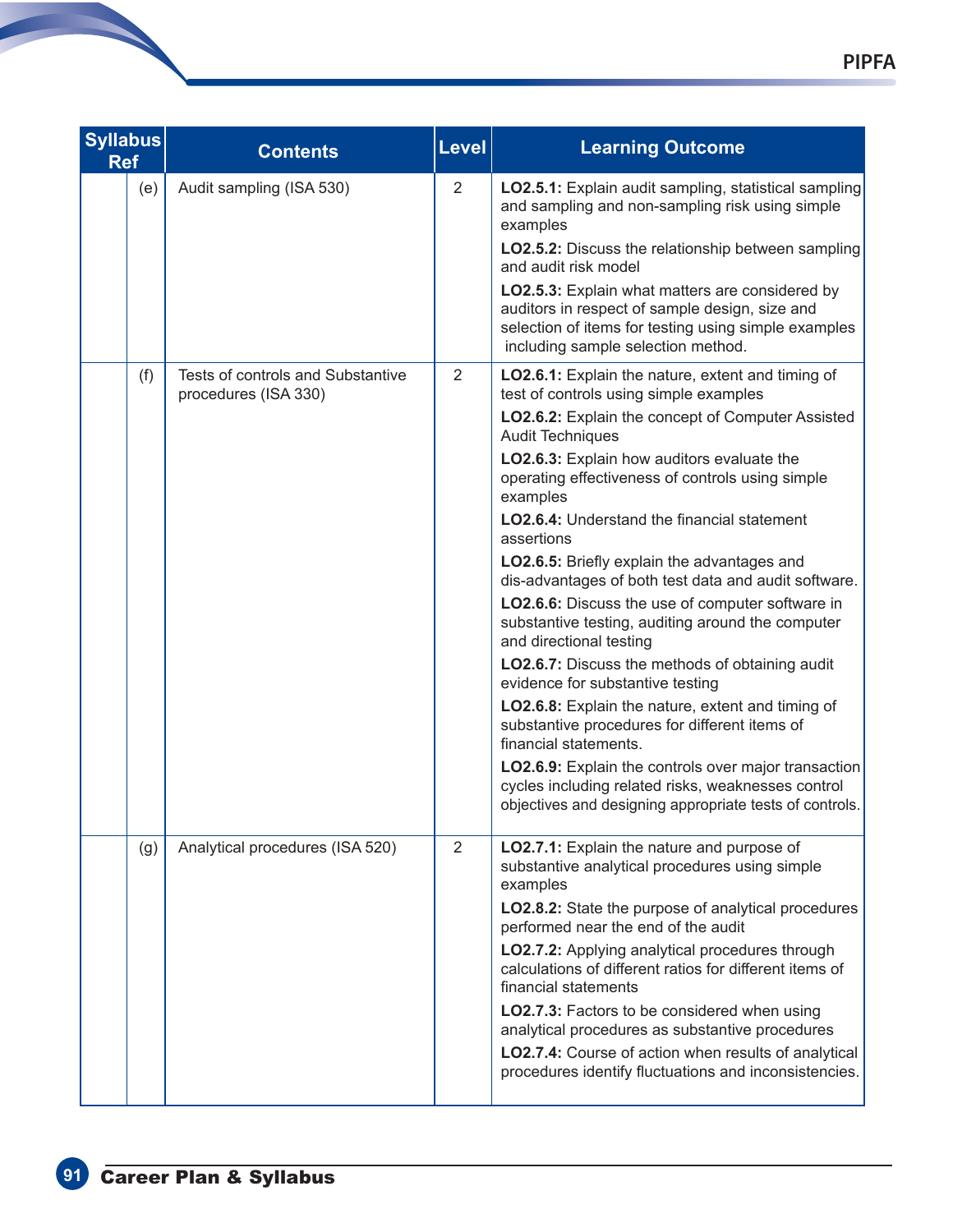| Syllabus Ref | | Contents | Level | Learning Outcome |
|---|---|---|---|---|
| | (e) | Audit sampling (ISA 530) | 2 | **LO2.5.1:** Explain audit sampling, statistical sampling and sampling and non-sampling risk using simple examples<br>**LO2.5.2:** Discuss the relationship between sampling and audit risk model<br>**LO2.5.3:** Explain what matters are considered by auditors in respect of sample design, size and selection of items for testing using simple examples including sample selection method. |
| | (f) | Tests of controls and Substantive procedures (ISA 330) | 2 | **LO2.6.1:** Explain the nature, extent and timing of test of controls using simple examples<br>**LO2.6.2:** Explain the concept of Computer Assisted Audit Techniques<br>**LO2.6.3:** Explain how auditors evaluate the operating effectiveness of controls using simple examples<br>**LO2.6.4:** Understand the financial statement assertions<br>**LO2.6.5:** Briefly explain the advantages and dis-advantages of both test data and audit software.<br>**LO2.6.6:** Discuss the use of computer software in substantive testing, auditing around the computer and directional testing<br>**LO2.6.7:** Discuss the methods of obtaining audit evidence for substantive testing<br>**LO2.6.8:** Explain the nature, extent and timing of substantive procedures for different items of financial statements.<br>**LO2.6.9:** Explain the controls over major transaction cycles including related risks, weaknesses control objectives and designing appropriate tests of controls. |
| | (g) | Analytical procedures (ISA 520) | 2 | **LO2.7.1:** Explain the nature and purpose of substantive analytical procedures using simple examples<br>**LO2.8.2:** State the purpose of analytical procedures performed near the end of the audit<br>**LO2.7.2:** Applying analytical procedures through calculations of different ratios for different items of financial statements<br>**LO2.7.3:** Factors to be considered when using analytical procedures as substantive procedures<br>**LO2.7.4:** Course of action when results of analytical procedures identify fluctuations and inconsistencies. |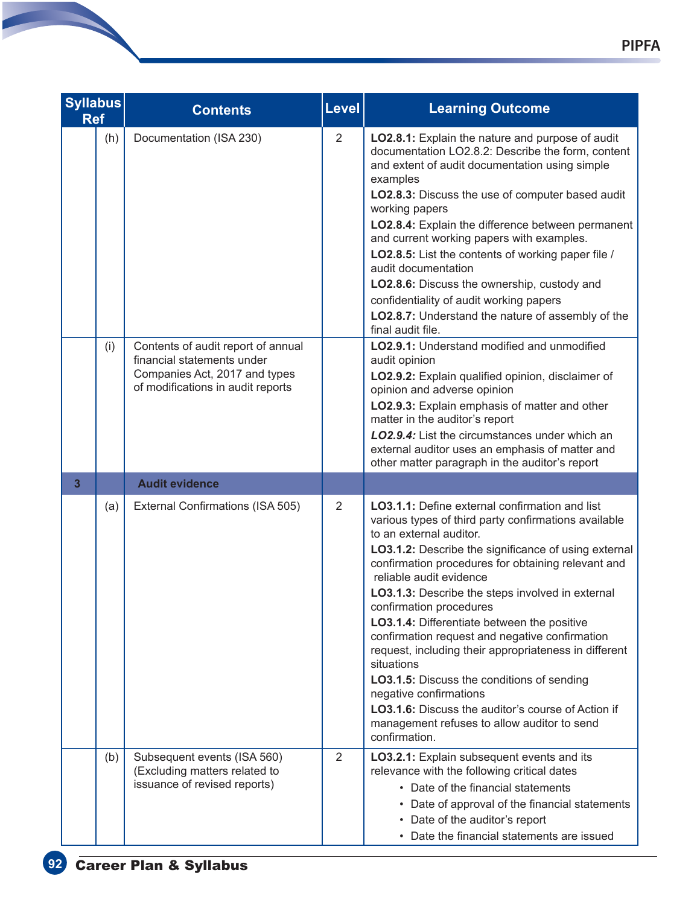| Syllabus Ref | | Contents | Level | Learning Outcome |
|---|---|---|---|---|
| | (h) | Documentation (ISA 230) | 2 | **LO2.8.1:** Explain the nature and purpose of audit documentation LO2.8.2: Describe the form, content and extent of audit documentation using simple examples<br>**LO2.8.3:** Discuss the use of computer based audit working papers<br>**LO2.8.4:** Explain the difference between permanent and current working papers with examples.<br>**LO2.8.5:** List the contents of working paper file / audit documentation<br>**LO2.8.6:** Discuss the ownership, custody and confidentiality of audit working papers<br>**LO2.8.7:** Understand the nature of assembly of the final audit file. |
| | (i) | Contents of audit report of annual financial statements under Companies Act, 2017 and types of modifications in audit reports | | **LO2.9.1:** Understand modified and unmodified audit opinion<br>**LO2.9.2:** Explain qualified opinion, disclaimer of opinion and adverse opinion<br>**LO2.9.3:** Explain emphasis of matter and other matter in the auditor's report<br>***LO2.9.4:*** List the circumstances under which an external auditor uses an emphasis of matter and other matter paragraph in the auditor's report |
| **3** | | **Audit evidence** | | |
| | (a) | External Confirmations (ISA 505) | 2 | **LO3.1.1:** Define external confirmation and list various types of third party confirmations available to an external auditor.<br>**LO3.1.2:** Describe the significance of using external confirmation procedures for obtaining relevant and reliable audit evidence<br>**LO3.1.3:** Describe the steps involved in external confirmation procedures<br>**LO3.1.4:** Differentiate between the positive confirmation request and negative confirmation request, including their appropriateness in different situations<br>**LO3.1.5:** Discuss the conditions of sending negative confirmations<br>**LO3.1.6:** Discuss the auditor's course of Action if management refuses to allow auditor to send confirmation. |
| | (b) | Subsequent events (ISA 560) (Excluding matters related to issuance of revised reports) | 2 | **LO3.2.1:** Explain subsequent events and its relevance with the following critical dates<br>• Date of the financial statements<br>• Date of approval of the financial statements<br>• Date of the auditor's report<br>• Date the financial statements are issued |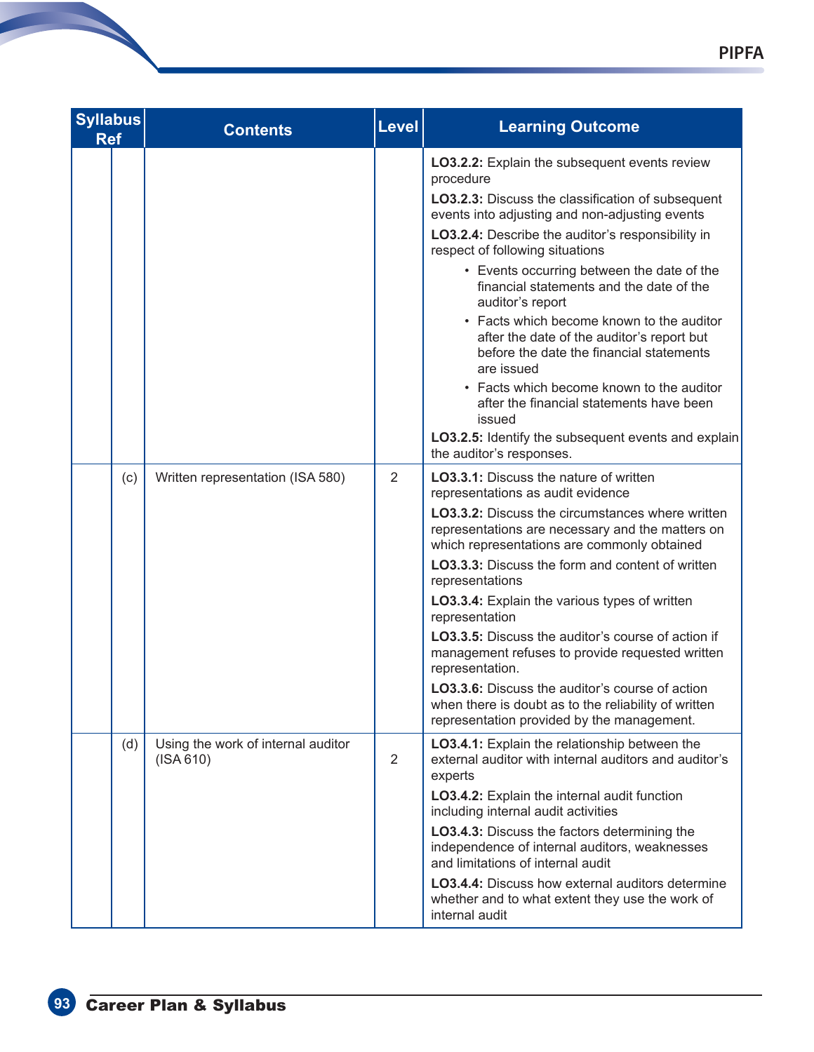| Syllabus Ref | | Contents | Level | Learning Outcome |
|---|---|---|---|---|
| | | | | **LO3.2.2:** Explain the subsequent events review procedure<br>**LO3.2.3:** Discuss the classification of subsequent events into adjusting and non-adjusting events<br>**LO3.2.4:** Describe the auditor's responsibility in respect of following situations<br>• Events occurring between the date of the financial statements and the date of the auditor's report<br>• Facts which become known to the auditor after the date of the auditor's report but before the date the financial statements are issued<br>• Facts which become known to the auditor after the financial statements have been issued<br>**LO3.2.5:** Identify the subsequent events and explain the auditor's responses. |
| | (c) | Written representation (ISA 580) | 2 | **LO3.3.1:** Discuss the nature of written representations as audit evidence<br>**LO3.3.2:** Discuss the circumstances where written representations are necessary and the matters on which representations are commonly obtained<br>**LO3.3.3:** Discuss the form and content of written representations<br>**LO3.3.4:** Explain the various types of written representation<br>**LO3.3.5:** Discuss the auditor's course of action if management refuses to provide requested written representation.<br>**LO3.3.6:** Discuss the auditor's course of action when there is doubt as to the reliability of written representation provided by the management. |
| | (d) | Using the work of internal auditor (ISA 610) | 2 | **LO3.4.1:** Explain the relationship between the external auditor with internal auditors and auditor's experts<br>**LO3.4.2:** Explain the internal audit function including internal audit activities<br>**LO3.4.3:** Discuss the factors determining the independence of internal auditors, weaknesses and limitations of internal audit<br>**LO3.4.4:** Discuss how external auditors determine whether and to what extent they use the work of internal audit |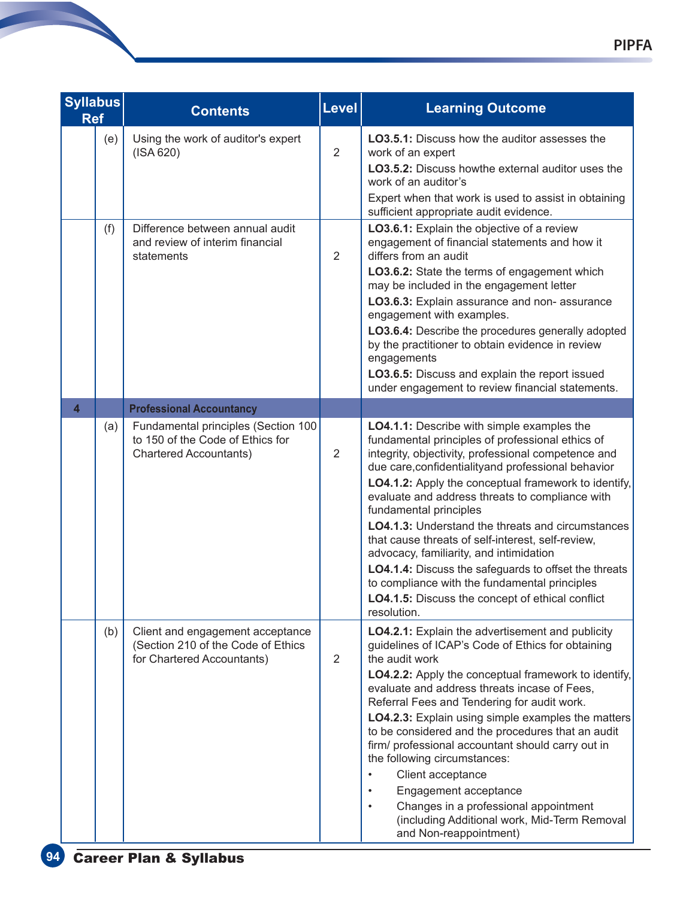| Syllabus Ref | | Contents | Level | Learning Outcome |
|---|---|---|---|---|
| | (e) | Using the work of auditor's expert (ISA 620) | 2 | **LO3.5.1:** Discuss how the auditor assesses the work of an expert<br>**LO3.5.2:** Discuss howthe external auditor uses the work of an auditor's<br>Expert when that work is used to assist in obtaining sufficient appropriate audit evidence. |
| | (f) | Difference between annual audit and review of interim financial statements | 2 | **LO3.6.1:** Explain the objective of a review engagement of financial statements and how it differs from an audit<br>**LO3.6.2:** State the terms of engagement which may be included in the engagement letter<br>**LO3.6.3:** Explain assurance and non- assurance engagement with examples.<br>**LO3.6.4:** Describe the procedures generally adopted by the practitioner to obtain evidence in review engagements<br>**LO3.6.5:** Discuss and explain the report issued under engagement to review financial statements. |
| **4** | | **Professional Accountancy** | | |
| | (a) | Fundamental principles (Section 100 to 150 of the Code of Ethics for Chartered Accountants) | 2 | **LO4.1.1:** Describe with simple examples the fundamental principles of professional ethics of integrity, objectivity, professional competence and due care,confidentialityand professional behavior<br>**LO4.1.2:** Apply the conceptual framework to identify, evaluate and address threats to compliance with fundamental principles<br>**LO4.1.3:** Understand the threats and circumstances that cause threats of self-interest, self-review, advocacy, familiarity, and intimidation<br>**LO4.1.4:** Discuss the safeguards to offset the threats to compliance with the fundamental principles<br>**LO4.1.5:** Discuss the concept of ethical conflict resolution. |
| | (b) | Client and engagement acceptance (Section 210 of the Code of Ethics for Chartered Accountants) | 2 | **LO4.2.1:** Explain the advertisement and publicity guidelines of ICAP's Code of Ethics for obtaining the audit work<br>**LO4.2.2:** Apply the conceptual framework to identify, evaluate and address threats incase of Fees, Referral Fees and Tendering for audit work.<br>**LO4.2.3:** Explain using simple examples the matters to be considered and the procedures that an audit firm/ professional accountant should carry out in the following circumstances:<br>• Client acceptance<br>• Engagement acceptance<br>• Changes in a professional appointment (including Additional work, Mid-Term Removal and Non-reappointment) |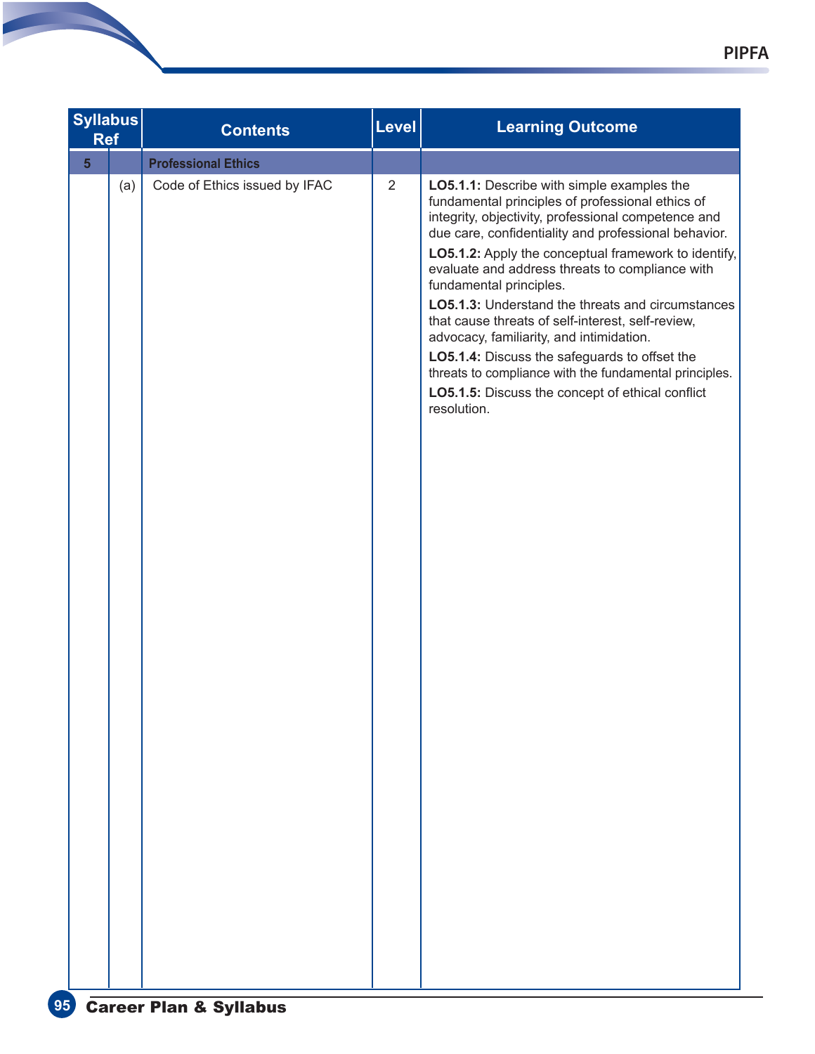| Syllabus Ref | | Contents | Level | Learning Outcome |
|---|---|---|---|---|
| 5 | | **Professional Ethics** | | |
| | (a) | Code of Ethics issued by IFAC | 2 | **LO5.1.1:** Describe with simple examples the fundamental principles of professional ethics of integrity, objectivity, professional competence and due care, confidentiality and professional behavior. **LO5.1.2:** Apply the conceptual framework to identify, evaluate and address threats to compliance with fundamental principles. **LO5.1.3:** Understand the threats and circumstances that cause threats of self-interest, self-review, advocacy, familiarity, and intimidation. **LO5.1.4:** Discuss the safeguards to offset the threats to compliance with the fundamental principles. **LO5.1.5:** Discuss the concept of ethical conflict resolution. |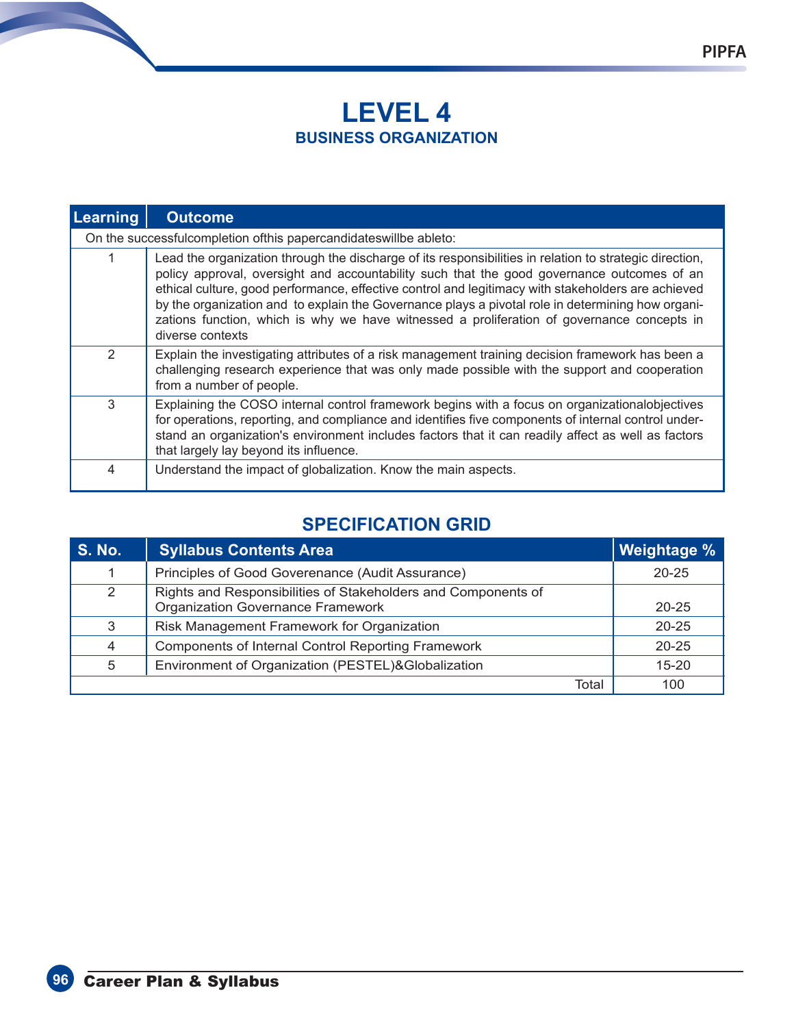# LEVEL 4

## BUSINESS ORGANIZATION

| Learning | Outcome |
|---|---|
| On the successfulcompletion ofthis papercandidateswillbe ableto: | |
| 1 | Lead the organization through the discharge of its responsibilities in relation to strategic direction, policy approval, oversight and accountability such that the good governance outcomes of an ethical culture, good performance, effective control and legitimacy with stakeholders are achieved by the organization and to explain the Governance plays a pivotal role in determining how organizations function, which is why we have witnessed a proliferation of governance concepts in diverse contexts |
| 2 | Explain the investigating attributes of a risk management training decision framework has been a challenging research experience that was only made possible with the support and cooperation from a number of people. |
| 3 | Explaining the COSO internal control framework begins with a focus on organizationalobjectives for operations, reporting, and compliance and identifies five components of internal control understand an organization's environment includes factors that it can readily affect as well as factors that largely lay beyond its influence. |
| 4 | Understand the impact of globalization. Know the main aspects. |

## SPECIFICATION GRID

| S. No. | Syllabus Contents Area | Weightage % |
|---|---|---|
| 1 | Principles of Good Goverenance (Audit Assurance) | 20-25 |
| 2 | Rights and Responsibilities of Stakeholders and Components of Organization Governance Framework | 20-25 |
| 3 | Risk Management Framework for Organization | 20-25 |
| 4 | Components of Internal Control Reporting Framework | 20-25 |
| 5 | Environment of Organization (PESTEL)&Globalization | 15-20 |
| | Total | 100 |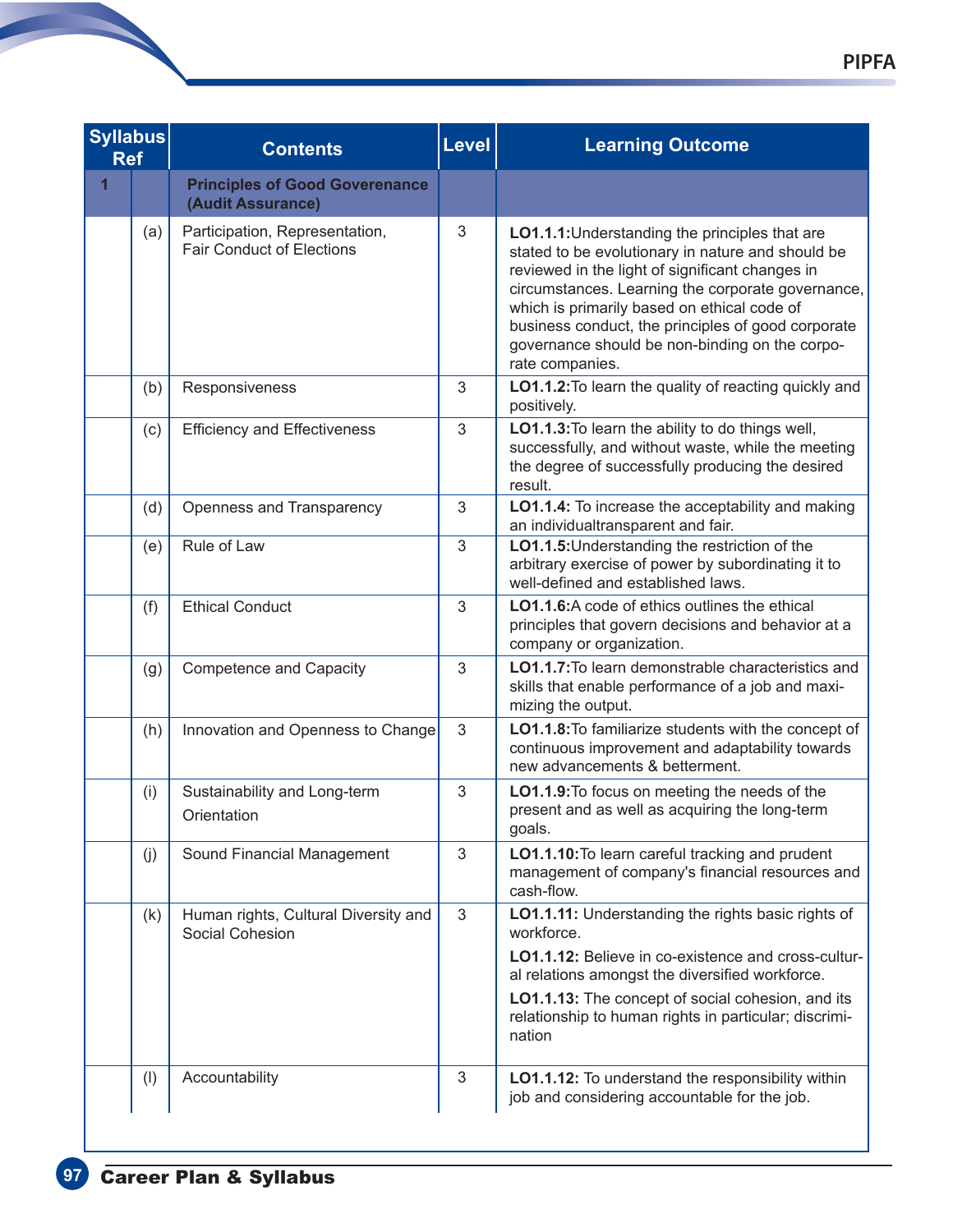| Syllabus Ref | | Contents | Level | Learning Outcome |
|---|---|---|---|---|
| **1** | | **Principles of Good Governance (Audit Assurance)** | | |
| | (a) | Participation, Representation, Fair Conduct of Elections | 3 | **LO1.1.1:**Understanding the principles that are stated to be evolutionary in nature and should be reviewed in the light of significant changes in circumstances. Learning the corporate governance, which is primarily based on ethical code of business conduct, the principles of good corporate governance should be non-binding on the corporate companies. |
| | (b) | Responsiveness | 3 | **LO1.1.2:**To learn the quality of reacting quickly and positively. |
| | (c) | Efficiency and Effectiveness | 3 | **LO1.1.3:**To learn the ability to do things well, successfully, and without waste, while the meeting the degree of successfully producing the desired result. |
| | (d) | Openness and Transparency | 3 | **LO1.1.4:** To increase the acceptability and making an individualtransparent and fair. |
| | (e) | Rule of Law | 3 | **LO1.1.5:**Understanding the restriction of the arbitrary exercise of power by subordinating it to well-defined and established laws. |
| | (f) | Ethical Conduct | 3 | **LO1.1.6:**A code of ethics outlines the ethical principles that govern decisions and behavior at a company or organization. |
| | (g) | Competence and Capacity | 3 | **LO1.1.7:**To learn demonstrable characteristics and skills that enable performance of a job and maximizing the output. |
| | (h) | Innovation and Openness to Change | 3 | **LO1.1.8:**To familiarize students with the concept of continuous improvement and adaptability towards new advancements & betterment. |
| | (i) | Sustainability and Long-term Orientation | 3 | **LO1.1.9:**To focus on meeting the needs of the present and as well as acquiring the long-term goals. |
| | (j) | Sound Financial Management | 3 | **LO1.1.10:**To learn careful tracking and prudent management of company's financial resources and cash-flow. |
| | (k) | Human rights, Cultural Diversity and Social Cohesion | 3 | **LO1.1.11:** Understanding the rights basic rights of workforce.<br>**LO1.1.12:** Believe in co-existence and cross-cultural relations amongst the diversified workforce.<br>**LO1.1.13:** The concept of social cohesion, and its relationship to human rights in particular; discrimination |
| | (l) | Accountability | 3 | **LO1.1.12:** To understand the responsibility within job and considering accountable for the job. |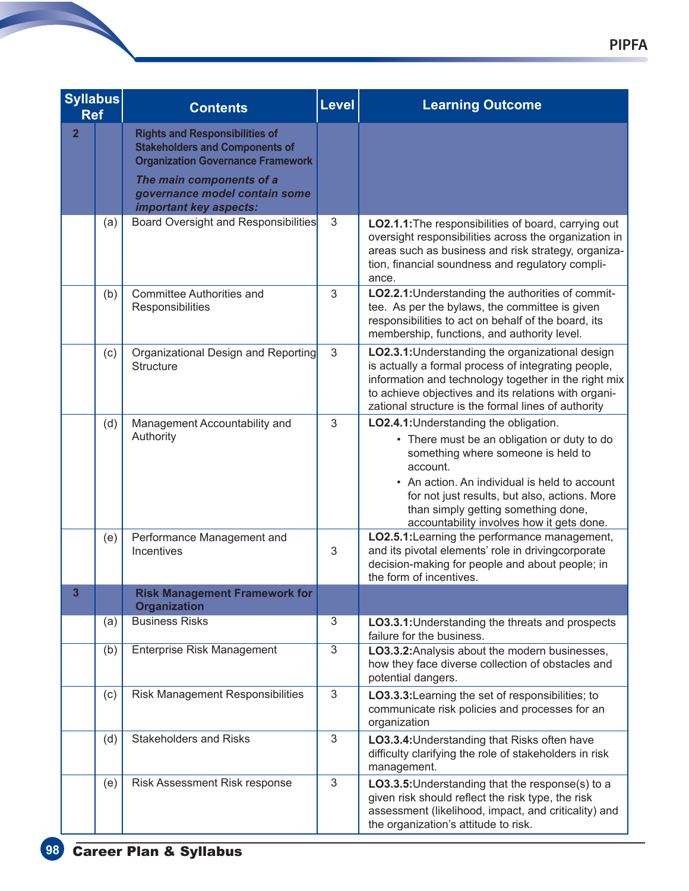| Syllabus Ref | | Contents | Level | Learning Outcome |
|---|---|---|---|---|
| 2 | | **Rights and Responsibilities of Stakeholders and Components of Organization Governance Framework**<br>***The main components of a governance model contain some important key aspects:*** | | |
| | (a) | Board Oversight and Responsibilities | 3 | **LO2.1.1:**The responsibilities of board, carrying out oversight responsibilities across the organization in areas such as business and risk strategy, organization, financial soundness and regulatory compliance. |
| | (b) | Committee Authorities and Responsibilities | 3 | **LO2.2.1:**Understanding the authorities of committee. As per the bylaws, the committee is given responsibilities to act on behalf of the board, its membership, functions, and authority level. |
| | (c) | Organizational Design and Reporting Structure | 3 | **LO2.3.1:**Understanding the organizational design is actually a formal process of integrating people, information and technology together in the right mix to achieve objectives and its relations with organizational structure is the formal lines of authority |
| | (d) | Management Accountability and Authority | 3 | **LO2.4.1:**Understanding the obligation.<br>• There must be an obligation or duty to do something where someone is held to account.<br>• An action. An individual is held to account for not just results, but also, actions. More than simply getting something done, accountability involves how it gets done. |
| | (e) | Performance Management and Incentives | 3 | **LO2.5.1:**Learning the performance management, and its pivotal elements' role in drivingcorporate decision-making for people and about people; in the form of incentives. |
| 3 | | **Risk Management Framework for Organization** | | |
| | (a) | Business Risks | 3 | **LO3.3.1:**Understanding the threats and prospects failure for the business. |
| | (b) | Enterprise Risk Management | 3 | **LO3.3.2:**Analysis about the modern businesses, how they face diverse collection of obstacles and potential dangers. |
| | (c) | Risk Management Responsibilities | 3 | **LO3.3.3:**Learning the set of responsibilities; to communicate risk policies and processes for an organization |
| | (d) | Stakeholders and Risks | 3 | **LO3.3.4:**Understanding that Risks often have difficulty clarifying the role of stakeholders in risk management. |
| | (e) | Risk Assessment Risk response | 3 | **LO3.3.5:**Understanding that the response(s) to a given risk should reflect the risk type, the risk assessment (likelihood, impact, and criticality) and the organization's attitude to risk. |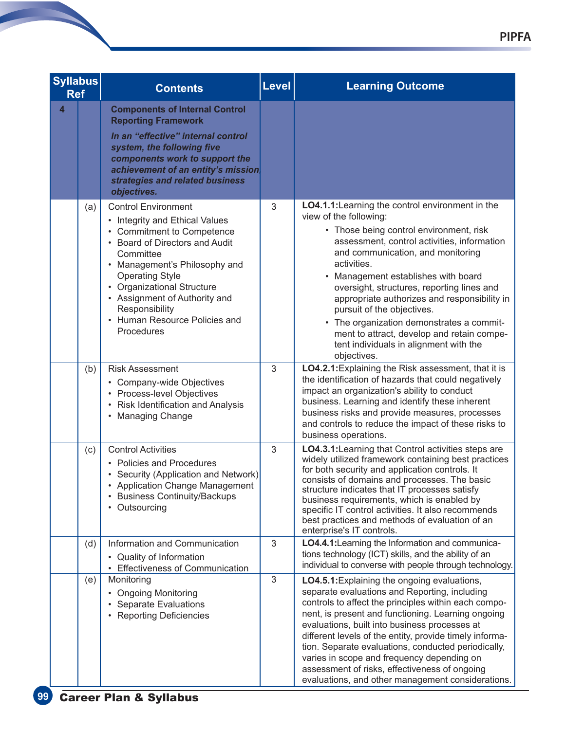| Syllabus Ref | | Contents | Level | Learning Outcome |
|---|---|---|---|---|
| **4** | | **Components of Internal Control Reporting Framework**<br><br>***In an "effective" internal control system, the following five components work to support the achievement of an entity's mission, strategies and related business objectives.*** | | |
| | (a) | Control Environment<br>• Integrity and Ethical Values<br>• Commitment to Competence<br>• Board of Directors and Audit Committee<br>• Management's Philosophy and Operating Style<br>• Organizational Structure<br>• Assignment of Authority and Responsibility<br>• Human Resource Policies and Procedures | 3 | **LO4.1.1:**Learning the control environment in the view of the following:<br>• Those being control environment, risk assessment, control activities, information and communication, and monitoring activities.<br>• Management establishes with board oversight, structures, reporting lines and appropriate authorizes and responsibility in pursuit of the objectives.<br>• The organization demonstrates a commitment to attract, develop and retain competent individuals in alignment with the objectives. |
| | (b) | Risk Assessment<br>• Company-wide Objectives<br>• Process-level Objectives<br>• Risk Identification and Analysis<br>• Managing Change | 3 | **LO4.2.1:**Explaining the Risk assessment, that it is the identification of hazards that could negatively impact an organization's ability to conduct business. Learning and identify these inherent business risks and provide measures, processes and controls to reduce the impact of these risks to business operations. |
| | (c) | Control Activities<br>• Policies and Procedures<br>• Security (Application and Network)<br>• Application Change Management<br>• Business Continuity/Backups<br>• Outsourcing | 3 | **LO4.3.1:**Learning that Control activities steps are widely utilized framework containing best practices for both security and application controls. It consists of domains and processes. The basic structure indicates that IT processes satisfy business requirements, which is enabled by specific IT control activities. It also recommends best practices and methods of evaluation of an enterprise's IT controls. |
| | (d) | Information and Communication<br>• Quality of Information<br>• Effectiveness of Communication | 3 | **LO4.4.1:**Learning the Information and communications technology (ICT) skills, and the ability of an individual to converse with people through technology. |
| | (e) | Monitoring<br>• Ongoing Monitoring<br>• Separate Evaluations<br>• Reporting Deficiencies | 3 | **LO4.5.1:**Explaining the ongoing evaluations, separate evaluations and Reporting, including controls to affect the principles within each component, is present and functioning. Learning ongoing evaluations, built into business processes at different levels of the entity, provide timely information. Separate evaluations, conducted periodically, varies in scope and frequency depending on assessment of risks, effectiveness of ongoing evaluations, and other management considerations. |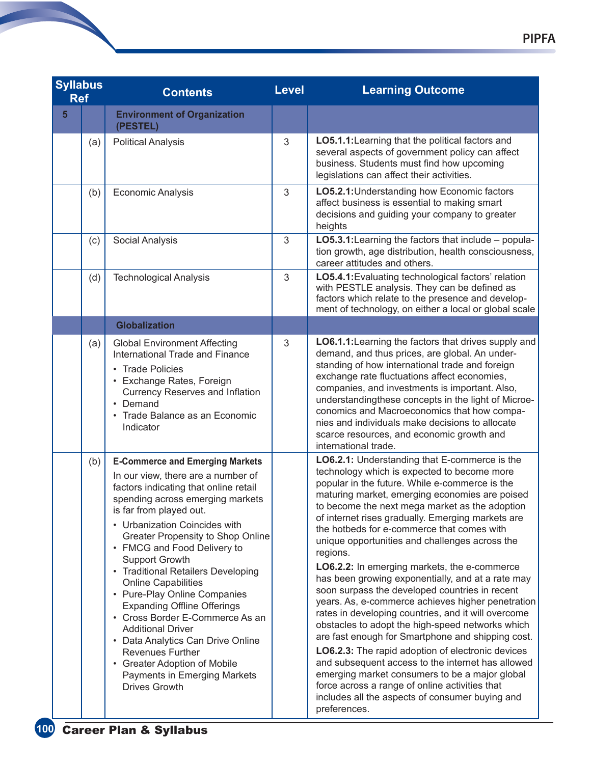| Syllabus Ref | | Contents | Level | Learning Outcome |
|---|---|---|---|---|
| 5 | | **Environment of Organization (PESTEL)** | | |
| | (a) | Political Analysis | 3 | **LO5.1.1:**Learning that the political factors and several aspects of government policy can affect business. Students must find how upcoming legislations can affect their activities. |
| | (b) | Economic Analysis | 3 | **LO5.2.1:**Understanding how Economic factors affect business is essential to making smart decisions and guiding your company to greater heights |
| | (c) | Social Analysis | 3 | **LO5.3.1:**Learning the factors that include – population growth, age distribution, health consciousness, career attitudes and others. |
| | (d) | Technological Analysis | 3 | **LO5.4.1:**Evaluating technological factors' relation with PESTLE analysis. They can be defined as factors which relate to the presence and development of technology, on either a local or global scale |
| | | **Globalization** | | |
| | (a) | Global Environment Affecting International Trade and Finance<br>• Trade Policies<br>• Exchange Rates, Foreign Currency Reserves and Inflation<br>• Demand<br>• Trade Balance as an Economic Indicator | 3 | **LO6.1.1:**Learning the factors that drives supply and demand, and thus prices, are global. An understanding of how international trade and foreign exchange rate fluctuations affect economies, companies, and investments is important. Also, understandingthese concepts in the light of Microeconomics and Macroeconomics that how companies and individuals make decisions to allocate scarce resources, and economic growth and international trade. |
| | (b) | **E-Commerce and Emerging Markets**<br>In our view, there are a number of factors indicating that online retail spending across emerging markets is far from played out.<br>• Urbanization Coincides with Greater Propensity to Shop Online<br>• FMCG and Food Delivery to Support Growth<br>• Traditional Retailers Developing Online Capabilities<br>• Pure-Play Online Companies Expanding Offline Offerings<br>• Cross Border E-Commerce As an Additional Driver<br>• Data Analytics Can Drive Online Revenues Further<br>• Greater Adoption of Mobile Payments in Emerging Markets Drives Growth | | **LO6.2.1:** Understanding that E-commerce is the technology which is expected to become more popular in the future. While e-commerce is the maturing market, emerging economies are poised to become the next mega market as the adoption of internet rises gradually. Emerging markets are the hotbeds for e-commerce that comes with unique opportunities and challenges across the regions.<br>**LO6.2.2:** In emerging markets, the e-commerce has been growing exponentially, and at a rate may soon surpass the developed countries in recent years. As, e-commerce achieves higher penetration rates in developing countries, and it will overcome obstacles to adopt the high-speed networks which are fast enough for Smartphone and shipping cost.<br>**LO6.2.3:** The rapid adoption of electronic devices and subsequent access to the internet has allowed emerging market consumers to be a major global force across a range of online activities that includes all the aspects of consumer buying and preferences. |